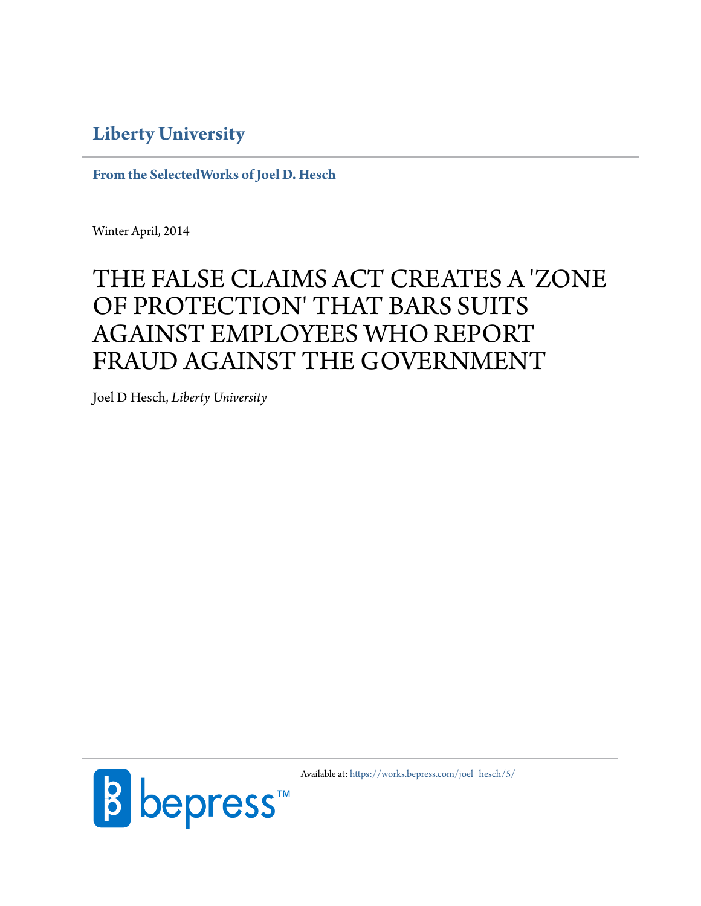**Liberty University**

**From the SelectedWorks of Joel D. Hesch**

Winter April, 2014

# THE FALSE CLAIMS ACT CREATES A 'ZONE OF PROTECTION' THAT BARS SUITS AGAINST EMPLOYEES WHO REPORT FRAUD AGAINST THE GOVERNMENT

Joel D Hesch, *Liberty University*

Available at: https://works.bepress.com/joel_hesch/5/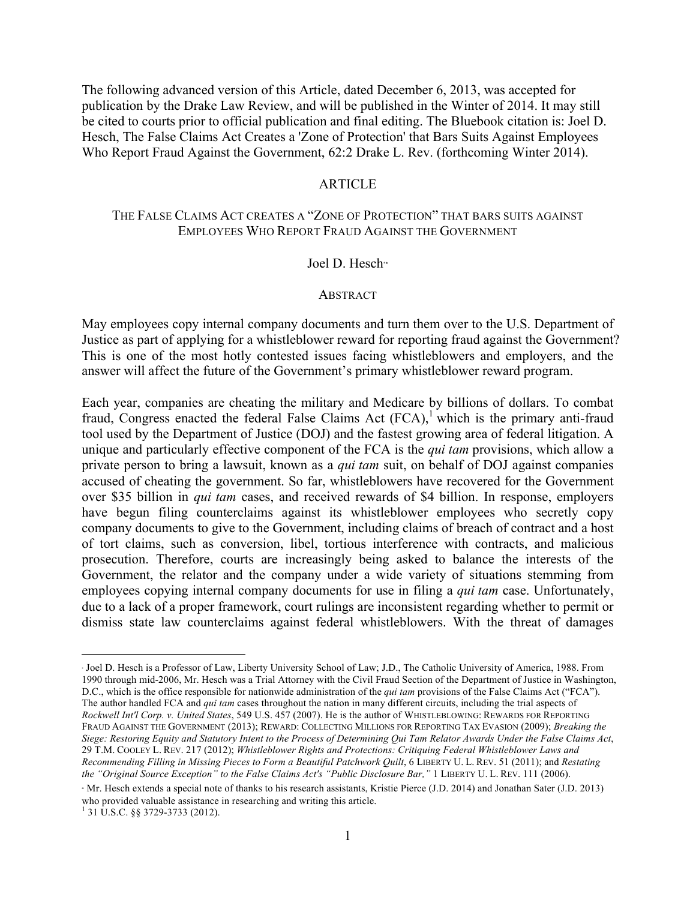The following advanced version of this Article, dated December 6, 2013, was accepted for publication by the Drake Law Review, and will be published in the Winter of 2014. It may still be cited to courts prior to official publication and final editing. The Bluebook citation is: Joel D. Hesch, The False Claims Act Creates a 'Zone of Protection' that Bars Suits Against Employees Who Report Fraud Against the Government, 62:2 Drake L. Rev. (forthcoming Winter 2014).

# ARTICLE

## THE FALSE CLAIMS ACT CREATES A "ZONE OF PROTECTION" THAT BARS SUITS AGAINST EMPLOYEES WHO REPORT FRAUD AGAINST THE GOVERNMENT

Joel D. Hesch[*,**]

### ABSTRACT

May employees copy internal company documents and turn them over to the U.S. Department of Justice as part of applying for a whistleblower reward for reporting fraud against the Government? This is one of the most hotly contested issues facing whistleblowers and employers, and the answer will affect the future of the Government's primary whistleblower reward program.

Each year, companies are cheating the military and Medicare by billions of dollars. To combat fraud, Congress enacted the federal False Claims Act (FCA),[1] which is the primary anti-fraud tool used by the Department of Justice (DOJ) and the fastest growing area of federal litigation. A unique and particularly effective component of the FCA is the *qui tam* provisions, which allow a private person to bring a lawsuit, known as a *qui tam* suit, on behalf of DOJ against companies accused of cheating the government. So far, whistleblowers have recovered for the Government over $35 billion in *qui tam* cases, and received rewards of $4 billion. In response, employers have begun filing counterclaims against its whistleblower employees who secretly copy company documents to give to the Government, including claims of breach of contract and a host of tort claims, such as conversion, libel, tortious interference with contracts, and malicious prosecution. Therefore, courts are increasingly being asked to balance the interests of the Government, the relator and the company under a wide variety of situations stemming from employees copying internal company documents for use in filing a *qui tam* case. Unfortunately, due to a lack of a proper framework, court rulings are inconsistent regarding whether to permit or dismiss state law counterclaims against federal whistleblowers. With the threat of damages

---

[*] Joel D. Hesch is a Professor of Law, Liberty University School of Law; J.D., The Catholic University of America, 1988. From 1990 through mid-2006, Mr. Hesch was a Trial Attorney with the Civil Fraud Section of the Department of Justice in Washington, D.C., which is the office responsible for nationwide administration of the *qui tam* provisions of the False Claims Act ("FCA"). The author handled FCA and *qui tam* cases throughout the nation in many different circuits, including the trial aspects of *Rockwell Int'l Corp. v. United States*, 549 U.S. 457 (2007). He is the author of WHISTLEBLOWING: REWARDS FOR REPORTING FRAUD AGAINST THE GOVERNMENT (2013); REWARD: COLLECTING MILLIONS FOR REPORTING TAX EVASION (2009); *Breaking the Siege: Restoring Equity and Statutory Intent to the Process of Determining Qui Tam Relator Awards Under the False Claims Act*, 29 T.M. COOLEY L. REV. 217 (2012); *Whistleblower Rights and Protections: Critiquing Federal Whistleblower Laws and Recommending Filling in Missing Pieces to Form a Beautiful Patchwork Quilt*, 6 LIBERTY U. L. REV. 51 (2011); and *Restating the "Original Source Exception" to the False Claims Act's "Public Disclosure Bar,"* 1 LIBERTY U. L. REV. 111 (2006).

[**] Mr. Hesch extends a special note of thanks to his research assistants, Kristie Pierce (J.D. 2014) and Jonathan Sater (J.D. 2013) who provided valuable assistance in researching and writing this article.

[1] 31 U.S.C. §§ 3729-3733 (2012).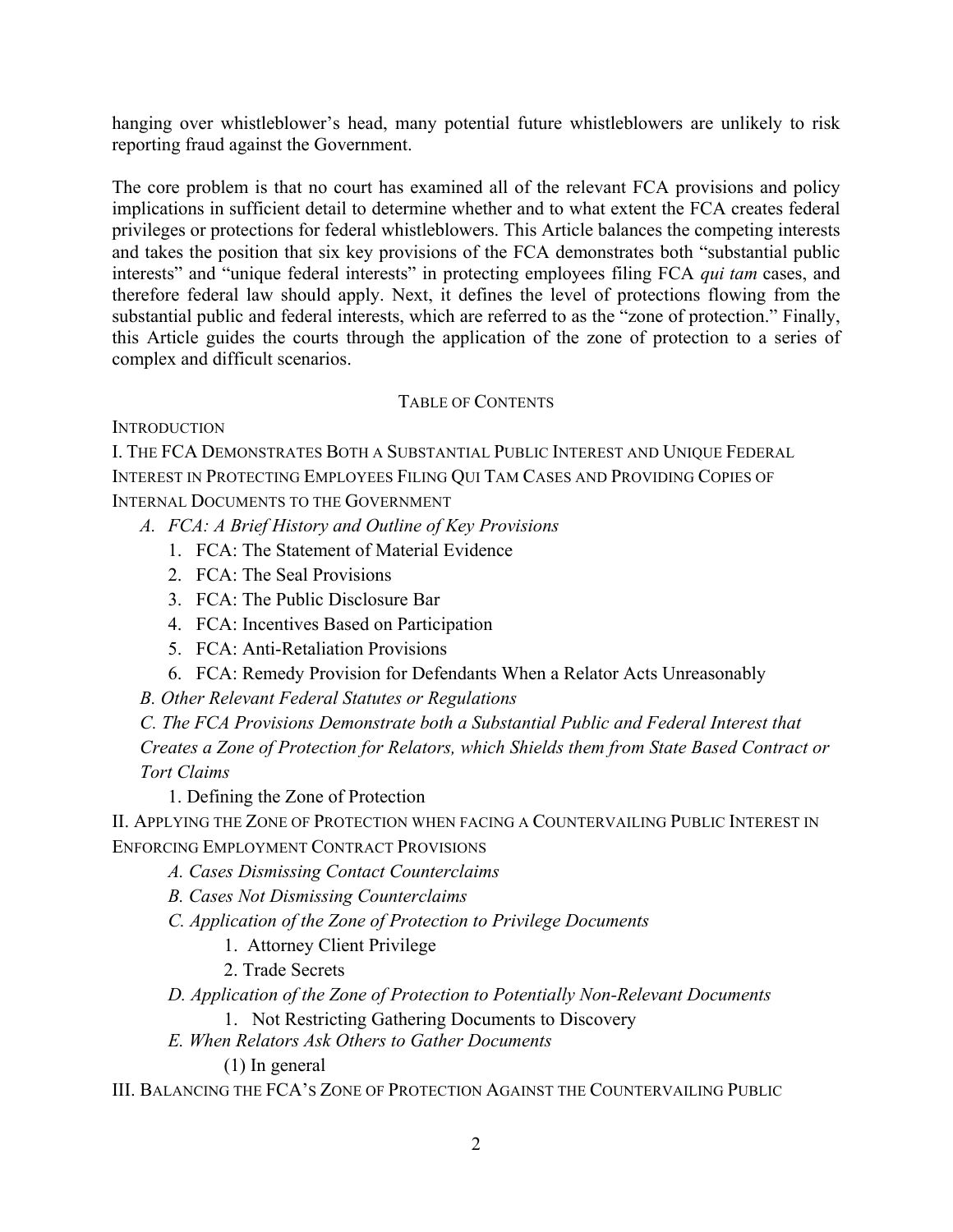hanging over whistleblower's head, many potential future whistleblowers are unlikely to risk reporting fraud against the Government.

The core problem is that no court has examined all of the relevant FCA provisions and policy implications in sufficient detail to determine whether and to what extent the FCA creates federal privileges or protections for federal whistleblowers. This Article balances the competing interests and takes the position that six key provisions of the FCA demonstrates both "substantial public interests" and "unique federal interests" in protecting employees filing FCA *qui tam* cases, and therefore federal law should apply. Next, it defines the level of protections flowing from the substantial public and federal interests, which are referred to as the "zone of protection." Finally, this Article guides the courts through the application of the zone of protection to a series of complex and difficult scenarios.

## TABLE OF CONTENTS

INTRODUCTION

I. THE FCA DEMONSTRATES BOTH A SUBSTANTIAL PUBLIC INTEREST AND UNIQUE FEDERAL INTEREST IN PROTECTING EMPLOYEES FILING QUI TAM CASES AND PROVIDING COPIES OF INTERNAL DOCUMENTS TO THE GOVERNMENT

- *A. FCA: A Brief History and Outline of Key Provisions*
  1. FCA: The Statement of Material Evidence
  2. FCA: The Seal Provisions
  3. FCA: The Public Disclosure Bar
  4. FCA: Incentives Based on Participation
  5. FCA: Anti-Retaliation Provisions
  6. FCA: Remedy Provision for Defendants When a Relator Acts Unreasonably
- *B. Other Relevant Federal Statutes or Regulations*
- *C. The FCA Provisions Demonstrate both a Substantial Public and Federal Interest that Creates a Zone of Protection for Relators, which Shields them from State Based Contract or Tort Claims*
  1. Defining the Zone of Protection

II. APPLYING THE ZONE OF PROTECTION WHEN FACING A COUNTERVAILING PUBLIC INTEREST IN ENFORCING EMPLOYMENT CONTRACT PROVISIONS

- *A. Cases Dismissing Contact Counterclaims*
- *B. Cases Not Dismissing Counterclaims*
- *C. Application of the Zone of Protection to Privilege Documents*
  1. Attorney Client Privilege
  2. Trade Secrets
- *D. Application of the Zone of Protection to Potentially Non-Relevant Documents*
  1. Not Restricting Gathering Documents to Discovery
- *E. When Relators Ask Others to Gather Documents*
  - (1) In general

III. BALANCING THE FCA'S ZONE OF PROTECTION AGAINST THE COUNTERVAILING PUBLIC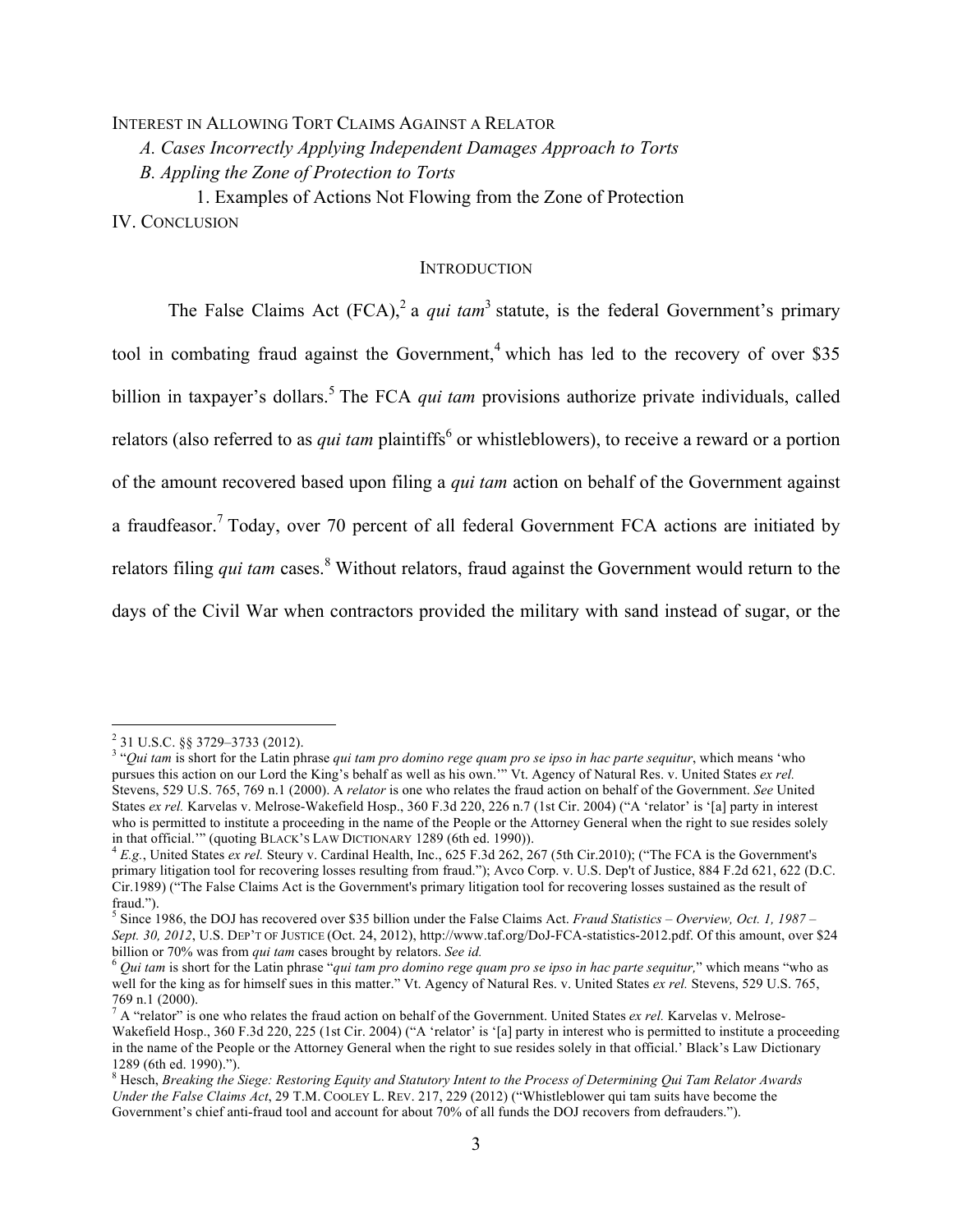INTEREST IN ALLOWING TORT CLAIMS AGAINST A RELATOR

*A. Cases Incorrectly Applying Independent Damages Approach to Torts*

*B. Appling the Zone of Protection to Torts*

1. Examples of Actions Not Flowing from the Zone of Protection

IV. CONCLUSION

## INTRODUCTION

The False Claims Act (FCA),[2] a *qui tam*[3] statute, is the federal Government's primary tool in combating fraud against the Government,[4] which has led to the recovery of over $35 billion in taxpayer's dollars.[5] The FCA *qui tam* provisions authorize private individuals, called relators (also referred to as *qui tam* plaintiffs[6] or whistleblowers), to receive a reward or a portion of the amount recovered based upon filing a *qui tam* action on behalf of the Government against a fraudfeasor.[7] Today, over 70 percent of all federal Government FCA actions are initiated by relators filing *qui tam* cases.[8] Without relators, fraud against the Government would return to the days of the Civil War when contractors provided the military with sand instead of sugar, or the

---

[2] 31 U.S.C. §§ 3729–3733 (2012).

[3] "*Qui tam* is short for the Latin phrase *qui tam pro domino rege quam pro se ipso in hac parte sequitur*, which means 'who pursues this action on our Lord the King's behalf as well as his own.'" Vt. Agency of Natural Res. v. United States *ex rel.* Stevens, 529 U.S. 765, 769 n.1 (2000). A *relator* is one who relates the fraud action on behalf of the Government. *See* United States *ex rel.* Karvelas v. Melrose-Wakefield Hosp., 360 F.3d 220, 226 n.7 (1st Cir. 2004) ("A 'relator' is '[a] party in interest who is permitted to institute a proceeding in the name of the People or the Attorney General when the right to sue resides solely in that official.'" (quoting BLACK'S LAW DICTIONARY 1289 (6th ed. 1990)).

[4] *E.g.*, United States *ex rel.* Steury v. Cardinal Health, Inc., 625 F.3d 262, 267 (5th Cir.2010); ("The FCA is the Government's primary litigation tool for recovering losses resulting from fraud."); Avco Corp. v. U.S. Dep't of Justice, 884 F.2d 621, 622 (D.C. Cir.1989) ("The False Claims Act is the Government's primary litigation tool for recovering losses sustained as the result of fraud.").

[5] Since 1986, the DOJ has recovered over $35 billion under the False Claims Act. *Fraud Statistics – Overview, Oct. 1, 1987 – Sept. 30, 2012*, U.S. DEP'T OF JUSTICE (Oct. 24, 2012), http://www.taf.org/DoJ-FCA-statistics-2012.pdf. Of this amount, over $24 billion or 70% was from *qui tam* cases brought by relators. *See id.*

[6] *Qui tam* is short for the Latin phrase "*qui tam pro domino rege quam pro se ipso in hac parte sequitur,*" which means "who as well for the king as for himself sues in this matter." Vt. Agency of Natural Res. v. United States *ex rel.* Stevens, 529 U.S. 765, 769 n.1 (2000).

[7] A "relator" is one who relates the fraud action on behalf of the Government. United States *ex rel.* Karvelas v. Melrose-Wakefield Hosp., 360 F.3d 220, 225 (1st Cir. 2004) ("A 'relator' is '[a] party in interest who is permitted to institute a proceeding in the name of the People or the Attorney General when the right to sue resides solely in that official.' Black's Law Dictionary 1289 (6th ed. 1990).").

[8] Hesch, *Breaking the Siege: Restoring Equity and Statutory Intent to the Process of Determining Qui Tam Relator Awards Under the False Claims Act*, 29 T.M. COOLEY L. REV. 217, 229 (2012) ("Whistleblower qui tam suits have become the Government's chief anti-fraud tool and account for about 70% of all funds the DOJ recovers from defrauders.").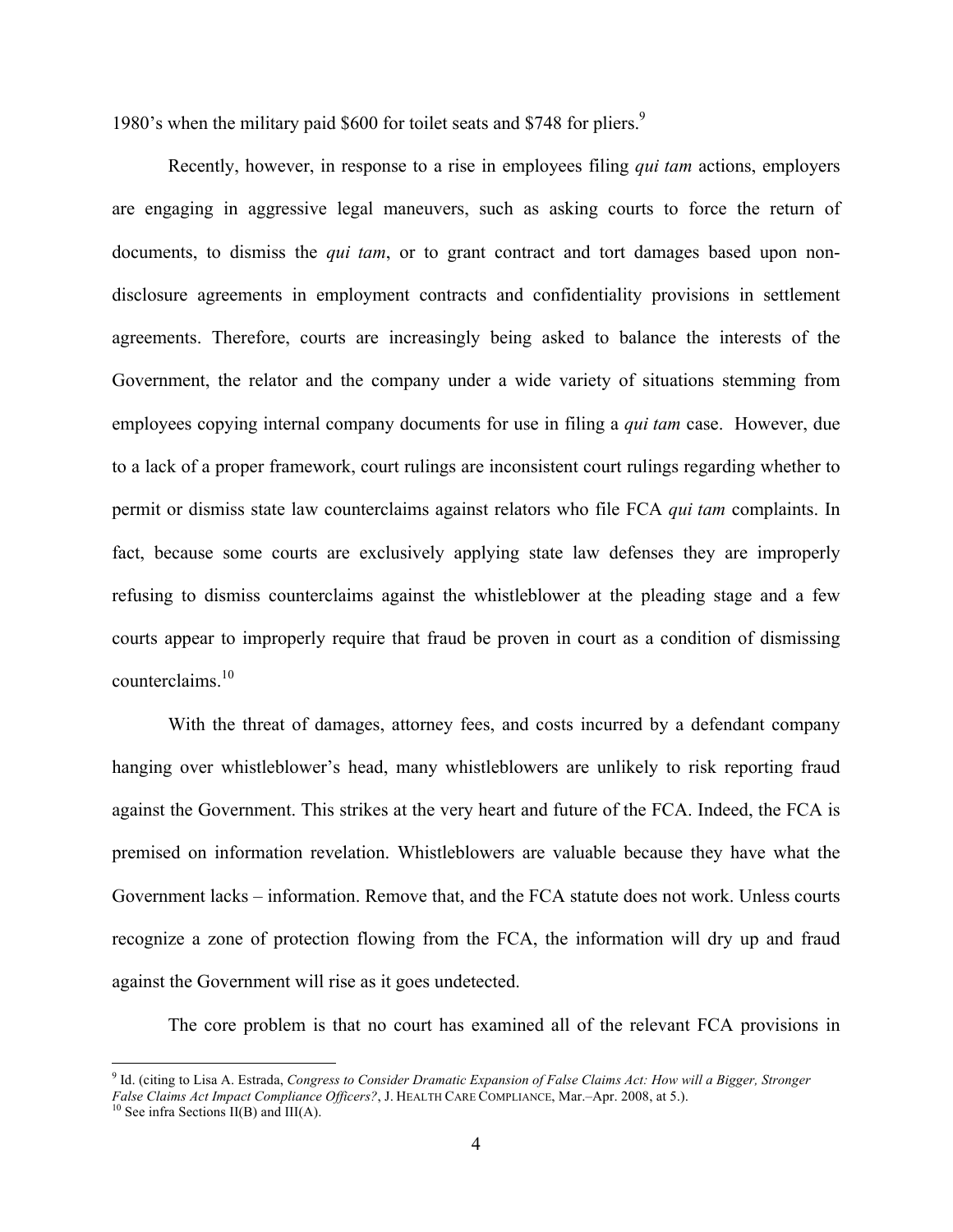1980's when the military paid $600 for toilet seats and $748 for pliers.[9]

Recently, however, in response to a rise in employees filing *qui tam* actions, employers are engaging in aggressive legal maneuvers, such as asking courts to force the return of documents, to dismiss the *qui tam*, or to grant contract and tort damages based upon non-disclosure agreements in employment contracts and confidentiality provisions in settlement agreements. Therefore, courts are increasingly being asked to balance the interests of the Government, the relator and the company under a wide variety of situations stemming from employees copying internal company documents for use in filing a *qui tam* case. However, due to a lack of a proper framework, court rulings are inconsistent court rulings regarding whether to permit or dismiss state law counterclaims against relators who file FCA *qui tam* complaints. In fact, because some courts are exclusively applying state law defenses they are improperly refusing to dismiss counterclaims against the whistleblower at the pleading stage and a few courts appear to improperly require that fraud be proven in court as a condition of dismissing counterclaims.[10]

With the threat of damages, attorney fees, and costs incurred by a defendant company hanging over whistleblower's head, many whistleblowers are unlikely to risk reporting fraud against the Government. This strikes at the very heart and future of the FCA. Indeed, the FCA is premised on information revelation. Whistleblowers are valuable because they have what the Government lacks – information. Remove that, and the FCA statute does not work. Unless courts recognize a zone of protection flowing from the FCA, the information will dry up and fraud against the Government will rise as it goes undetected.

The core problem is that no court has examined all of the relevant FCA provisions in

---

[9] Id. (citing to Lisa A. Estrada, *Congress to Consider Dramatic Expansion of False Claims Act: How will a Bigger, Stronger False Claims Act Impact Compliance Officers?*, J. HEALTH CARE COMPLIANCE, Mar.–Apr. 2008, at 5.).

[10] See infra Sections II(B) and III(A).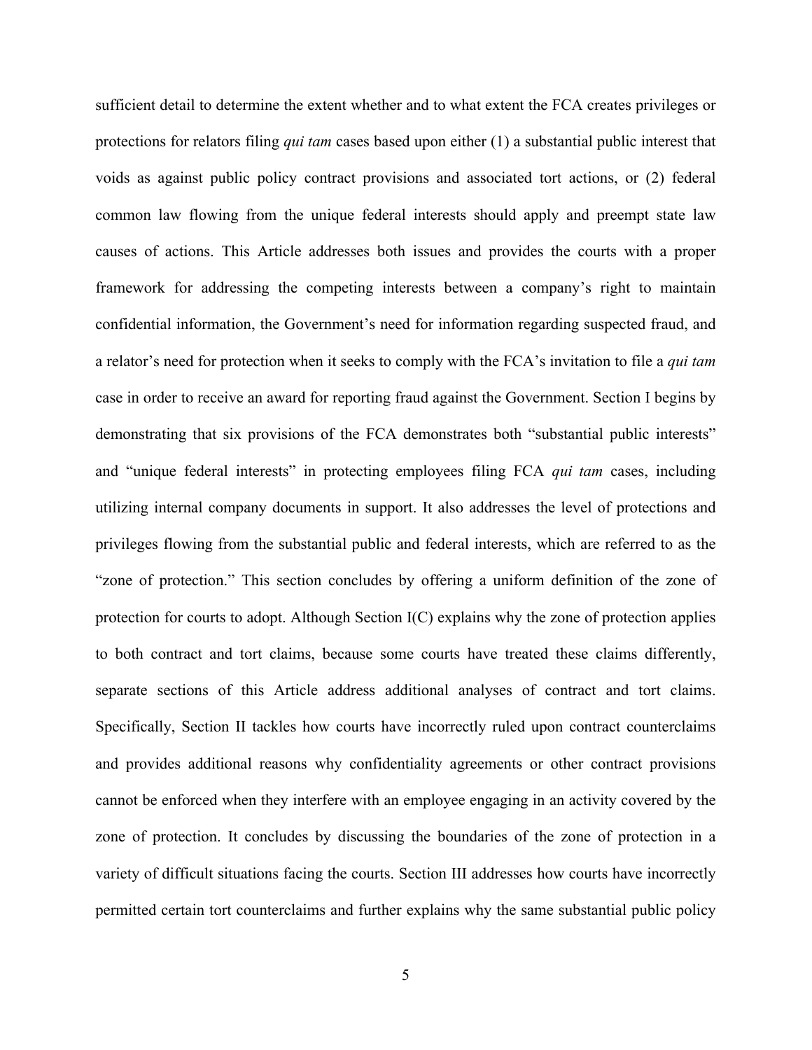sufficient detail to determine the extent whether and to what extent the FCA creates privileges or protections for relators filing *qui tam* cases based upon either (1) a substantial public interest that voids as against public policy contract provisions and associated tort actions, or (2) federal common law flowing from the unique federal interests should apply and preempt state law causes of actions. This Article addresses both issues and provides the courts with a proper framework for addressing the competing interests between a company's right to maintain confidential information, the Government's need for information regarding suspected fraud, and a relator's need for protection when it seeks to comply with the FCA's invitation to file a *qui tam* case in order to receive an award for reporting fraud against the Government. Section I begins by demonstrating that six provisions of the FCA demonstrates both "substantial public interests" and "unique federal interests" in protecting employees filing FCA *qui tam* cases, including utilizing internal company documents in support. It also addresses the level of protections and privileges flowing from the substantial public and federal interests, which are referred to as the "zone of protection." This section concludes by offering a uniform definition of the zone of protection for courts to adopt. Although Section I(C) explains why the zone of protection applies to both contract and tort claims, because some courts have treated these claims differently, separate sections of this Article address additional analyses of contract and tort claims. Specifically, Section II tackles how courts have incorrectly ruled upon contract counterclaims and provides additional reasons why confidentiality agreements or other contract provisions cannot be enforced when they interfere with an employee engaging in an activity covered by the zone of protection. It concludes by discussing the boundaries of the zone of protection in a variety of difficult situations facing the courts. Section III addresses how courts have incorrectly permitted certain tort counterclaims and further explains why the same substantial public policy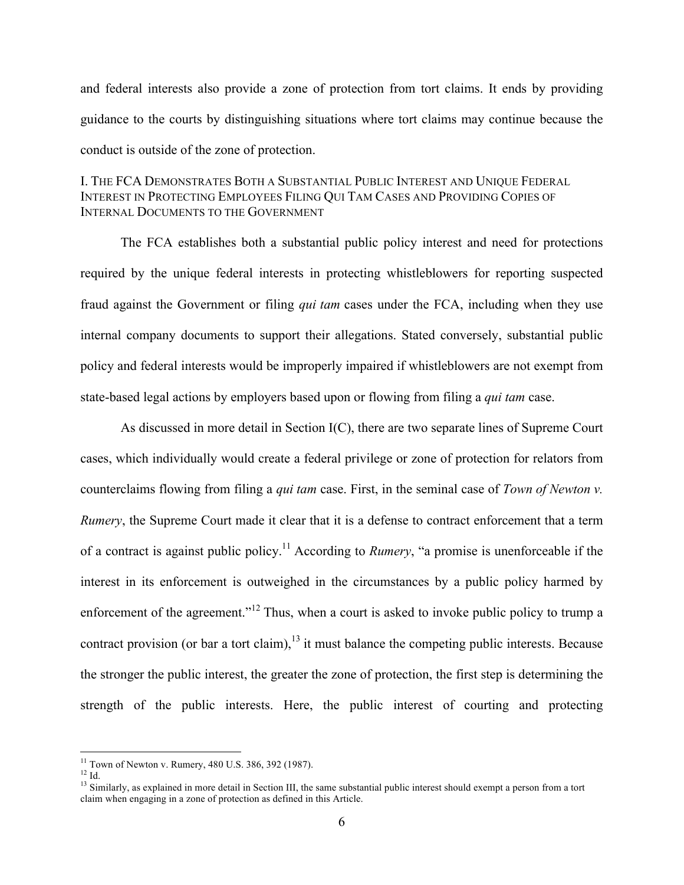and federal interests also provide a zone of protection from tort claims. It ends by providing guidance to the courts by distinguishing situations where tort claims may continue because the conduct is outside of the zone of protection.

## I. The FCA Demonstrates Both a Substantial Public Interest and Unique Federal Interest in Protecting Employees Filing Qui Tam Cases and Providing Copies of Internal Documents to the Government

The FCA establishes both a substantial public policy interest and need for protections required by the unique federal interests in protecting whistleblowers for reporting suspected fraud against the Government or filing *qui tam* cases under the FCA, including when they use internal company documents to support their allegations. Stated conversely, substantial public policy and federal interests would be improperly impaired if whistleblowers are not exempt from state-based legal actions by employers based upon or flowing from filing a *qui tam* case.

As discussed in more detail in Section I(C), there are two separate lines of Supreme Court cases, which individually would create a federal privilege or zone of protection for relators from counterclaims flowing from filing a *qui tam* case. First, in the seminal case of *Town of Newton v. Rumery*, the Supreme Court made it clear that it is a defense to contract enforcement that a term of a contract is against public policy.[11] According to *Rumery*, "a promise is unenforceable if the interest in its enforcement is outweighed in the circumstances by a public policy harmed by enforcement of the agreement."[12] Thus, when a court is asked to invoke public policy to trump a contract provision (or bar a tort claim),[13] it must balance the competing public interests. Because the stronger the public interest, the greater the zone of protection, the first step is determining the strength of the public interests. Here, the public interest of courting and protecting

---

[11] Town of Newton v. Rumery, 480 U.S. 386, 392 (1987).

[12] Id.

[13] Similarly, as explained in more detail in Section III, the same substantial public interest should exempt a person from a tort claim when engaging in a zone of protection as defined in this Article.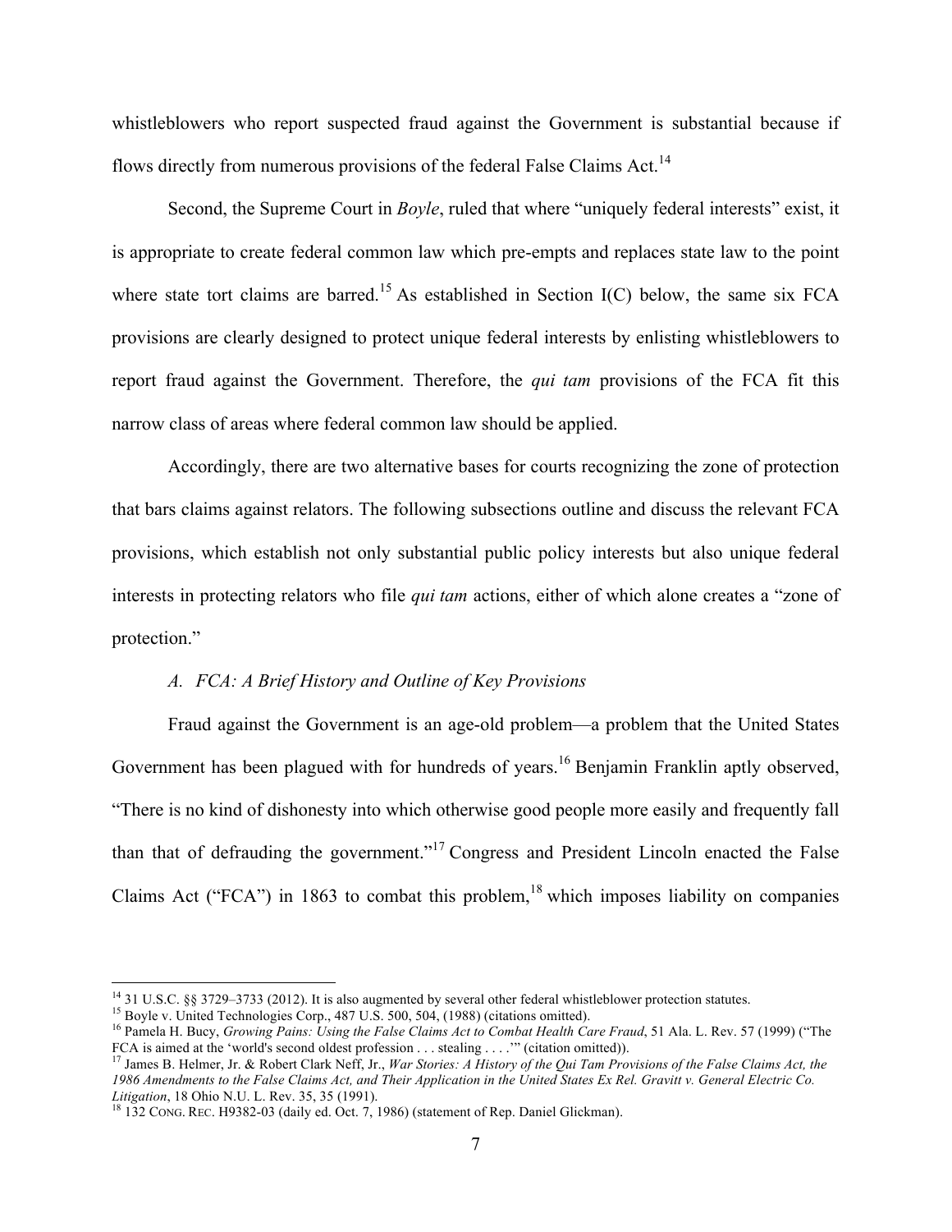whistleblowers who report suspected fraud against the Government is substantial because if flows directly from numerous provisions of the federal False Claims Act.[14]

Second, the Supreme Court in *Boyle*, ruled that where "uniquely federal interests" exist, it is appropriate to create federal common law which pre-empts and replaces state law to the point where state tort claims are barred.[15] As established in Section I(C) below, the same six FCA provisions are clearly designed to protect unique federal interests by enlisting whistleblowers to report fraud against the Government. Therefore, the *qui tam* provisions of the FCA fit this narrow class of areas where federal common law should be applied.

Accordingly, there are two alternative bases for courts recognizing the zone of protection that bars claims against relators. The following subsections outline and discuss the relevant FCA provisions, which establish not only substantial public policy interests but also unique federal interests in protecting relators who file *qui tam* actions, either of which alone creates a "zone of protection."

*A. FCA: A Brief History and Outline of Key Provisions*

Fraud against the Government is an age-old problem—a problem that the United States Government has been plagued with for hundreds of years.[16] Benjamin Franklin aptly observed, "There is no kind of dishonesty into which otherwise good people more easily and frequently fall than that of defrauding the government."[17] Congress and President Lincoln enacted the False Claims Act ("FCA") in 1863 to combat this problem,[18] which imposes liability on companies

---

[14] 31 U.S.C. §§ 3729–3733 (2012). It is also augmented by several other federal whistleblower protection statutes.

[15] Boyle v. United Technologies Corp., 487 U.S. 500, 504, (1988) (citations omitted).

[16] Pamela H. Bucy, *Growing Pains: Using the False Claims Act to Combat Health Care Fraud*, 51 Ala. L. Rev. 57 (1999) ("The FCA is aimed at the 'world's second oldest profession . . . stealing . . . .'" (citation omitted)).

[17] James B. Helmer, Jr. & Robert Clark Neff, Jr., *War Stories: A History of the Qui Tam Provisions of the False Claims Act, the 1986 Amendments to the False Claims Act, and Their Application in the United States Ex Rel. Gravitt v. General Electric Co. Litigation*, 18 Ohio N.U. L. Rev. 35, 35 (1991).

[18] 132 CONG. REC. H9382-03 (daily ed. Oct. 7, 1986) (statement of Rep. Daniel Glickman).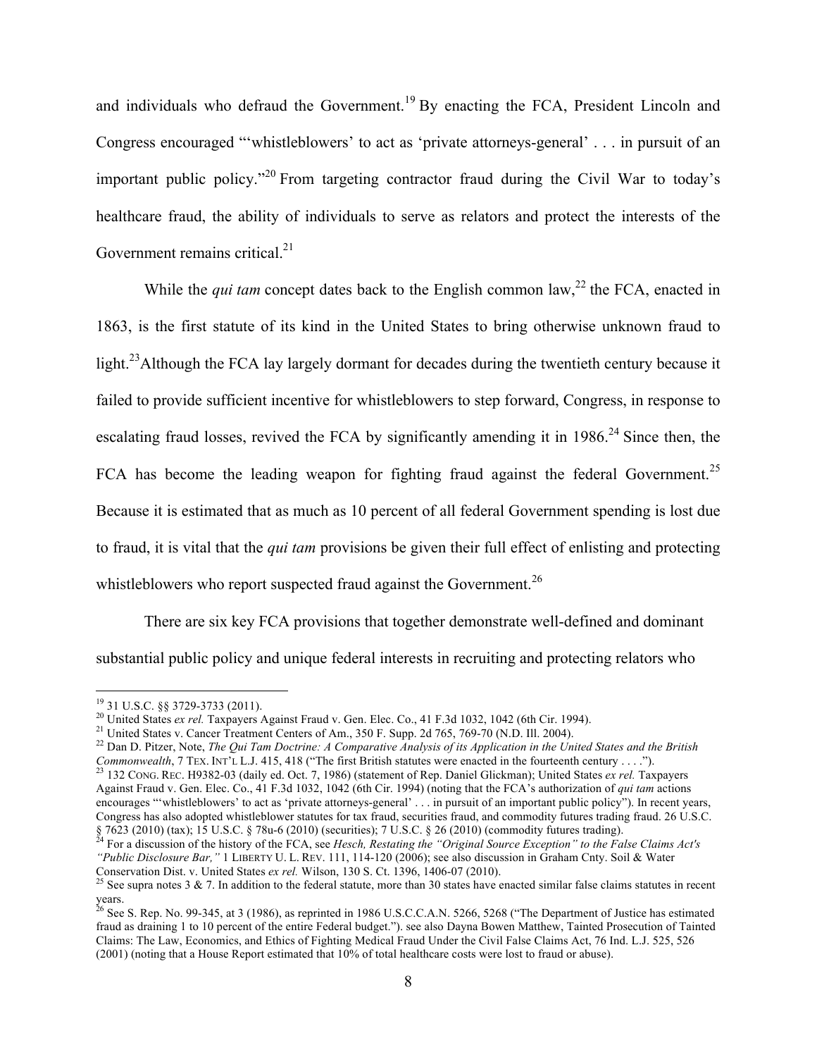and individuals who defraud the Government.[19] By enacting the FCA, President Lincoln and Congress encouraged "'whistleblowers' to act as 'private attorneys-general' . . . in pursuit of an important public policy."[20] From targeting contractor fraud during the Civil War to today's healthcare fraud, the ability of individuals to serve as relators and protect the interests of the Government remains critical.[21]

While the *qui tam* concept dates back to the English common law,[22] the FCA, enacted in 1863, is the first statute of its kind in the United States to bring otherwise unknown fraud to light.[23] Although the FCA lay largely dormant for decades during the twentieth century because it failed to provide sufficient incentive for whistleblowers to step forward, Congress, in response to escalating fraud losses, revived the FCA by significantly amending it in 1986.[24] Since then, the FCA has become the leading weapon for fighting fraud against the federal Government.[25] Because it is estimated that as much as 10 percent of all federal Government spending is lost due to fraud, it is vital that the *qui tam* provisions be given their full effect of enlisting and protecting whistleblowers who report suspected fraud against the Government.[26]

There are six key FCA provisions that together demonstrate well-defined and dominant substantial public policy and unique federal interests in recruiting and protecting relators who

---

[19] 31 U.S.C. §§ 3729-3733 (2011).

[20] United States *ex rel.* Taxpayers Against Fraud v. Gen. Elec. Co., 41 F.3d 1032, 1042 (6th Cir. 1994).

[21] United States v. Cancer Treatment Centers of Am., 350 F. Supp. 2d 765, 769-70 (N.D. Ill. 2004).

[22] Dan D. Pitzer, Note, *The Qui Tam Doctrine: A Comparative Analysis of its Application in the United States and the British Commonwealth*, 7 TEX. INT'L L.J. 415, 418 ("The first British statutes were enacted in the fourteenth century . . . .").

[23] 132 CONG. REC. H9382-03 (daily ed. Oct. 7, 1986) (statement of Rep. Daniel Glickman); United States *ex rel.* Taxpayers Against Fraud v. Gen. Elec. Co., 41 F.3d 1032, 1042 (6th Cir. 1994) (noting that the FCA's authorization of *qui tam* actions encourages "'whistleblowers' to act as 'private attorneys-general' . . . in pursuit of an important public policy"). In recent years, Congress has also adopted whistleblower statutes for tax fraud, securities fraud, and commodity futures trading fraud. 26 U.S.C. § 7623 (2010) (tax); 15 U.S.C. § 78u-6 (2010) (securities); 7 U.S.C. § 26 (2010) (commodity futures trading).

[24] For a discussion of the history of the FCA, see *Hesch, Restating the "Original Source Exception" to the False Claims Act's "Public Disclosure Bar,"* 1 LIBERTY U. L. REV. 111, 114-120 (2006); see also discussion in Graham Cnty. Soil & Water Conservation Dist. v. United States *ex rel.* Wilson, 130 S. Ct. 1396, 1406-07 (2010).

[25] See supra notes 3 & 7. In addition to the federal statute, more than 30 states have enacted similar false claims statutes in recent years.

[26] See S. Rep. No. 99-345, at 3 (1986), as reprinted in 1986 U.S.C.C.A.N. 5266, 5268 ("The Department of Justice has estimated fraud as draining 1 to 10 percent of the entire Federal budget."). see also Dayna Bowen Matthew, Tainted Prosecution of Tainted Claims: The Law, Economics, and Ethics of Fighting Medical Fraud Under the Civil False Claims Act, 76 Ind. L.J. 525, 526 (2001) (noting that a House Report estimated that 10% of total healthcare costs were lost to fraud or abuse).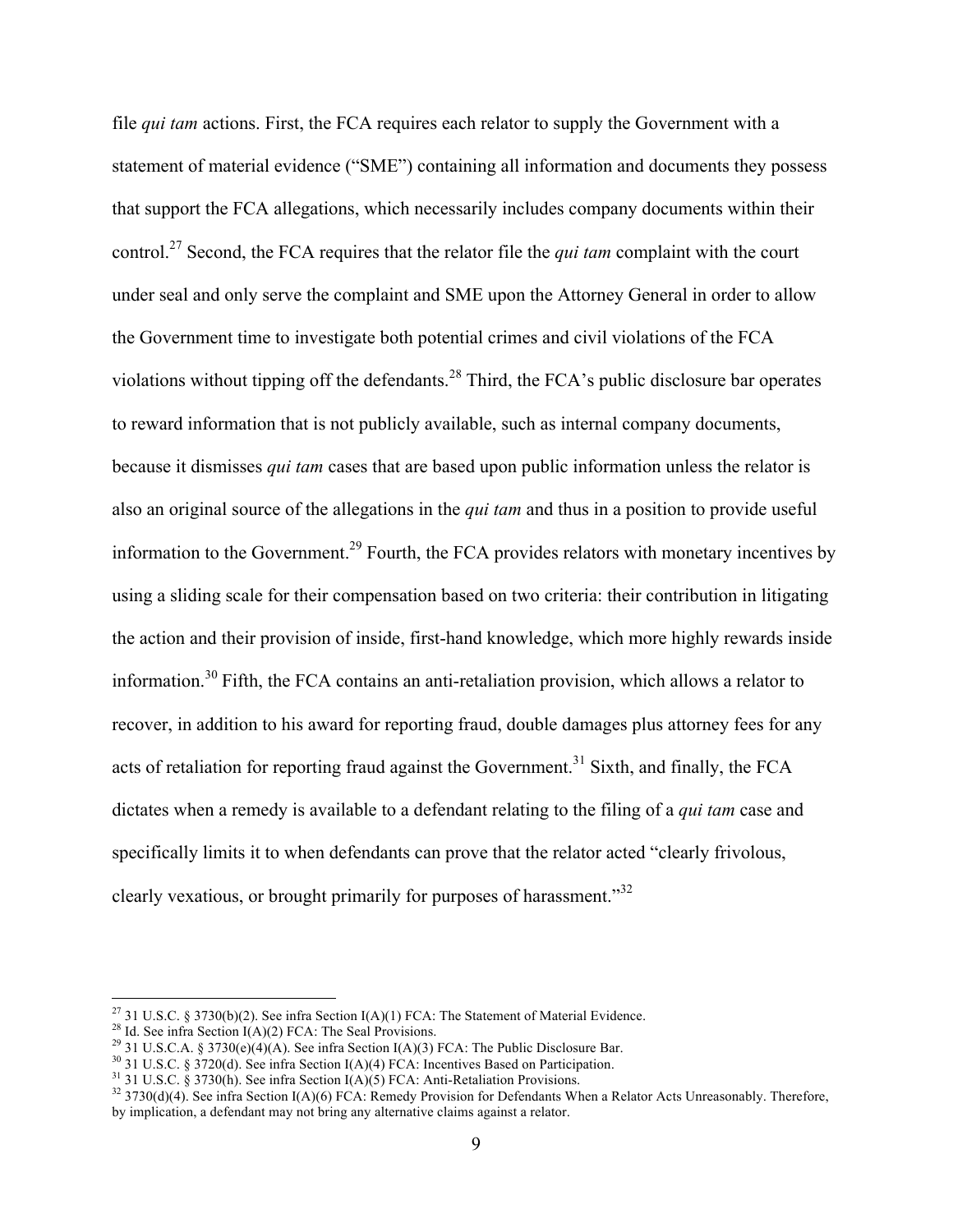file *qui tam* actions. First, the FCA requires each relator to supply the Government with a statement of material evidence ("SME") containing all information and documents they possess that support the FCA allegations, which necessarily includes company documents within their control.[27] Second, the FCA requires that the relator file the *qui tam* complaint with the court under seal and only serve the complaint and SME upon the Attorney General in order to allow the Government time to investigate both potential crimes and civil violations of the FCA violations without tipping off the defendants.[28] Third, the FCA's public disclosure bar operates to reward information that is not publicly available, such as internal company documents, because it dismisses *qui tam* cases that are based upon public information unless the relator is also an original source of the allegations in the *qui tam* and thus in a position to provide useful information to the Government.[29] Fourth, the FCA provides relators with monetary incentives by using a sliding scale for their compensation based on two criteria: their contribution in litigating the action and their provision of inside, first-hand knowledge, which more highly rewards inside information.[30] Fifth, the FCA contains an anti-retaliation provision, which allows a relator to recover, in addition to his award for reporting fraud, double damages plus attorney fees for any acts of retaliation for reporting fraud against the Government.[31] Sixth, and finally, the FCA dictates when a remedy is available to a defendant relating to the filing of a *qui tam* case and specifically limits it to when defendants can prove that the relator acted "clearly frivolous, clearly vexatious, or brought primarily for purposes of harassment."[32]

---

[27] 31 U.S.C. § 3730(b)(2). See infra Section I(A)(1) FCA: The Statement of Material Evidence.

[28] Id. See infra Section I(A)(2) FCA: The Seal Provisions.

[29] 31 U.S.C.A. § 3730(e)(4)(A). See infra Section I(A)(3) FCA: The Public Disclosure Bar.

[30] 31 U.S.C. § 3720(d). See infra Section I(A)(4) FCA: Incentives Based on Participation.

[31] 31 U.S.C. § 3730(h). See infra Section I(A)(5) FCA: Anti-Retaliation Provisions.

[32] 3730(d)(4). See infra Section I(A)(6) FCA: Remedy Provision for Defendants When a Relator Acts Unreasonably. Therefore, by implication, a defendant may not bring any alternative claims against a relator.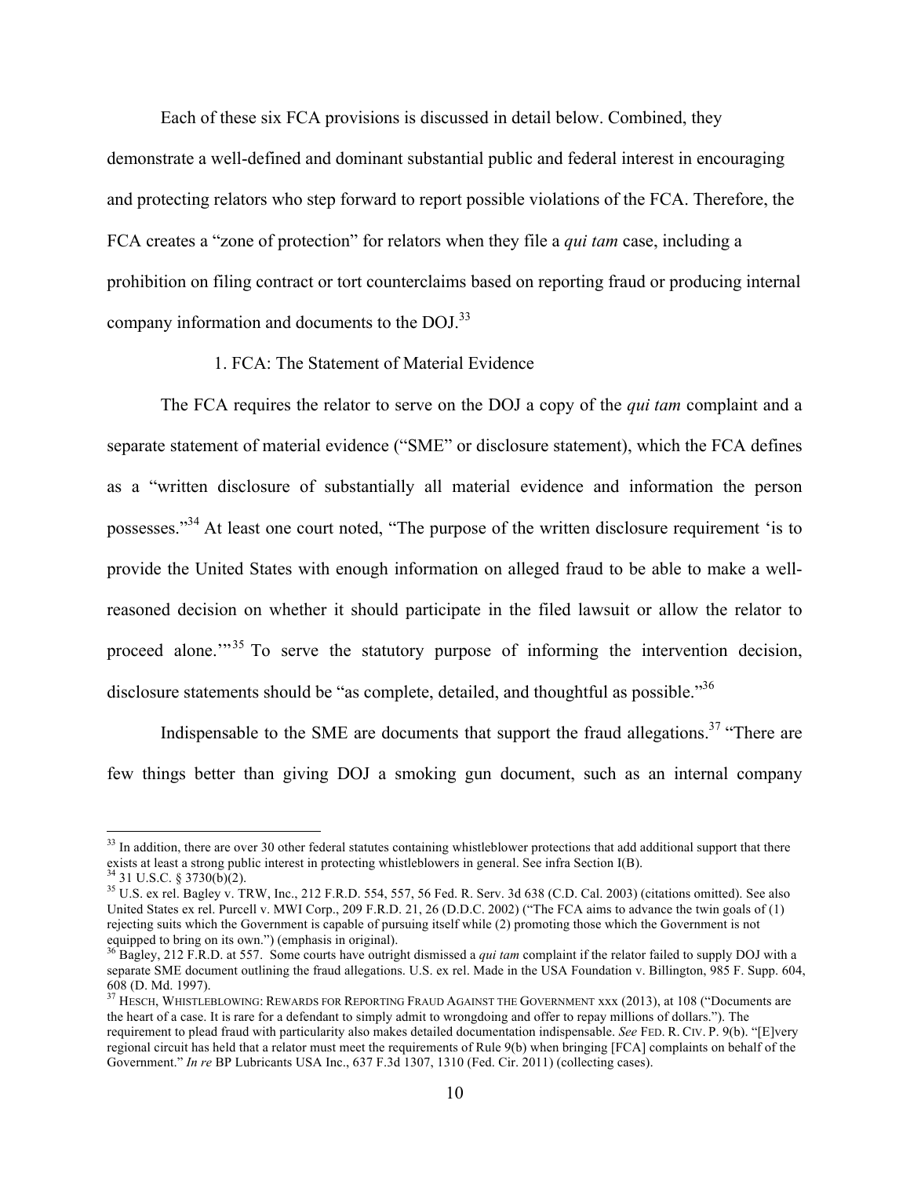Each of these six FCA provisions is discussed in detail below. Combined, they demonstrate a well-defined and dominant substantial public and federal interest in encouraging and protecting relators who step forward to report possible violations of the FCA. Therefore, the FCA creates a "zone of protection" for relators when they file a *qui tam* case, including a prohibition on filing contract or tort counterclaims based on reporting fraud or producing internal company information and documents to the DOJ.[33]

### 1. FCA: The Statement of Material Evidence

The FCA requires the relator to serve on the DOJ a copy of the *qui tam* complaint and a separate statement of material evidence ("SME" or disclosure statement), which the FCA defines as a "written disclosure of substantially all material evidence and information the person possesses."[34] At least one court noted, "The purpose of the written disclosure requirement 'is to provide the United States with enough information on alleged fraud to be able to make a well-reasoned decision on whether it should participate in the filed lawsuit or allow the relator to proceed alone.'"[35] To serve the statutory purpose of informing the intervention decision, disclosure statements should be "as complete, detailed, and thoughtful as possible."[36]

Indispensable to the SME are documents that support the fraud allegations.[37] "There are few things better than giving DOJ a smoking gun document, such as an internal company

---

[33] In addition, there are over 30 other federal statutes containing whistleblower protections that add additional support that there exists at least a strong public interest in protecting whistleblowers in general. See infra Section I(B).

[34] 31 U.S.C. § 3730(b)(2).

[35] U.S. ex rel. Bagley v. TRW, Inc., 212 F.R.D. 554, 557, 56 Fed. R. Serv. 3d 638 (C.D. Cal. 2003) (citations omitted). See also United States ex rel. Purcell v. MWI Corp., 209 F.R.D. 21, 26 (D.D.C. 2002) ("The FCA aims to advance the twin goals of (1) rejecting suits which the Government is capable of pursuing itself while (2) promoting those which the Government is not equipped to bring on its own.") (emphasis in original).

[36] Bagley, 212 F.R.D. at 557. Some courts have outright dismissed a *qui tam* complaint if the relator failed to supply DOJ with a separate SME document outlining the fraud allegations. U.S. ex rel. Made in the USA Foundation v. Billington, 985 F. Supp. 604, 608 (D. Md. 1997).

[37] HESCH, WHISTLEBLOWING: REWARDS FOR REPORTING FRAUD AGAINST THE GOVERNMENT xxx (2013), at 108 ("Documents are the heart of a case. It is rare for a defendant to simply admit to wrongdoing and offer to repay millions of dollars."). The requirement to plead fraud with particularity also makes detailed documentation indispensable. *See* FED. R. CIV. P. 9(b). "[E]very regional circuit has held that a relator must meet the requirements of Rule 9(b) when bringing [FCA] complaints on behalf of the Government." *In re* BP Lubricants USA Inc., 637 F.3d 1307, 1310 (Fed. Cir. 2011) (collecting cases).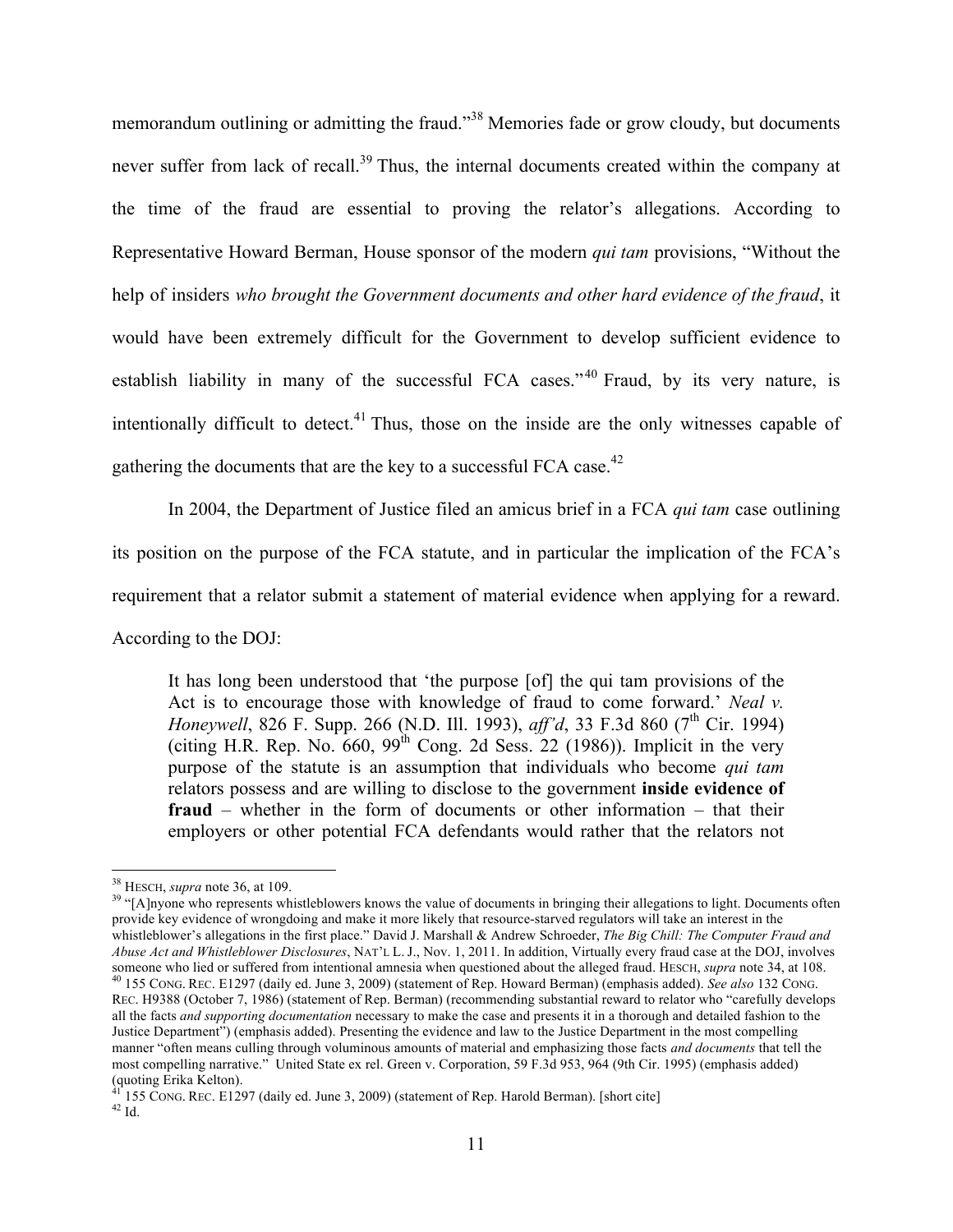memorandum outlining or admitting the fraud."[38] Memories fade or grow cloudy, but documents never suffer from lack of recall.[39] Thus, the internal documents created within the company at the time of the fraud are essential to proving the relator's allegations. According to Representative Howard Berman, House sponsor of the modern *qui tam* provisions, "Without the help of insiders *who brought the Government documents and other hard evidence of the fraud*, it would have been extremely difficult for the Government to develop sufficient evidence to establish liability in many of the successful FCA cases."[40] Fraud, by its very nature, is intentionally difficult to detect.[41] Thus, those on the inside are the only witnesses capable of gathering the documents that are the key to a successful FCA case.[42]

In 2004, the Department of Justice filed an amicus brief in a FCA *qui tam* case outlining its position on the purpose of the FCA statute, and in particular the implication of the FCA's requirement that a relator submit a statement of material evidence when applying for a reward. According to the DOJ:

> It has long been understood that 'the purpose [of] the qui tam provisions of the Act is to encourage those with knowledge of fraud to come forward.' *Neal v. Honeywell*, 826 F. Supp. 266 (N.D. Ill. 1993), *aff'd*, 33 F.3d 860 (7th Cir. 1994) (citing H.R. Rep. No. 660, 99th Cong. 2d Sess. 22 (1986)). Implicit in the very purpose of the statute is an assumption that individuals who become *qui tam* relators possess and are willing to disclose to the government **inside evidence of fraud** – whether in the form of documents or other information – that their employers or other potential FCA defendants would rather that the relators not

---

[38] HESCH, *supra* note 36, at 109.

[39] "[A]nyone who represents whistleblowers knows the value of documents in bringing their allegations to light. Documents often provide key evidence of wrongdoing and make it more likely that resource-starved regulators will take an interest in the whistleblower's allegations in the first place." David J. Marshall & Andrew Schroeder, *The Big Chill: The Computer Fraud and Abuse Act and Whistleblower Disclosures*, NAT'L L. J., Nov. 1, 2011. In addition, Virtually every fraud case at the DOJ, involves someone who lied or suffered from intentional amnesia when questioned about the alleged fraud. HESCH, *supra* note 34, at 108.

[40] 155 CONG. REC. E1297 (daily ed. June 3, 2009) (statement of Rep. Howard Berman) (emphasis added). *See also* 132 CONG. REC. H9388 (October 7, 1986) (statement of Rep. Berman) (recommending substantial reward to relator who "carefully develops all the facts *and supporting documentation* necessary to make the case and presents it in a thorough and detailed fashion to the Justice Department") (emphasis added). Presenting the evidence and law to the Justice Department in the most compelling manner "often means culling through voluminous amounts of material and emphasizing those facts *and documents* that tell the most compelling narrative." United State ex rel. Green v. Corporation, 59 F.3d 953, 964 (9th Cir. 1995) (emphasis added) (quoting Erika Kelton).

[41] 155 CONG. REC. E1297 (daily ed. June 3, 2009) (statement of Rep. Harold Berman). [short cite]

[42] Id.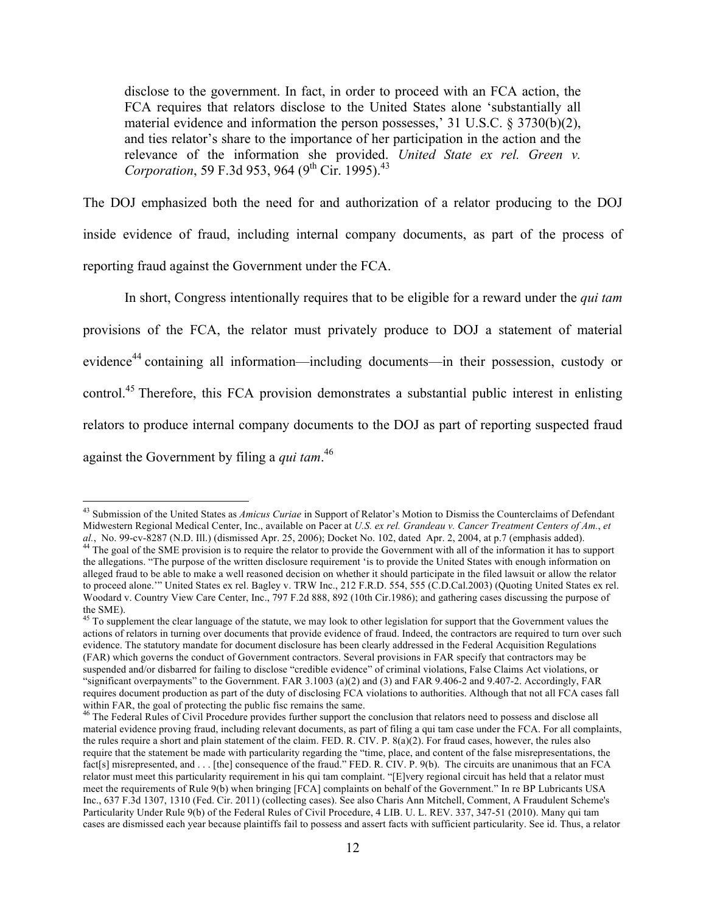> disclose to the government. In fact, in order to proceed with an FCA action, the FCA requires that relators disclose to the United States alone 'substantially all material evidence and information the person possesses,' 31 U.S.C. § 3730(b)(2), and ties relator's share to the importance of her participation in the action and the relevance of the information she provided. *United State ex rel. Green v. Corporation*, 59 F.3d 953, 964 (9th Cir. 1995).[43]

The DOJ emphasized both the need for and authorization of a relator producing to the DOJ inside evidence of fraud, including internal company documents, as part of the process of reporting fraud against the Government under the FCA.

In short, Congress intentionally requires that to be eligible for a reward under the *qui tam* provisions of the FCA, the relator must privately produce to DOJ a statement of material evidence[44] containing all information—including documents—in their possession, custody or control.[45] Therefore, this FCA provision demonstrates a substantial public interest in enlisting relators to produce internal company documents to the DOJ as part of reporting suspected fraud against the Government by filing a *qui tam*.[46]

---

[43] Submission of the United States as *Amicus Curiae* in Support of Relator's Motion to Dismiss the Counterclaims of Defendant Midwestern Regional Medical Center, Inc., available on Pacer at *U.S. ex rel. Grandeau v. Cancer Treatment Centers of Am.*, *et al.*, No. 99-cv-8287 (N.D. Ill.) (dismissed Apr. 25, 2006); Docket No. 102, dated Apr. 2, 2004, at p.7 (emphasis added).

[44] The goal of the SME provision is to require the relator to provide the Government with all of the information it has to support the allegations. "The purpose of the written disclosure requirement 'is to provide the United States with enough information on alleged fraud to be able to make a well reasoned decision on whether it should participate in the filed lawsuit or allow the relator to proceed alone.'" United States ex rel. Bagley v. TRW Inc., 212 F.R.D. 554, 555 (C.D.Cal.2003) (Quoting United States ex rel. Woodard v. Country View Care Center, Inc., 797 F.2d 888, 892 (10th Cir.1986); and gathering cases discussing the purpose of the SME).

[45] To supplement the clear language of the statute, we may look to other legislation for support that the Government values the actions of relators in turning over documents that provide evidence of fraud. Indeed, the contractors are required to turn over such evidence. The statutory mandate for document disclosure has been clearly addressed in the Federal Acquisition Regulations (FAR) which governs the conduct of Government contractors. Several provisions in FAR specify that contractors may be suspended and/or disbarred for failing to disclose "credible evidence" of criminal violations, False Claims Act violations, or "significant overpayments" to the Government. FAR 3.1003 (a)(2) and (3) and FAR 9.406-2 and 9.407-2. Accordingly, FAR requires document production as part of the duty of disclosing FCA violations to authorities. Although that not all FCA cases fall within FAR, the goal of protecting the public fisc remains the same.

[46] The Federal Rules of Civil Procedure provides further support the conclusion that relators need to possess and disclose all material evidence proving fraud, including relevant documents, as part of filing a qui tam case under the FCA. For all complaints, the rules require a short and plain statement of the claim. FED. R. CIV. P. 8(a)(2). For fraud cases, however, the rules also require that the statement be made with particularity regarding the "time, place, and content of the false misrepresentations, the fact[s] misrepresented, and . . . [the] consequence of the fraud." FED. R. CIV. P. 9(b). The circuits are unanimous that an FCA relator must meet this particularity requirement in his qui tam complaint. "[E]very regional circuit has held that a relator must meet the requirements of Rule 9(b) when bringing [FCA] complaints on behalf of the Government." In re BP Lubricants USA Inc., 637 F.3d 1307, 1310 (Fed. Cir. 2011) (collecting cases). See also Charis Ann Mitchell, Comment, A Fraudulent Scheme's Particularity Under Rule 9(b) of the Federal Rules of Civil Procedure, 4 LIB. U. L. REV. 337, 347-51 (2010). Many qui tam cases are dismissed each year because plaintiffs fail to possess and assert facts with sufficient particularity. See id. Thus, a relator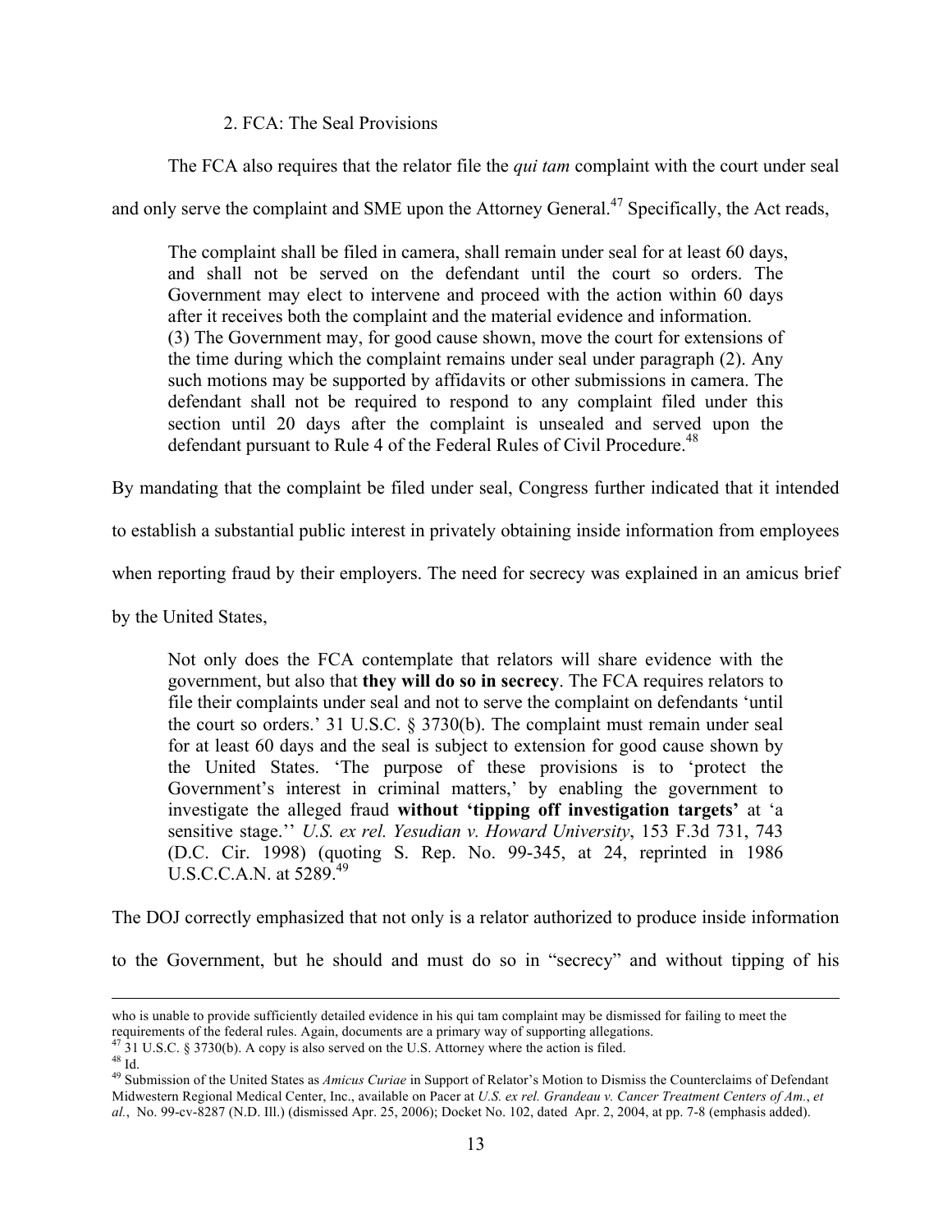### 2. FCA: The Seal Provisions

The FCA also requires that the relator file the *qui tam* complaint with the court under seal and only serve the complaint and SME upon the Attorney General.[47] Specifically, the Act reads,

> The complaint shall be filed in camera, shall remain under seal for at least 60 days, and shall not be served on the defendant until the court so orders. The Government may elect to intervene and proceed with the action within 60 days after it receives both the complaint and the material evidence and information.
> (3) The Government may, for good cause shown, move the court for extensions of the time during which the complaint remains under seal under paragraph (2). Any such motions may be supported by affidavits or other submissions in camera. The defendant shall not be required to respond to any complaint filed under this section until 20 days after the complaint is unsealed and served upon the defendant pursuant to Rule 4 of the Federal Rules of Civil Procedure.[48]

By mandating that the complaint be filed under seal, Congress further indicated that it intended to establish a substantial public interest in privately obtaining inside information from employees when reporting fraud by their employers. The need for secrecy was explained in an amicus brief by the United States,

> Not only does the FCA contemplate that relators will share evidence with the government, but also that **they will do so in secrecy**. The FCA requires relators to file their complaints under seal and not to serve the complaint on defendants 'until the court so orders.' 31 U.S.C. § 3730(b). The complaint must remain under seal for at least 60 days and the seal is subject to extension for good cause shown by the United States. 'The purpose of these provisions is to 'protect the Government's interest in criminal matters,' by enabling the government to investigate the alleged fraud **without 'tipping off investigation targets'** at 'a sensitive stage.'' *U.S. ex rel. Yesudian v. Howard University*, 153 F.3d 731, 743 (D.C. Cir. 1998) (quoting S. Rep. No. 99-345, at 24, reprinted in 1986 U.S.C.C.A.N. at 5289.[49]

The DOJ correctly emphasized that not only is a relator authorized to produce inside information to the Government, but he should and must do so in "secrecy" and without tipping of his

---

who is unable to provide sufficiently detailed evidence in his qui tam complaint may be dismissed for failing to meet the requirements of the federal rules. Again, documents are a primary way of supporting allegations.

[47] 31 U.S.C. § 3730(b). A copy is also served on the U.S. Attorney where the action is filed.

[48] Id.

[49] Submission of the United States as *Amicus Curiae* in Support of Relator's Motion to Dismiss the Counterclaims of Defendant Midwestern Regional Medical Center, Inc., available on Pacer at *U.S. ex rel. Grandeau v. Cancer Treatment Centers of Am.*, *et al.*, No. 99-cv-8287 (N.D. Ill.) (dismissed Apr. 25, 2006); Docket No. 102, dated Apr. 2, 2004, at pp. 7-8 (emphasis added).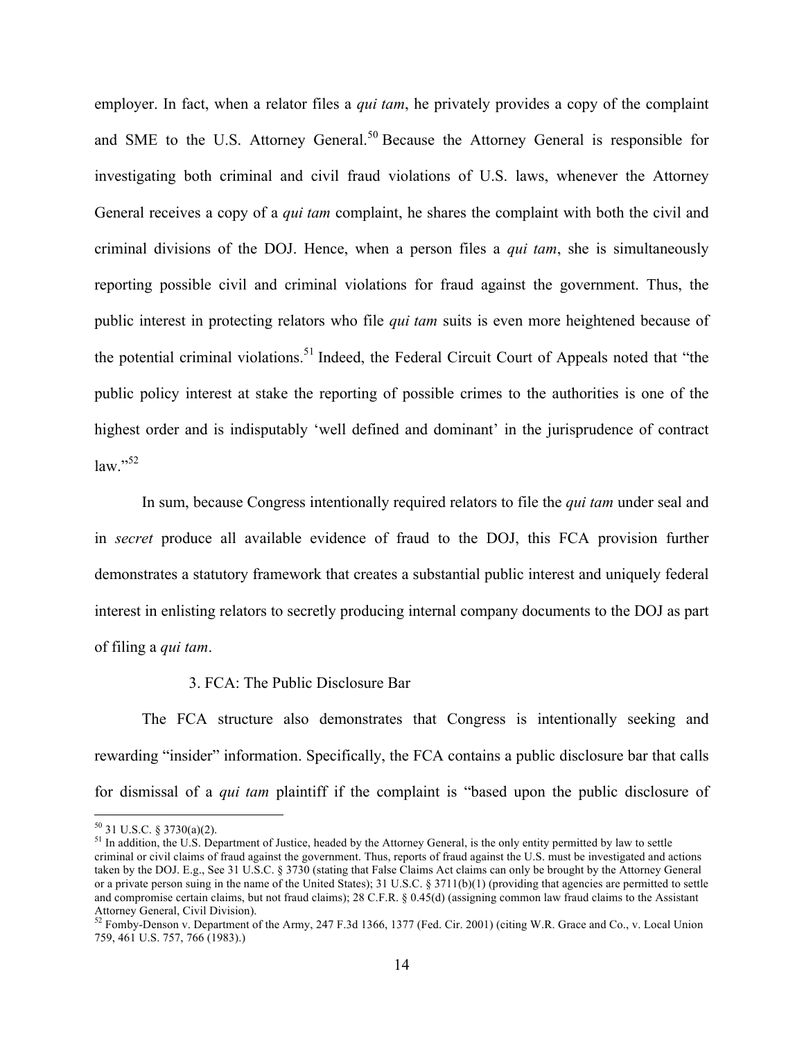employer. In fact, when a relator files a *qui tam*, he privately provides a copy of the complaint and SME to the U.S. Attorney General.[50] Because the Attorney General is responsible for investigating both criminal and civil fraud violations of U.S. laws, whenever the Attorney General receives a copy of a *qui tam* complaint, he shares the complaint with both the civil and criminal divisions of the DOJ. Hence, when a person files a *qui tam*, she is simultaneously reporting possible civil and criminal violations for fraud against the government. Thus, the public interest in protecting relators who file *qui tam* suits is even more heightened because of the potential criminal violations.[51] Indeed, the Federal Circuit Court of Appeals noted that "the public policy interest at stake the reporting of possible crimes to the authorities is one of the highest order and is indisputably 'well defined and dominant' in the jurisprudence of contract law."[52]

In sum, because Congress intentionally required relators to file the *qui tam* under seal and in *secret* produce all available evidence of fraud to the DOJ, this FCA provision further demonstrates a statutory framework that creates a substantial public interest and uniquely federal interest in enlisting relators to secretly producing internal company documents to the DOJ as part of filing a *qui tam*.

3. FCA: The Public Disclosure Bar

The FCA structure also demonstrates that Congress is intentionally seeking and rewarding "insider" information. Specifically, the FCA contains a public disclosure bar that calls for dismissal of a *qui tam* plaintiff if the complaint is "based upon the public disclosure of

---

[50] 31 U.S.C. § 3730(a)(2).

[51] In addition, the U.S. Department of Justice, headed by the Attorney General, is the only entity permitted by law to settle criminal or civil claims of fraud against the government. Thus, reports of fraud against the U.S. must be investigated and actions taken by the DOJ. E.g., See 31 U.S.C. § 3730 (stating that False Claims Act claims can only be brought by the Attorney General or a private person suing in the name of the United States); 31 U.S.C. § 3711(b)(1) (providing that agencies are permitted to settle and compromise certain claims, but not fraud claims); 28 C.F.R. § 0.45(d) (assigning common law fraud claims to the Assistant Attorney General, Civil Division).

[52] Fomby-Denson v. Department of the Army, 247 F.3d 1366, 1377 (Fed. Cir. 2001) (citing W.R. Grace and Co., v. Local Union 759, 461 U.S. 757, 766 (1983).)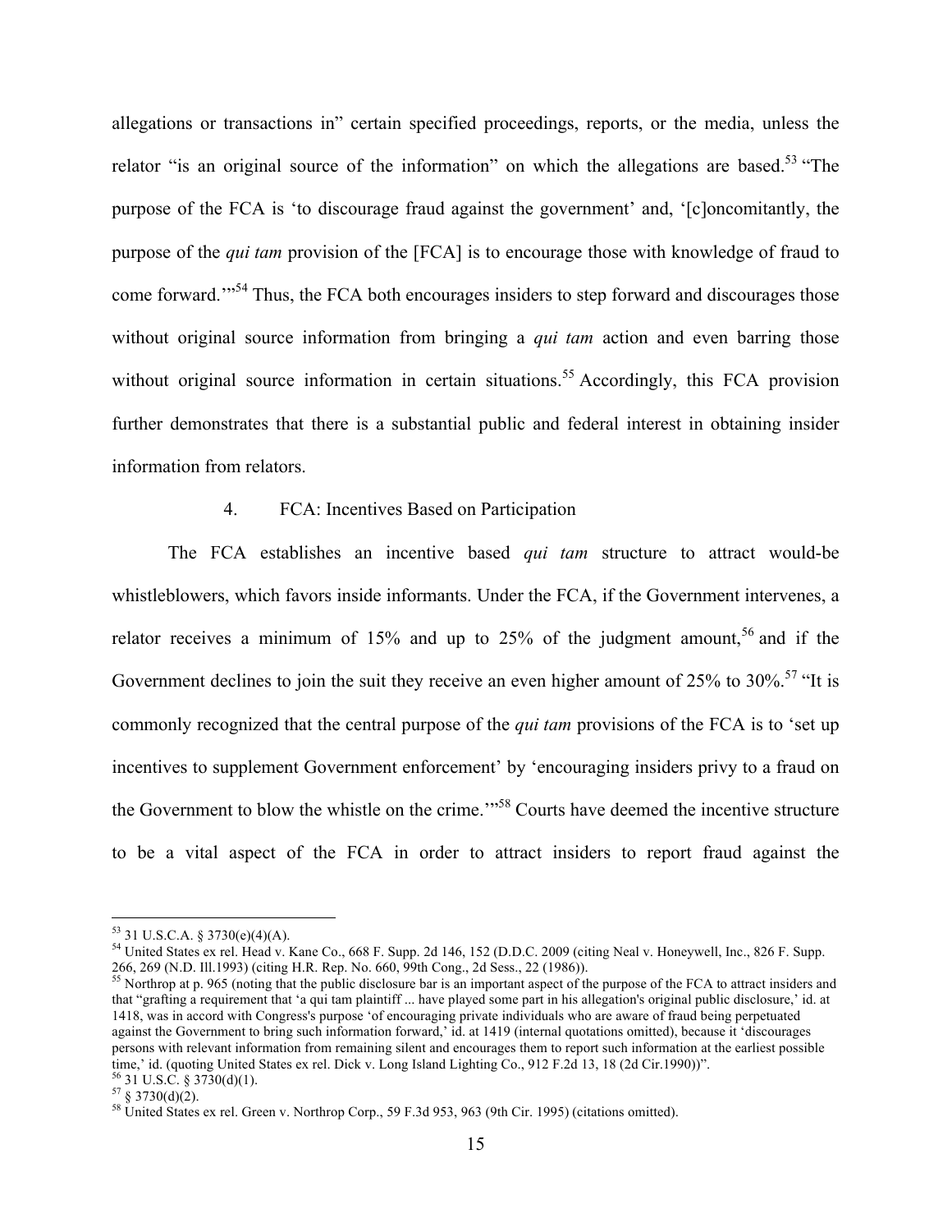allegations or transactions in" certain specified proceedings, reports, or the media, unless the relator "is an original source of the information" on which the allegations are based.[53] "The purpose of the FCA is 'to discourage fraud against the government' and, '[c]oncomitantly, the purpose of the *qui tam* provision of the [FCA] is to encourage those with knowledge of fraud to come forward.'"[54] Thus, the FCA both encourages insiders to step forward and discourages those without original source information from bringing a *qui tam* action and even barring those without original source information in certain situations.[55] Accordingly, this FCA provision further demonstrates that there is a substantial public and federal interest in obtaining insider information from relators.

4. FCA: Incentives Based on Participation

The FCA establishes an incentive based *qui tam* structure to attract would-be whistleblowers, which favors inside informants. Under the FCA, if the Government intervenes, a relator receives a minimum of 15% and up to 25% of the judgment amount,[56] and if the Government declines to join the suit they receive an even higher amount of 25% to 30%.[57] "It is commonly recognized that the central purpose of the *qui tam* provisions of the FCA is to 'set up incentives to supplement Government enforcement' by 'encouraging insiders privy to a fraud on the Government to blow the whistle on the crime.'"[58] Courts have deemed the incentive structure to be a vital aspect of the FCA in order to attract insiders to report fraud against the

---

[53] 31 U.S.C.A. § 3730(e)(4)(A).

[54] United States ex rel. Head v. Kane Co., 668 F. Supp. 2d 146, 152 (D.D.C. 2009 (citing Neal v. Honeywell, Inc., 826 F. Supp. 266, 269 (N.D. Ill.1993) (citing H.R. Rep. No. 660, 99th Cong., 2d Sess., 22 (1986)).

[55] Northrop at p. 965 (noting that the public disclosure bar is an important aspect of the purpose of the FCA to attract insiders and that "grafting a requirement that 'a qui tam plaintiff ... have played some part in his allegation's original public disclosure,' id. at 1418, was in accord with Congress's purpose 'of encouraging private individuals who are aware of fraud being perpetuated against the Government to bring such information forward,' id. at 1419 (internal quotations omitted), because it 'discourages persons with relevant information from remaining silent and encourages them to report such information at the earliest possible time,' id. (quoting United States ex rel. Dick v. Long Island Lighting Co., 912 F.2d 13, 18 (2d Cir.1990))".

[56] 31 U.S.C. § 3730(d)(1).

[57] § 3730(d)(2).

[58] United States ex rel. Green v. Northrop Corp., 59 F.3d 953, 963 (9th Cir. 1995) (citations omitted).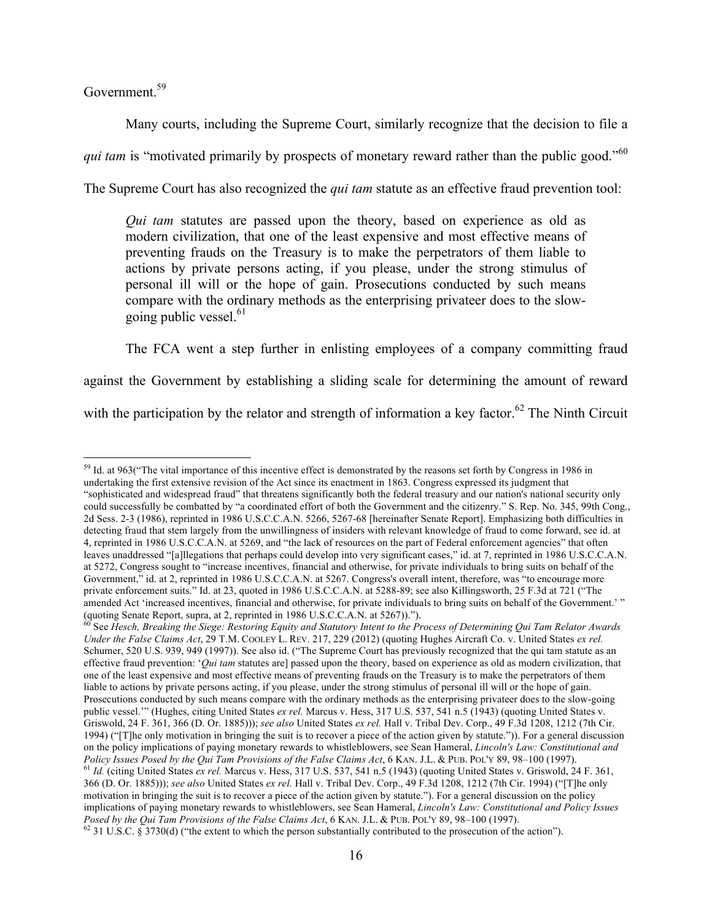Government.[59]

Many courts, including the Supreme Court, similarly recognize that the decision to file a *qui tam* is "motivated primarily by prospects of monetary reward rather than the public good."[60] The Supreme Court has also recognized the *qui tam* statute as an effective fraud prevention tool:

> *Qui tam* statutes are passed upon the theory, based on experience as old as modern civilization, that one of the least expensive and most effective means of preventing frauds on the Treasury is to make the perpetrators of them liable to actions by private persons acting, if you please, under the strong stimulus of personal ill will or the hope of gain. Prosecutions conducted by such means compare with the ordinary methods as the enterprising privateer does to the slow-going public vessel.[61]

The FCA went a step further in enlisting employees of a company committing fraud against the Government by establishing a sliding scale for determining the amount of reward with the participation by the relator and strength of information a key factor.[62] The Ninth Circuit

---

[59] Id. at 963("The vital importance of this incentive effect is demonstrated by the reasons set forth by Congress in 1986 in undertaking the first extensive revision of the Act since its enactment in 1863. Congress expressed its judgment that "sophisticated and widespread fraud" that threatens significantly both the federal treasury and our nation's national security only could successfully be combatted by "a coordinated effort of both the Government and the citizenry." S. Rep. No. 345, 99th Cong., 2d Sess. 2-3 (1986), reprinted in 1986 U.S.C.C.A.N. 5266, 5267-68 [hereinafter Senate Report]. Emphasizing both difficulties in detecting fraud that stem largely from the unwillingness of insiders with relevant knowledge of fraud to come forward, see id. at 4, reprinted in 1986 U.S.C.C.A.N. at 5269, and "the lack of resources on the part of Federal enforcement agencies" that often leaves unaddressed "[a]llegations that perhaps could develop into very significant cases," id. at 7, reprinted in 1986 U.S.C.C.A.N. at 5272, Congress sought to "increase incentives, financial and otherwise, for private individuals to bring suits on behalf of the Government," id. at 2, reprinted in 1986 U.S.C.C.A.N. at 5267. Congress's overall intent, therefore, was "to encourage more private enforcement suits." Id. at 23, quoted in 1986 U.S.C.C.A.N. at 5288-89; see also Killingsworth, 25 F.3d at 721 ("The amended Act 'increased incentives, financial and otherwise, for private individuals to bring suits on behalf of the Government.' " (quoting Senate Report, supra, at 2, reprinted in 1986 U.S.C.C.A.N. at 5267)).").

[60] See *Hesch, Breaking the Siege: Restoring Equity and Statutory Intent to the Process of Determining Qui Tam Relator Awards Under the False Claims Act*, 29 T.M. COOLEY L. REV. 217, 229 (2012) (quoting Hughes Aircraft Co. v. United States *ex rel.* Schumer, 520 U.S. 939, 949 (1997)). See also id. ("The Supreme Court has previously recognized that the qui tam statute as an effective fraud prevention: '*Qui tam* statutes are] passed upon the theory, based on experience as old as modern civilization, that one of the least expensive and most effective means of preventing frauds on the Treasury is to make the perpetrators of them liable to actions by private persons acting, if you please, under the strong stimulus of personal ill will or the hope of gain. Prosecutions conducted by such means compare with the ordinary methods as the enterprising privateer does to the slow-going public vessel.'" (Hughes, citing United States *ex rel.* Marcus v. Hess, 317 U.S. 537, 541 n.5 (1943) (quoting United States v. Griswold, 24 F. 361, 366 (D. Or. 1885))); *see also* United States *ex rel.* Hall v. Tribal Dev. Corp., 49 F.3d 1208, 1212 (7th Cir. 1994) ("[T]he only motivation in bringing the suit is to recover a piece of the action given by statute.")). For a general discussion on the policy implications of paying monetary rewards to whistleblowers, see Sean Hameral, *Lincoln's Law: Constitutional and Policy Issues Posed by the Qui Tam Provisions of the False Claims Act*, 6 KAN. J.L. & PUB. POL'Y 89, 98–100 (1997).

[61] *Id.* (citing United States *ex rel.* Marcus v. Hess, 317 U.S. 537, 541 n.5 (1943) (quoting United States v. Griswold, 24 F. 361, 366 (D. Or. 1885))); *see also* United States *ex rel.* Hall v. Tribal Dev. Corp., 49 F.3d 1208, 1212 (7th Cir. 1994) ("[T]he only motivation in bringing the suit is to recover a piece of the action given by statute."). For a general discussion on the policy implications of paying monetary rewards to whistleblowers, see Sean Hameral, *Lincoln's Law: Constitutional and Policy Issues Posed by the Qui Tam Provisions of the False Claims Act*, 6 KAN. J.L. & PUB. POL'Y 89, 98–100 (1997).

[62] 31 U.S.C. § 3730(d) ("the extent to which the person substantially contributed to the prosecution of the action").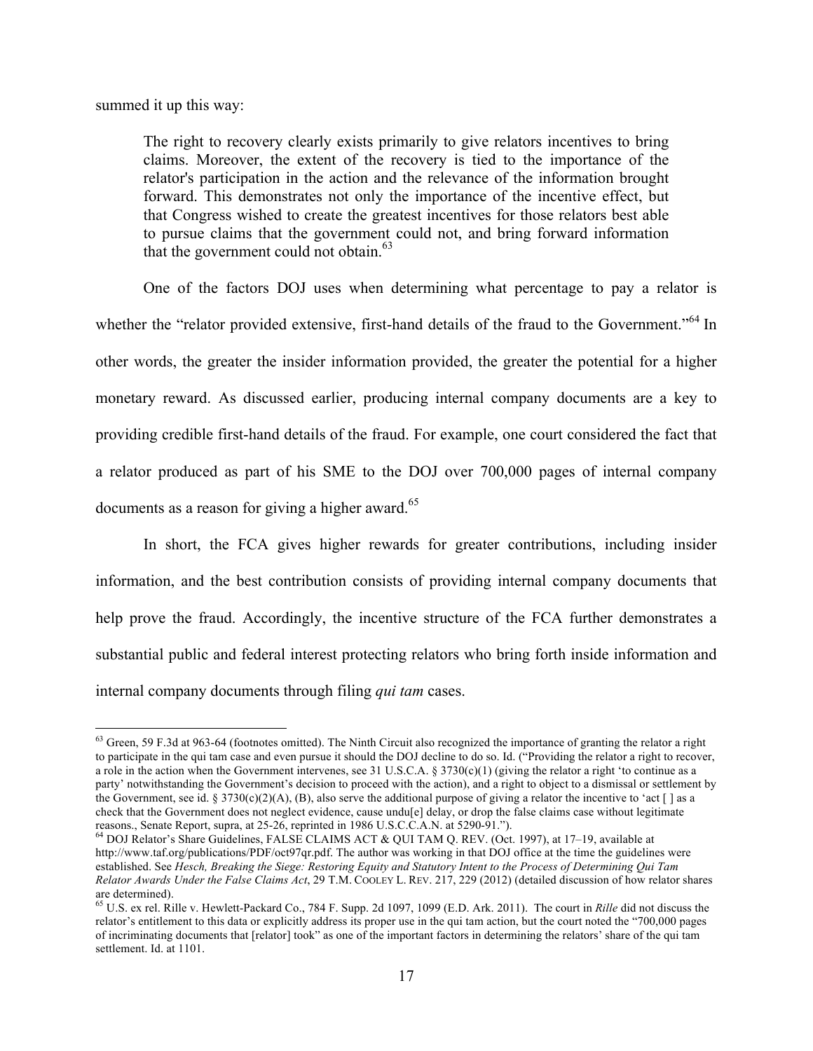summed it up this way:

> The right to recovery clearly exists primarily to give relators incentives to bring claims. Moreover, the extent of the recovery is tied to the importance of the relator's participation in the action and the relevance of the information brought forward. This demonstrates not only the importance of the incentive effect, but that Congress wished to create the greatest incentives for those relators best able to pursue claims that the government could not, and bring forward information that the government could not obtain.[63]

One of the factors DOJ uses when determining what percentage to pay a relator is whether the "relator provided extensive, first-hand details of the fraud to the Government."[64] In other words, the greater the insider information provided, the greater the potential for a higher monetary reward. As discussed earlier, producing internal company documents are a key to providing credible first-hand details of the fraud. For example, one court considered the fact that a relator produced as part of his SME to the DOJ over 700,000 pages of internal company documents as a reason for giving a higher award.[65]

In short, the FCA gives higher rewards for greater contributions, including insider information, and the best contribution consists of providing internal company documents that help prove the fraud. Accordingly, the incentive structure of the FCA further demonstrates a substantial public and federal interest protecting relators who bring forth inside information and internal company documents through filing *qui tam* cases.

---

[63] Green, 59 F.3d at 963-64 (footnotes omitted). The Ninth Circuit also recognized the importance of granting the relator a right to participate in the qui tam case and even pursue it should the DOJ decline to do so. Id. ("Providing the relator a right to recover, a role in the action when the Government intervenes, see 31 U.S.C.A. § 3730(c)(1) (giving the relator a right 'to continue as a party' notwithstanding the Government's decision to proceed with the action), and a right to object to a dismissal or settlement by the Government, see id. § 3730(c)(2)(A), (B), also serve the additional purpose of giving a relator the incentive to 'act [ ] as a check that the Government does not neglect evidence, cause undu[e] delay, or drop the false claims case without legitimate reasons., Senate Report, supra, at 25-26, reprinted in 1986 U.S.C.C.A.N. at 5290-91.").

[64] DOJ Relator's Share Guidelines, FALSE CLAIMS ACT & QUI TAM Q. REV. (Oct. 1997), at 17–19, available at http://www.taf.org/publications/PDF/oct97qr.pdf. The author was working in that DOJ office at the time the guidelines were established. See *Hesch, Breaking the Siege: Restoring Equity and Statutory Intent to the Process of Determining Qui Tam Relator Awards Under the False Claims Act*, 29 T.M. COOLEY L. REV. 217, 229 (2012) (detailed discussion of how relator shares are determined).

[65] U.S. ex rel. Rille v. Hewlett-Packard Co., 784 F. Supp. 2d 1097, 1099 (E.D. Ark. 2011). The court in *Rille* did not discuss the relator's entitlement to this data or explicitly address its proper use in the qui tam action, but the court noted the "700,000 pages of incriminating documents that [relator] took" as one of the important factors in determining the relators' share of the qui tam settlement. Id. at 1101.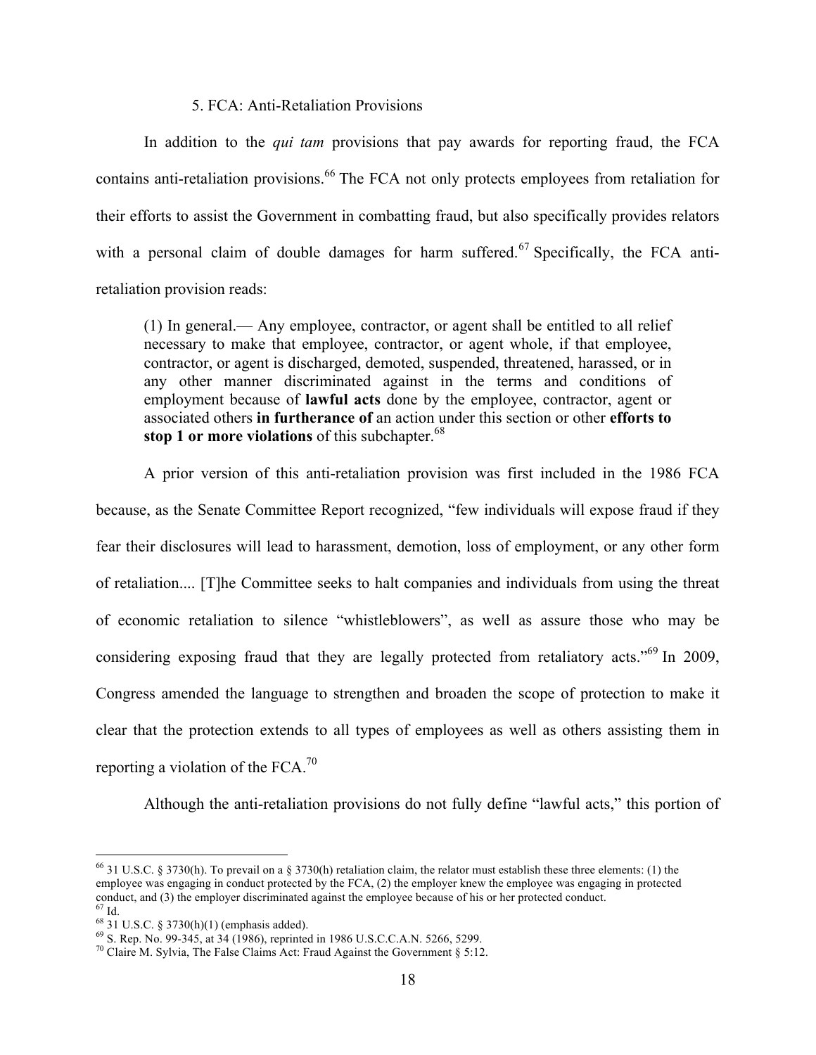### 5. FCA: Anti-Retaliation Provisions

In addition to the *qui tam* provisions that pay awards for reporting fraud, the FCA contains anti-retaliation provisions.[66] The FCA not only protects employees from retaliation for their efforts to assist the Government in combatting fraud, but also specifically provides relators with a personal claim of double damages for harm suffered.[67] Specifically, the FCA anti-retaliation provision reads:

> (1) In general.— Any employee, contractor, or agent shall be entitled to all relief necessary to make that employee, contractor, or agent whole, if that employee, contractor, or agent is discharged, demoted, suspended, threatened, harassed, or in any other manner discriminated against in the terms and conditions of employment because of **lawful acts** done by the employee, contractor, agent or associated others **in furtherance of** an action under this section or other **efforts to stop 1 or more violations** of this subchapter.[68]

A prior version of this anti-retaliation provision was first included in the 1986 FCA because, as the Senate Committee Report recognized, "few individuals will expose fraud if they fear their disclosures will lead to harassment, demotion, loss of employment, or any other form of retaliation.... [T]he Committee seeks to halt companies and individuals from using the threat of economic retaliation to silence "whistleblowers", as well as assure those who may be considering exposing fraud that they are legally protected from retaliatory acts."[69] In 2009, Congress amended the language to strengthen and broaden the scope of protection to make it clear that the protection extends to all types of employees as well as others assisting them in reporting a violation of the FCA.[70]

Although the anti-retaliation provisions do not fully define "lawful acts," this portion of

---

[66] 31 U.S.C. § 3730(h). To prevail on a § 3730(h) retaliation claim, the relator must establish these three elements: (1) the employee was engaging in conduct protected by the FCA, (2) the employer knew the employee was engaging in protected conduct, and (3) the employer discriminated against the employee because of his or her protected conduct.

[67] Id.

[68] 31 U.S.C. § 3730(h)(1) (emphasis added).

[69] S. Rep. No. 99-345, at 34 (1986), reprinted in 1986 U.S.C.C.A.N. 5266, 5299.

[70] Claire M. Sylvia, The False Claims Act: Fraud Against the Government § 5:12.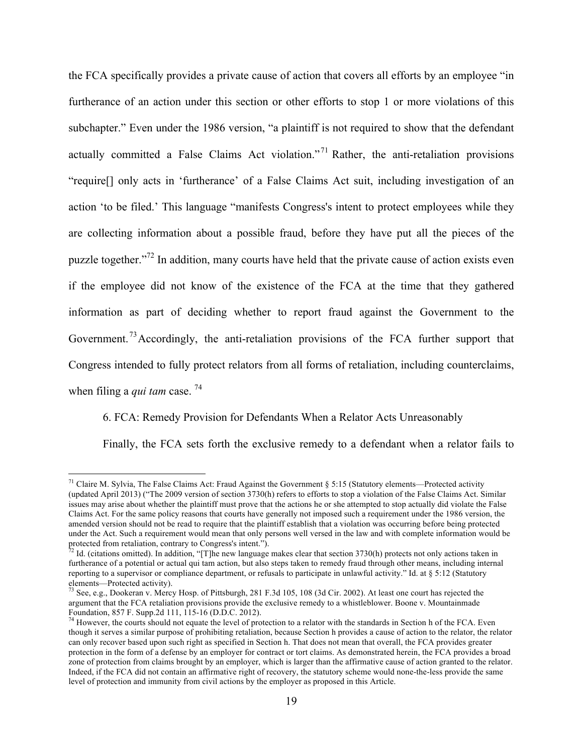the FCA specifically provides a private cause of action that covers all efforts by an employee "in furtherance of an action under this section or other efforts to stop 1 or more violations of this subchapter." Even under the 1986 version, "a plaintiff is not required to show that the defendant actually committed a False Claims Act violation."[71] Rather, the anti-retaliation provisions "require[] only acts in 'furtherance' of a False Claims Act suit, including investigation of an action 'to be filed.' This language "manifests Congress's intent to protect employees while they are collecting information about a possible fraud, before they have put all the pieces of the puzzle together."[72] In addition, many courts have held that the private cause of action exists even if the employee did not know of the existence of the FCA at the time that they gathered information as part of deciding whether to report fraud against the Government to the Government.[73] Accordingly, the anti-retaliation provisions of the FCA further support that Congress intended to fully protect relators from all forms of retaliation, including counterclaims, when filing a *qui tam* case. [74]

6. FCA: Remedy Provision for Defendants When a Relator Acts Unreasonably

Finally, the FCA sets forth the exclusive remedy to a defendant when a relator fails to

---

[71] Claire M. Sylvia, The False Claims Act: Fraud Against the Government § 5:15 (Statutory elements—Protected activity (updated April 2013) ("The 2009 version of section 3730(h) refers to efforts to stop a violation of the False Claims Act. Similar issues may arise about whether the plaintiff must prove that the actions he or she attempted to stop actually did violate the False Claims Act. For the same policy reasons that courts have generally not imposed such a requirement under the 1986 version, the amended version should not be read to require that the plaintiff establish that a violation was occurring before being protected under the Act. Such a requirement would mean that only persons well versed in the law and with complete information would be protected from retaliation, contrary to Congress's intent.").

[72] Id. (citations omitted). In addition, "[T]he new language makes clear that section 3730(h) protects not only actions taken in furtherance of a potential or actual qui tam action, but also steps taken to remedy fraud through other means, including internal reporting to a supervisor or compliance department, or refusals to participate in unlawful activity." Id. at § 5:12 (Statutory elements—Protected activity).

[73] See, e.g., Dookeran v. Mercy Hosp. of Pittsburgh, 281 F.3d 105, 108 (3d Cir. 2002). At least one court has rejected the argument that the FCA retaliation provisions provide the exclusive remedy to a whistleblower. Boone v. Mountainmade Foundation, 857 F. Supp.2d 111, 115-16 (D.D.C. 2012).

[74] However, the courts should not equate the level of protection to a relator with the standards in Section h of the FCA. Even though it serves a similar purpose of prohibiting retaliation, because Section h provides a cause of action to the relator, the relator can only recover based upon such right as specified in Section h. That does not mean that overall, the FCA provides greater protection in the form of a defense by an employer for contract or tort claims. As demonstrated herein, the FCA provides a broad zone of protection from claims brought by an employer, which is larger than the affirmative cause of action granted to the relator. Indeed, if the FCA did not contain an affirmative right of recovery, the statutory scheme would none-the-less provide the same level of protection and immunity from civil actions by the employer as proposed in this Article.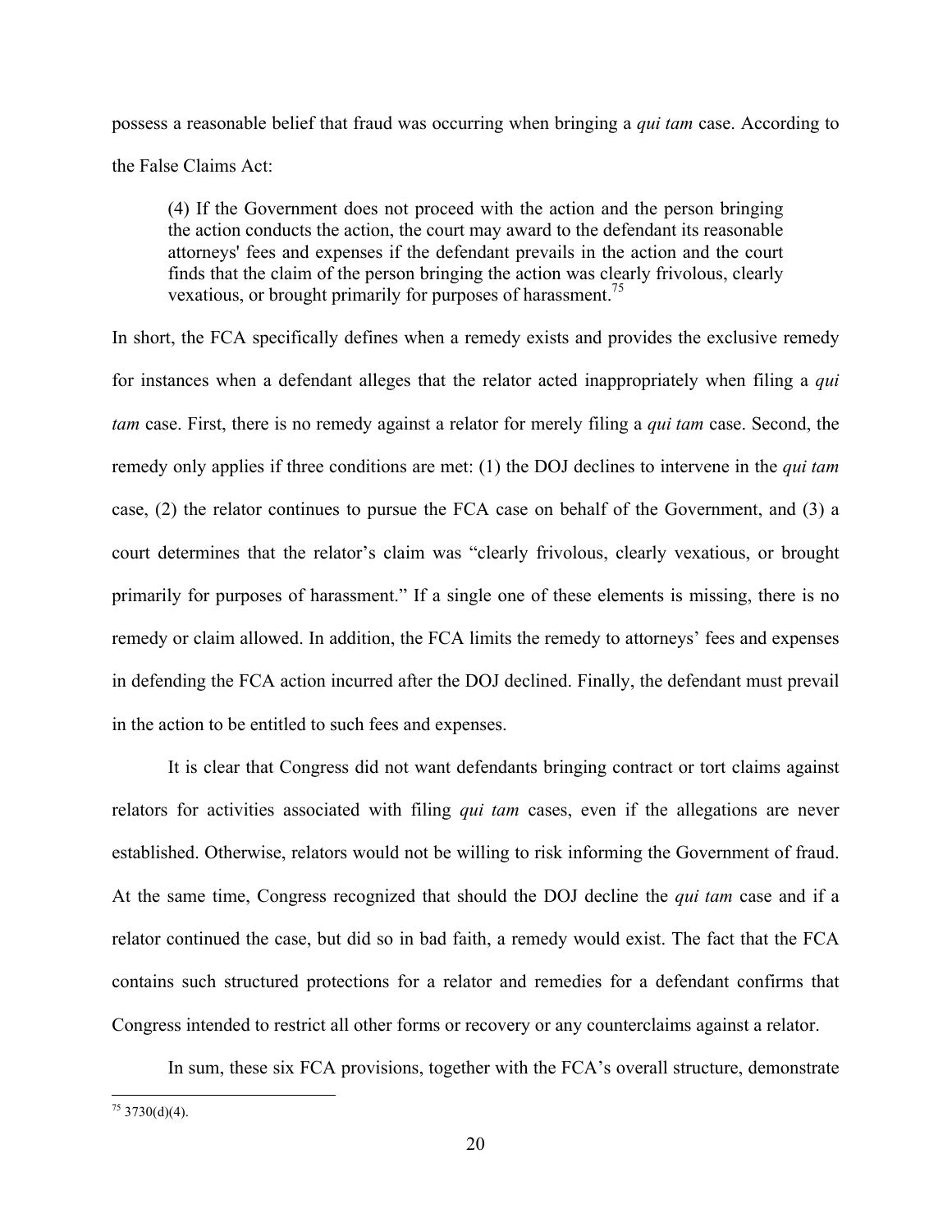possess a reasonable belief that fraud was occurring when bringing a *qui tam* case. According to the False Claims Act:

> (4) If the Government does not proceed with the action and the person bringing the action conducts the action, the court may award to the defendant its reasonable attorneys' fees and expenses if the defendant prevails in the action and the court finds that the claim of the person bringing the action was clearly frivolous, clearly vexatious, or brought primarily for purposes of harassment.[75]

In short, the FCA specifically defines when a remedy exists and provides the exclusive remedy for instances when a defendant alleges that the relator acted inappropriately when filing a *qui tam* case. First, there is no remedy against a relator for merely filing a *qui tam* case. Second, the remedy only applies if three conditions are met: (1) the DOJ declines to intervene in the *qui tam* case, (2) the relator continues to pursue the FCA case on behalf of the Government, and (3) a court determines that the relator's claim was "clearly frivolous, clearly vexatious, or brought primarily for purposes of harassment." If a single one of these elements is missing, there is no remedy or claim allowed. In addition, the FCA limits the remedy to attorneys' fees and expenses in defending the FCA action incurred after the DOJ declined. Finally, the defendant must prevail in the action to be entitled to such fees and expenses.

It is clear that Congress did not want defendants bringing contract or tort claims against relators for activities associated with filing *qui tam* cases, even if the allegations are never established. Otherwise, relators would not be willing to risk informing the Government of fraud. At the same time, Congress recognized that should the DOJ decline the *qui tam* case and if a relator continued the case, but did so in bad faith, a remedy would exist. The fact that the FCA contains such structured protections for a relator and remedies for a defendant confirms that Congress intended to restrict all other forms or recovery or any counterclaims against a relator.

In sum, these six FCA provisions, together with the FCA's overall structure, demonstrate

[75] 3730(d)(4).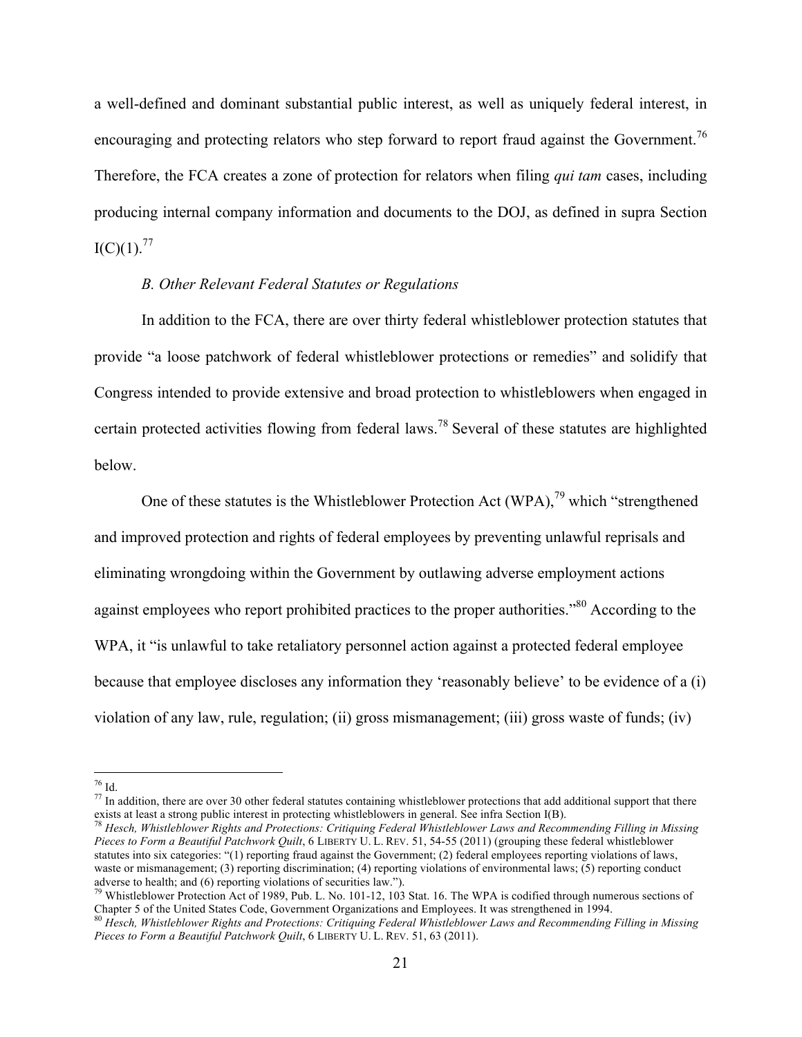a well-defined and dominant substantial public interest, as well as uniquely federal interest, in encouraging and protecting relators who step forward to report fraud against the Government.[76] Therefore, the FCA creates a zone of protection for relators when filing *qui tam* cases, including producing internal company information and documents to the DOJ, as defined in supra Section I(C)(1).[77]

*B. Other Relevant Federal Statutes or Regulations*

In addition to the FCA, there are over thirty federal whistleblower protection statutes that provide "a loose patchwork of federal whistleblower protections or remedies" and solidify that Congress intended to provide extensive and broad protection to whistleblowers when engaged in certain protected activities flowing from federal laws.[78] Several of these statutes are highlighted below.

One of these statutes is the Whistleblower Protection Act (WPA),[79] which "strengthened and improved protection and rights of federal employees by preventing unlawful reprisals and eliminating wrongdoing within the Government by outlawing adverse employment actions against employees who report prohibited practices to the proper authorities."[80] According to the WPA, it "is unlawful to take retaliatory personnel action against a protected federal employee because that employee discloses any information they 'reasonably believe' to be evidence of a (i) violation of any law, rule, regulation; (ii) gross mismanagement; (iii) gross waste of funds; (iv)

---

[76] Id.

[77] In addition, there are over 30 other federal statutes containing whistleblower protections that add additional support that there exists at least a strong public interest in protecting whistleblowers in general. See infra Section I(B).

[78] *Hesch, Whistleblower Rights and Protections: Critiquing Federal Whistleblower Laws and Recommending Filling in Missing Pieces to Form a Beautiful Patchwork Quilt*, 6 LIBERTY U. L. REV. 51, 54-55 (2011) (grouping these federal whistleblower statutes into six categories: "(1) reporting fraud against the Government; (2) federal employees reporting violations of laws, waste or mismanagement; (3) reporting discrimination; (4) reporting violations of environmental laws; (5) reporting conduct adverse to health; and (6) reporting violations of securities law.").

[79] Whistleblower Protection Act of 1989, Pub. L. No. 101-12, 103 Stat. 16. The WPA is codified through numerous sections of Chapter 5 of the United States Code, Government Organizations and Employees. It was strengthened in 1994.

[80] *Hesch, Whistleblower Rights and Protections: Critiquing Federal Whistleblower Laws and Recommending Filling in Missing Pieces to Form a Beautiful Patchwork Quilt*, 6 LIBERTY U. L. REV. 51, 63 (2011).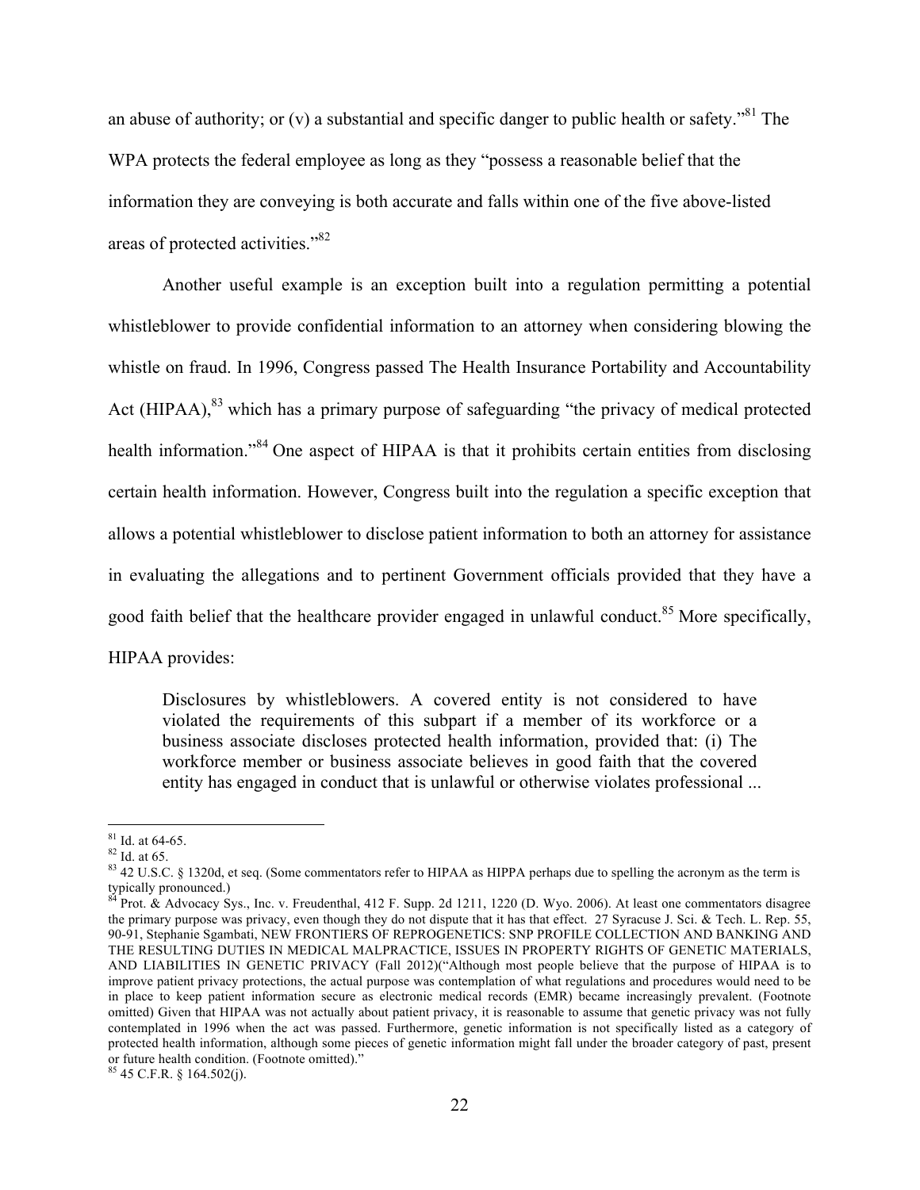an abuse of authority; or (v) a substantial and specific danger to public health or safety."[81] The WPA protects the federal employee as long as they "possess a reasonable belief that the information they are conveying is both accurate and falls within one of the five above-listed areas of protected activities."[82]

Another useful example is an exception built into a regulation permitting a potential whistleblower to provide confidential information to an attorney when considering blowing the whistle on fraud. In 1996, Congress passed The Health Insurance Portability and Accountability Act (HIPAA),[83] which has a primary purpose of safeguarding "the privacy of medical protected health information."[84] One aspect of HIPAA is that it prohibits certain entities from disclosing certain health information. However, Congress built into the regulation a specific exception that allows a potential whistleblower to disclose patient information to both an attorney for assistance in evaluating the allegations and to pertinent Government officials provided that they have a good faith belief that the healthcare provider engaged in unlawful conduct.[85] More specifically, HIPAA provides:

> Disclosures by whistleblowers. A covered entity is not considered to have violated the requirements of this subpart if a member of its workforce or a business associate discloses protected health information, provided that: (i) The workforce member or business associate believes in good faith that the covered entity has engaged in conduct that is unlawful or otherwise violates professional ...

---

[81] Id. at 64-65.

[82] Id. at 65.

[83] 42 U.S.C. § 1320d, et seq. (Some commentators refer to HIPAA as HIPPA perhaps due to spelling the acronym as the term is typically pronounced.)

[84] Prot. & Advocacy Sys., Inc. v. Freudenthal, 412 F. Supp. 2d 1211, 1220 (D. Wyo. 2006). At least one commentators disagree the primary purpose was privacy, even though they do not dispute that it has that effect. 27 Syracuse J. Sci. & Tech. L. Rep. 55, 90-91, Stephanie Sgambati, NEW FRONTIERS OF REPROGENETICS: SNP PROFILE COLLECTION AND BANKING AND THE RESULTING DUTIES IN MEDICAL MALPRACTICE, ISSUES IN PROPERTY RIGHTS OF GENETIC MATERIALS, AND LIABILITIES IN GENETIC PRIVACY (Fall 2012)("Although most people believe that the purpose of HIPAA is to improve patient privacy protections, the actual purpose was contemplation of what regulations and procedures would need to be in place to keep patient information secure as electronic medical records (EMR) became increasingly prevalent. (Footnote omitted) Given that HIPAA was not actually about patient privacy, it is reasonable to assume that genetic privacy was not fully contemplated in 1996 when the act was passed. Furthermore, genetic information is not specifically listed as a category of protected health information, although some pieces of genetic information might fall under the broader category of past, present or future health condition. (Footnote omitted)."

[85] 45 C.F.R. § 164.502(j).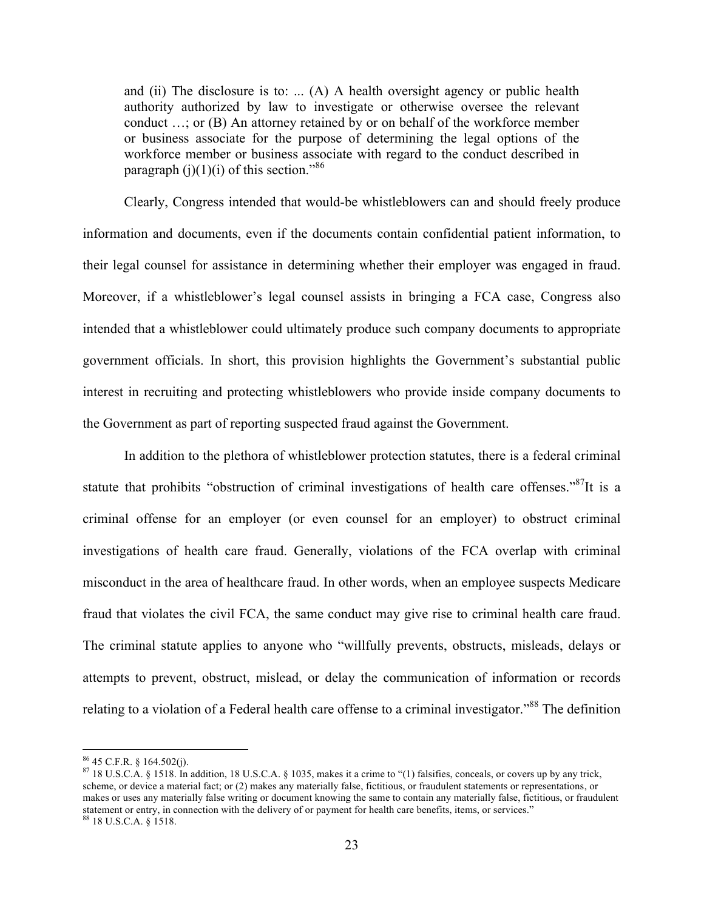> and (ii) The disclosure is to: ... (A) A health oversight agency or public health authority authorized by law to investigate or otherwise oversee the relevant conduct …; or (B) An attorney retained by or on behalf of the workforce member or business associate for the purpose of determining the legal options of the workforce member or business associate with regard to the conduct described in paragraph (j)(1)(i) of this section."[86]

Clearly, Congress intended that would-be whistleblowers can and should freely produce information and documents, even if the documents contain confidential patient information, to their legal counsel for assistance in determining whether their employer was engaged in fraud. Moreover, if a whistleblower's legal counsel assists in bringing a FCA case, Congress also intended that a whistleblower could ultimately produce such company documents to appropriate government officials. In short, this provision highlights the Government's substantial public interest in recruiting and protecting whistleblowers who provide inside company documents to the Government as part of reporting suspected fraud against the Government.

In addition to the plethora of whistleblower protection statutes, there is a federal criminal statute that prohibits "obstruction of criminal investigations of health care offenses."[87]It is a criminal offense for an employer (or even counsel for an employer) to obstruct criminal investigations of health care fraud. Generally, violations of the FCA overlap with criminal misconduct in the area of healthcare fraud. In other words, when an employee suspects Medicare fraud that violates the civil FCA, the same conduct may give rise to criminal health care fraud. The criminal statute applies to anyone who "willfully prevents, obstructs, misleads, delays or attempts to prevent, obstruct, mislead, or delay the communication of information or records relating to a violation of a Federal health care offense to a criminal investigator."[88] The definition

---

[86] 45 C.F.R. § 164.502(j).

[87] 18 U.S.C.A. § 1518. In addition, 18 U.S.C.A. § 1035, makes it a crime to "(1) falsifies, conceals, or covers up by any trick, scheme, or device a material fact; or (2) makes any materially false, fictitious, or fraudulent statements or representations, or makes or uses any materially false writing or document knowing the same to contain any materially false, fictitious, or fraudulent statement or entry, in connection with the delivery of or payment for health care benefits, items, or services."

[88] 18 U.S.C.A. § 1518.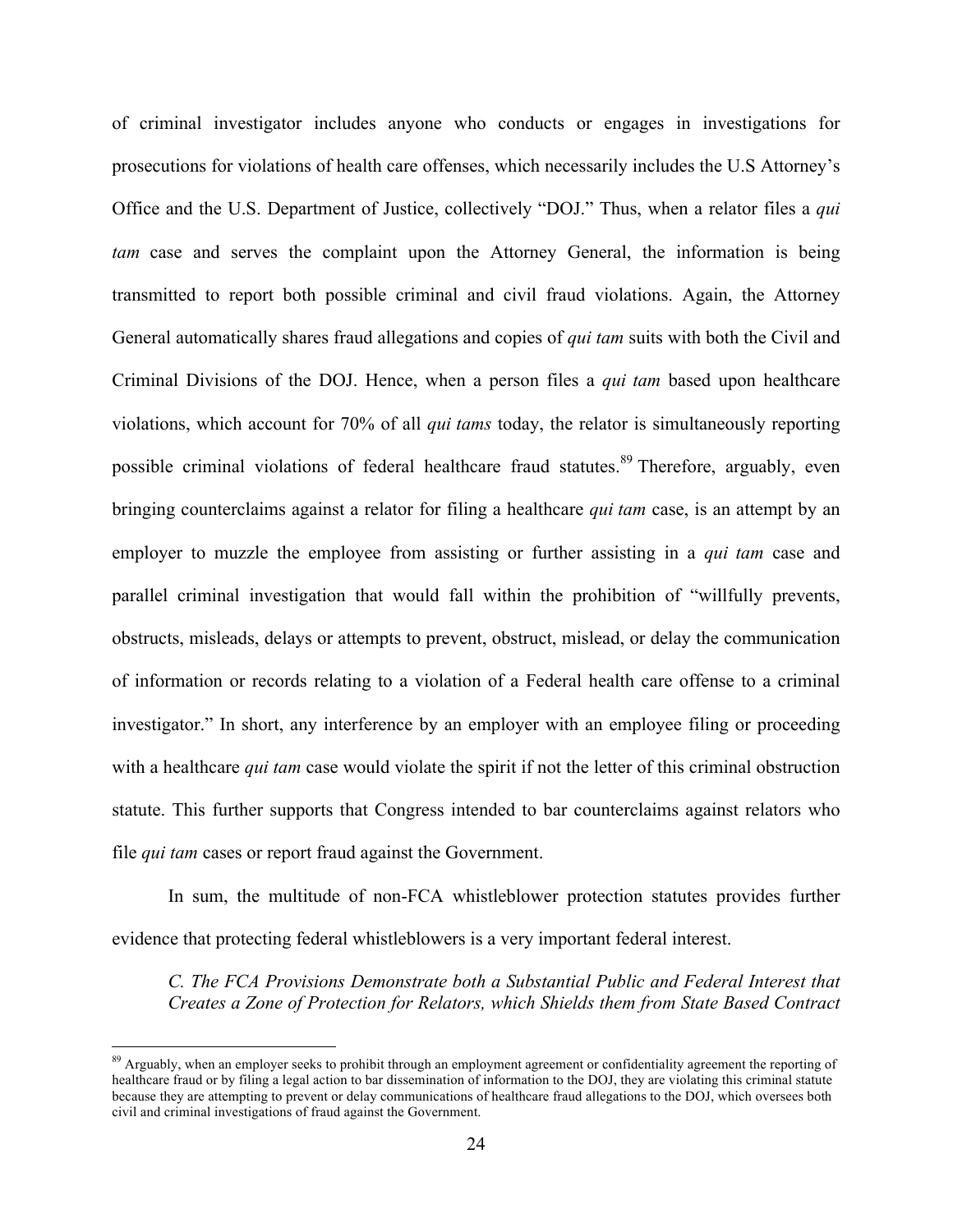of criminal investigator includes anyone who conducts or engages in investigations for prosecutions for violations of health care offenses, which necessarily includes the U.S Attorney's Office and the U.S. Department of Justice, collectively "DOJ." Thus, when a relator files a *qui tam* case and serves the complaint upon the Attorney General, the information is being transmitted to report both possible criminal and civil fraud violations. Again, the Attorney General automatically shares fraud allegations and copies of *qui tam* suits with both the Civil and Criminal Divisions of the DOJ. Hence, when a person files a *qui tam* based upon healthcare violations, which account for 70% of all *qui tams* today, the relator is simultaneously reporting possible criminal violations of federal healthcare fraud statutes.[89] Therefore, arguably, even bringing counterclaims against a relator for filing a healthcare *qui tam* case, is an attempt by an employer to muzzle the employee from assisting or further assisting in a *qui tam* case and parallel criminal investigation that would fall within the prohibition of "willfully prevents, obstructs, misleads, delays or attempts to prevent, obstruct, mislead, or delay the communication of information or records relating to a violation of a Federal health care offense to a criminal investigator." In short, any interference by an employer with an employee filing or proceeding with a healthcare *qui tam* case would violate the spirit if not the letter of this criminal obstruction statute. This further supports that Congress intended to bar counterclaims against relators who file *qui tam* cases or report fraud against the Government.

In sum, the multitude of non-FCA whistleblower protection statutes provides further evidence that protecting federal whistleblowers is a very important federal interest.

*C. The FCA Provisions Demonstrate both a Substantial Public and Federal Interest that Creates a Zone of Protection for Relators, which Shields them from State Based Contract*

---

[89] Arguably, when an employer seeks to prohibit through an employment agreement or confidentiality agreement the reporting of healthcare fraud or by filing a legal action to bar dissemination of information to the DOJ, they are violating this criminal statute because they are attempting to prevent or delay communications of healthcare fraud allegations to the DOJ, which oversees both civil and criminal investigations of fraud against the Government.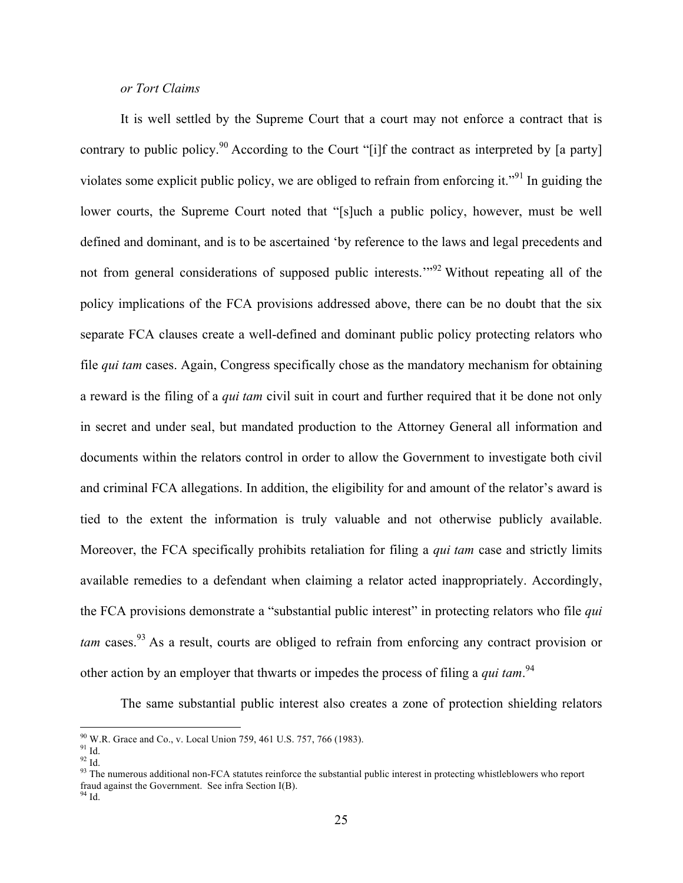*or Tort Claims*

It is well settled by the Supreme Court that a court may not enforce a contract that is contrary to public policy.[90] According to the Court "[i]f the contract as interpreted by [a party] violates some explicit public policy, we are obliged to refrain from enforcing it."[91] In guiding the lower courts, the Supreme Court noted that "[s]uch a public policy, however, must be well defined and dominant, and is to be ascertained 'by reference to the laws and legal precedents and not from general considerations of supposed public interests.'"[92] Without repeating all of the policy implications of the FCA provisions addressed above, there can be no doubt that the six separate FCA clauses create a well-defined and dominant public policy protecting relators who file *qui tam* cases. Again, Congress specifically chose as the mandatory mechanism for obtaining a reward is the filing of a *qui tam* civil suit in court and further required that it be done not only in secret and under seal, but mandated production to the Attorney General all information and documents within the relators control in order to allow the Government to investigate both civil and criminal FCA allegations. In addition, the eligibility for and amount of the relator's award is tied to the extent the information is truly valuable and not otherwise publicly available. Moreover, the FCA specifically prohibits retaliation for filing a *qui tam* case and strictly limits available remedies to a defendant when claiming a relator acted inappropriately. Accordingly, the FCA provisions demonstrate a "substantial public interest" in protecting relators who file *qui tam* cases.[93] As a result, courts are obliged to refrain from enforcing any contract provision or other action by an employer that thwarts or impedes the process of filing a *qui tam*.[94]

The same substantial public interest also creates a zone of protection shielding relators

---

[90] W.R. Grace and Co., v. Local Union 759, 461 U.S. 757, 766 (1983).
[91] Id.
[92] Id.
[93] The numerous additional non-FCA statutes reinforce the substantial public interest in protecting whistleblowers who report fraud against the Government. See infra Section I(B).
[94] Id.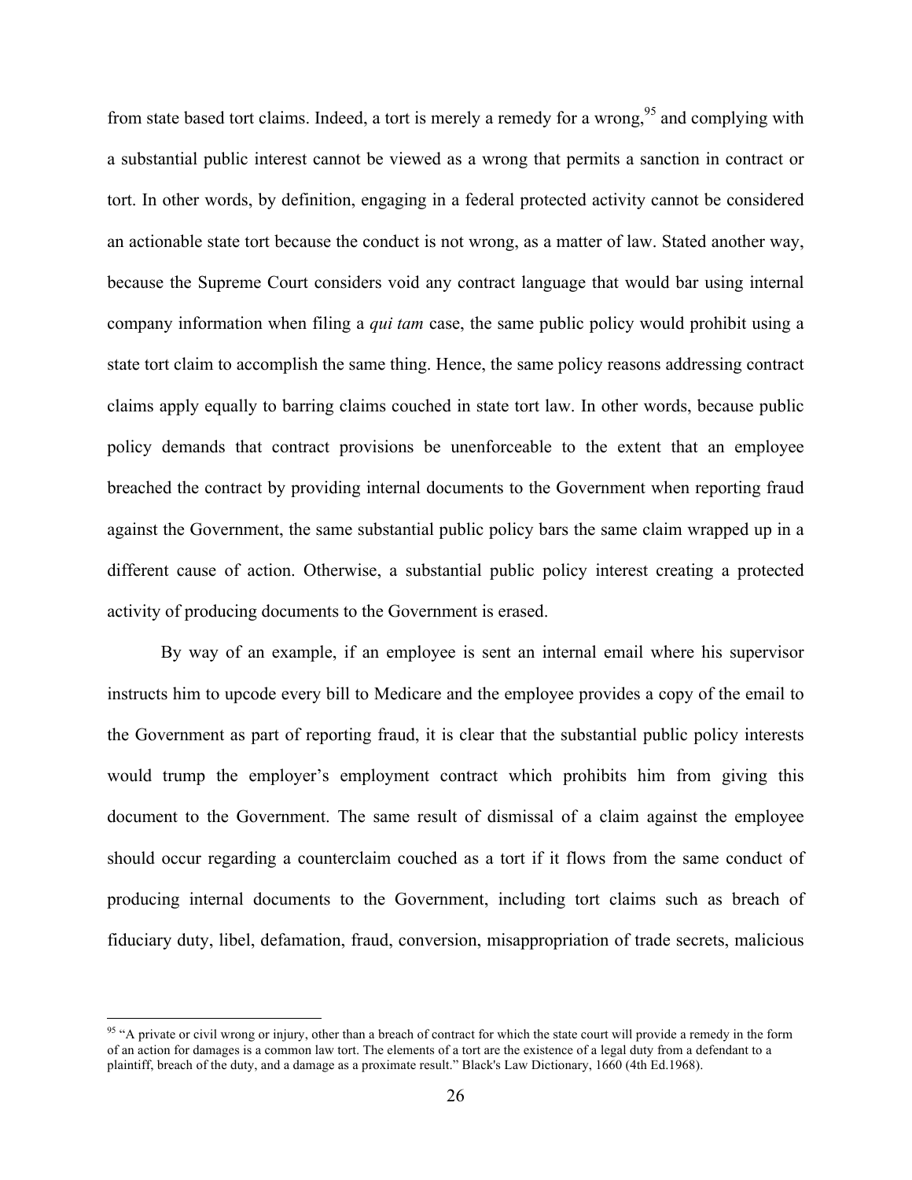from state based tort claims. Indeed, a tort is merely a remedy for a wrong,[95] and complying with a substantial public interest cannot be viewed as a wrong that permits a sanction in contract or tort. In other words, by definition, engaging in a federal protected activity cannot be considered an actionable state tort because the conduct is not wrong, as a matter of law. Stated another way, because the Supreme Court considers void any contract language that would bar using internal company information when filing a *qui tam* case, the same public policy would prohibit using a state tort claim to accomplish the same thing. Hence, the same policy reasons addressing contract claims apply equally to barring claims couched in state tort law. In other words, because public policy demands that contract provisions be unenforceable to the extent that an employee breached the contract by providing internal documents to the Government when reporting fraud against the Government, the same substantial public policy bars the same claim wrapped up in a different cause of action. Otherwise, a substantial public policy interest creating a protected activity of producing documents to the Government is erased.

By way of an example, if an employee is sent an internal email where his supervisor instructs him to upcode every bill to Medicare and the employee provides a copy of the email to the Government as part of reporting fraud, it is clear that the substantial public policy interests would trump the employer's employment contract which prohibits him from giving this document to the Government. The same result of dismissal of a claim against the employee should occur regarding a counterclaim couched as a tort if it flows from the same conduct of producing internal documents to the Government, including tort claims such as breach of fiduciary duty, libel, defamation, fraud, conversion, misappropriation of trade secrets, malicious

[95] "A private or civil wrong or injury, other than a breach of contract for which the state court will provide a remedy in the form of an action for damages is a common law tort. The elements of a tort are the existence of a legal duty from a defendant to a plaintiff, breach of the duty, and a damage as a proximate result." Black's Law Dictionary, 1660 (4th Ed.1968).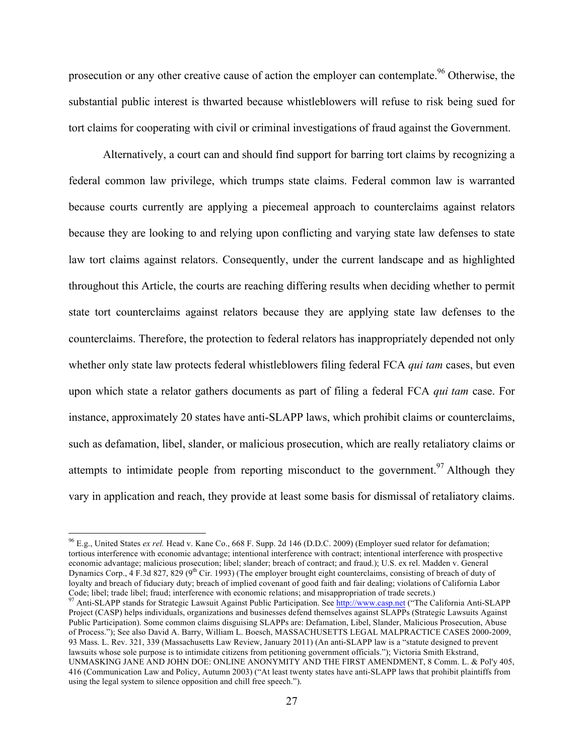prosecution or any other creative cause of action the employer can contemplate.[96] Otherwise, the substantial public interest is thwarted because whistleblowers will refuse to risk being sued for tort claims for cooperating with civil or criminal investigations of fraud against the Government.

Alternatively, a court can and should find support for barring tort claims by recognizing a federal common law privilege, which trumps state claims. Federal common law is warranted because courts currently are applying a piecemeal approach to counterclaims against relators because they are looking to and relying upon conflicting and varying state law defenses to state law tort claims against relators. Consequently, under the current landscape and as highlighted throughout this Article, the courts are reaching differing results when deciding whether to permit state tort counterclaims against relators because they are applying state law defenses to the counterclaims. Therefore, the protection to federal relators has inappropriately depended not only whether only state law protects federal whistleblowers filing federal FCA *qui tam* cases, but even upon which state a relator gathers documents as part of filing a federal FCA *qui tam* case. For instance, approximately 20 states have anti-SLAPP laws, which prohibit claims or counterclaims, such as defamation, libel, slander, or malicious prosecution, which are really retaliatory claims or attempts to intimidate people from reporting misconduct to the government.[97] Although they vary in application and reach, they provide at least some basis for dismissal of retaliatory claims.

---

[96] E.g., United States *ex rel.* Head v. Kane Co., 668 F. Supp. 2d 146 (D.D.C. 2009) (Employer sued relator for defamation; tortious interference with economic advantage; intentional interference with contract; intentional interference with prospective economic advantage; malicious prosecution; libel; slander; breach of contract; and fraud.); U.S. ex rel. Madden v. General Dynamics Corp., 4 F.3d 827, 829 (9th Cir. 1993) (The employer brought eight counterclaims, consisting of breach of duty of loyalty and breach of fiduciary duty; breach of implied covenant of good faith and fair dealing; violations of California Labor Code; libel; trade libel; fraud; interference with economic relations; and misappropriation of trade secrets.)

[97] Anti-SLAPP stands for Strategic Lawsuit Against Public Participation. See http://www.casp.net ("The California Anti-SLAPP Project (CASP) helps individuals, organizations and businesses defend themselves against SLAPPs (Strategic Lawsuits Against Public Participation). Some common claims disguising SLAPPs are: Defamation, Libel, Slander, Malicious Prosecution, Abuse of Process."); See also David A. Barry, William L. Boesch, MASSACHUSETTS LEGAL MALPRACTICE CASES 2000-2009, 93 Mass. L. Rev. 321, 339 (Massachusetts Law Review, January 2011) (An anti-SLAPP law is a "statute designed to prevent lawsuits whose sole purpose is to intimidate citizens from petitioning government officials."); Victoria Smith Ekstrand, UNMASKING JANE AND JOHN DOE: ONLINE ANONYMITY AND THE FIRST AMENDMENT, 8 Comm. L. & Pol'y 405, 416 (Communication Law and Policy, Autumn 2003) ("At least twenty states have anti-SLAPP laws that prohibit plaintiffs from using the legal system to silence opposition and chill free speech.").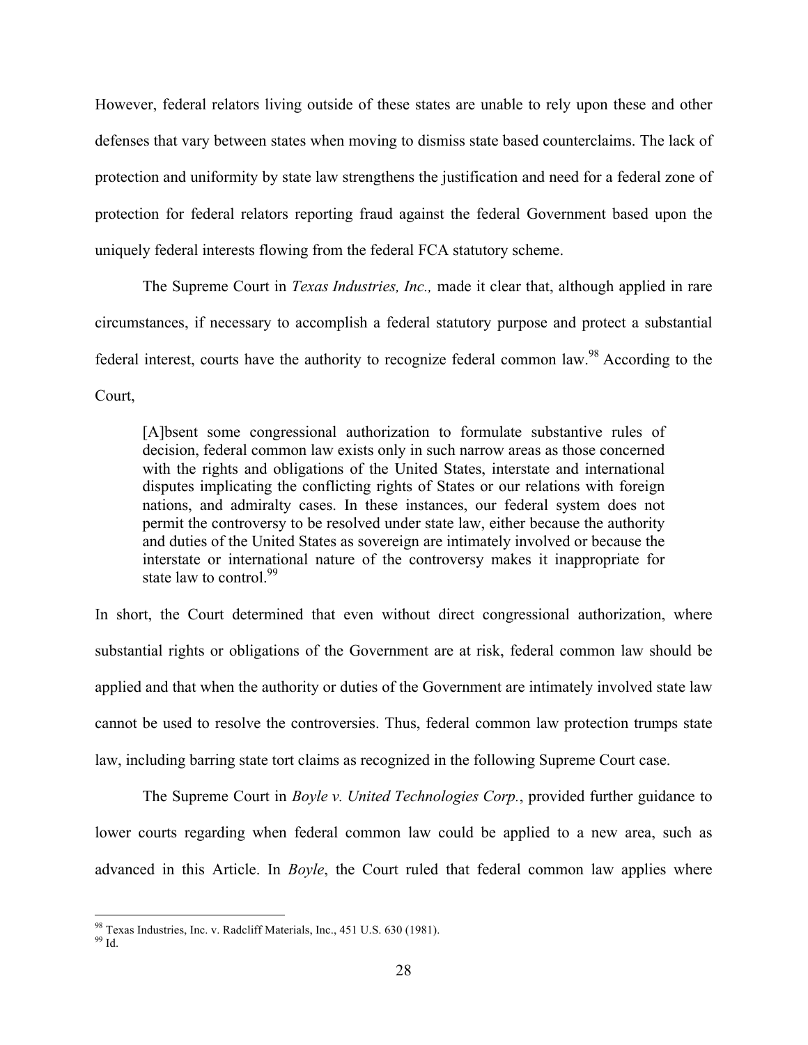However, federal relators living outside of these states are unable to rely upon these and other defenses that vary between states when moving to dismiss state based counterclaims. The lack of protection and uniformity by state law strengthens the justification and need for a federal zone of protection for federal relators reporting fraud against the federal Government based upon the uniquely federal interests flowing from the federal FCA statutory scheme.

The Supreme Court in *Texas Industries, Inc.,* made it clear that, although applied in rare circumstances, if necessary to accomplish a federal statutory purpose and protect a substantial federal interest, courts have the authority to recognize federal common law.[98] According to the Court,

> [A]bsent some congressional authorization to formulate substantive rules of decision, federal common law exists only in such narrow areas as those concerned with the rights and obligations of the United States, interstate and international disputes implicating the conflicting rights of States or our relations with foreign nations, and admiralty cases. In these instances, our federal system does not permit the controversy to be resolved under state law, either because the authority and duties of the United States as sovereign are intimately involved or because the interstate or international nature of the controversy makes it inappropriate for state law to control.[99]

In short, the Court determined that even without direct congressional authorization, where substantial rights or obligations of the Government are at risk, federal common law should be applied and that when the authority or duties of the Government are intimately involved state law cannot be used to resolve the controversies. Thus, federal common law protection trumps state law, including barring state tort claims as recognized in the following Supreme Court case.

The Supreme Court in *Boyle v. United Technologies Corp.*, provided further guidance to lower courts regarding when federal common law could be applied to a new area, such as advanced in this Article. In *Boyle*, the Court ruled that federal common law applies where

---

[98] Texas Industries, Inc. v. Radcliff Materials, Inc., 451 U.S. 630 (1981).

[99] Id.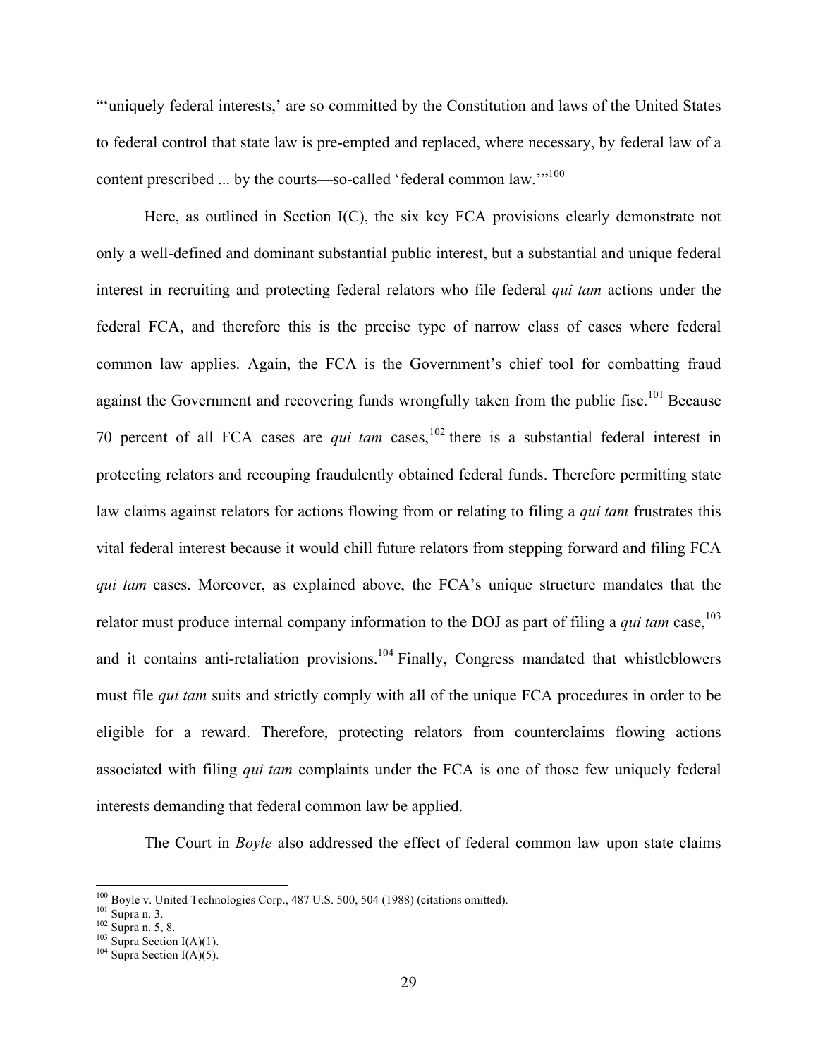"'uniquely federal interests,' are so committed by the Constitution and laws of the United States to federal control that state law is pre-empted and replaced, where necessary, by federal law of a content prescribed ... by the courts—so-called 'federal common law.'"[100]

Here, as outlined in Section I(C), the six key FCA provisions clearly demonstrate not only a well-defined and dominant substantial public interest, but a substantial and unique federal interest in recruiting and protecting federal relators who file federal *qui tam* actions under the federal FCA, and therefore this is the precise type of narrow class of cases where federal common law applies. Again, the FCA is the Government's chief tool for combatting fraud against the Government and recovering funds wrongfully taken from the public fisc.[101] Because 70 percent of all FCA cases are *qui tam* cases,[102] there is a substantial federal interest in protecting relators and recouping fraudulently obtained federal funds. Therefore permitting state law claims against relators for actions flowing from or relating to filing a *qui tam* frustrates this vital federal interest because it would chill future relators from stepping forward and filing FCA *qui tam* cases. Moreover, as explained above, the FCA's unique structure mandates that the relator must produce internal company information to the DOJ as part of filing a *qui tam* case,[103] and it contains anti-retaliation provisions.[104] Finally, Congress mandated that whistleblowers must file *qui tam* suits and strictly comply with all of the unique FCA procedures in order to be eligible for a reward. Therefore, protecting relators from counterclaims flowing actions associated with filing *qui tam* complaints under the FCA is one of those few uniquely federal interests demanding that federal common law be applied.

The Court in *Boyle* also addressed the effect of federal common law upon state claims

---

[100] Boyle v. United Technologies Corp., 487 U.S. 500, 504 (1988) (citations omitted).
[101] Supra n. 3.
[102] Supra n. 5, 8.
[103] Supra Section I(A)(1).
[104] Supra Section I(A)(5).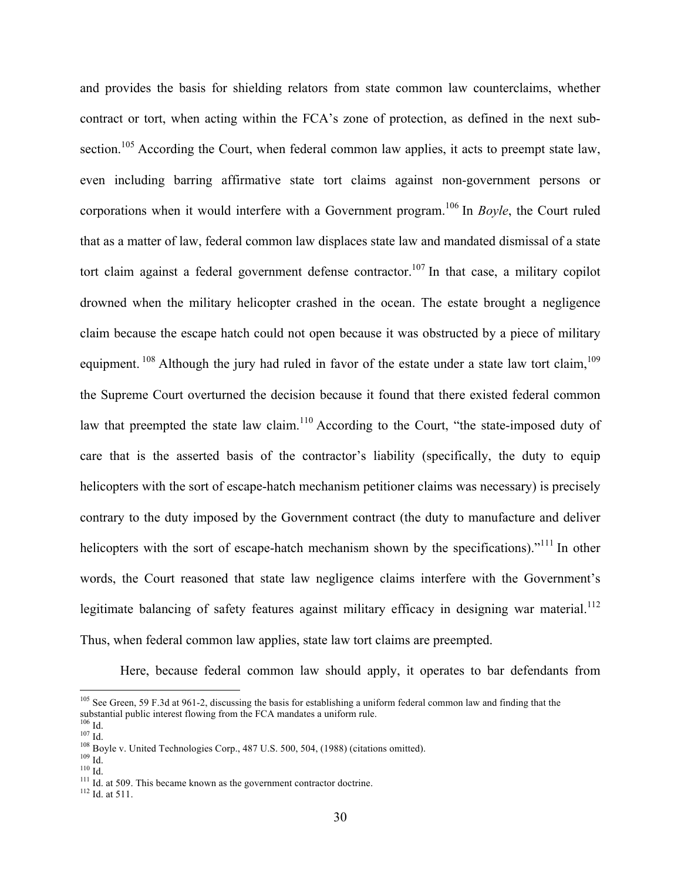and provides the basis for shielding relators from state common law counterclaims, whether contract or tort, when acting within the FCA's zone of protection, as defined in the next sub-section.[105] According the Court, when federal common law applies, it acts to preempt state law, even including barring affirmative state tort claims against non-government persons or corporations when it would interfere with a Government program.[106] In *Boyle*, the Court ruled that as a matter of law, federal common law displaces state law and mandated dismissal of a state tort claim against a federal government defense contractor.[107] In that case, a military copilot drowned when the military helicopter crashed in the ocean. The estate brought a negligence claim because the escape hatch could not open because it was obstructed by a piece of military equipment.[108] Although the jury had ruled in favor of the estate under a state law tort claim,[109] the Supreme Court overturned the decision because it found that there existed federal common law that preempted the state law claim.[110] According to the Court, "the state-imposed duty of care that is the asserted basis of the contractor's liability (specifically, the duty to equip helicopters with the sort of escape-hatch mechanism petitioner claims was necessary) is precisely contrary to the duty imposed by the Government contract (the duty to manufacture and deliver helicopters with the sort of escape-hatch mechanism shown by the specifications)."[111] In other words, the Court reasoned that state law negligence claims interfere with the Government's legitimate balancing of safety features against military efficacy in designing war material.[112] Thus, when federal common law applies, state law tort claims are preempted.

Here, because federal common law should apply, it operates to bar defendants from

---

[105] See Green, 59 F.3d at 961-2, discussing the basis for establishing a uniform federal common law and finding that the substantial public interest flowing from the FCA mandates a uniform rule.

[106] Id.

[107] Id.

[108] Boyle v. United Technologies Corp., 487 U.S. 500, 504, (1988) (citations omitted).

[109] Id.

[110] Id.

[111] Id. at 509. This became known as the government contractor doctrine.

[112] Id. at 511.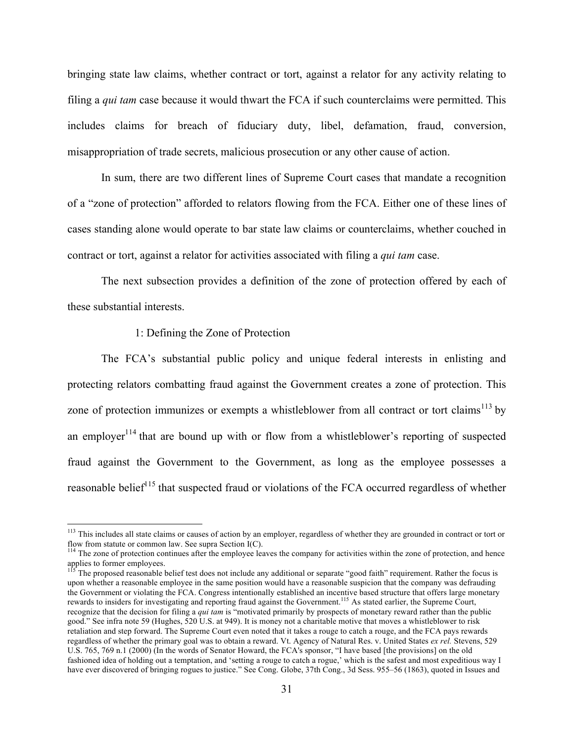bringing state law claims, whether contract or tort, against a relator for any activity relating to filing a *qui tam* case because it would thwart the FCA if such counterclaims were permitted. This includes claims for breach of fiduciary duty, libel, defamation, fraud, conversion, misappropriation of trade secrets, malicious prosecution or any other cause of action.

In sum, there are two different lines of Supreme Court cases that mandate a recognition of a "zone of protection" afforded to relators flowing from the FCA. Either one of these lines of cases standing alone would operate to bar state law claims or counterclaims, whether couched in contract or tort, against a relator for activities associated with filing a *qui tam* case.

The next subsection provides a definition of the zone of protection offered by each of these substantial interests.

1: Defining the Zone of Protection

The FCA's substantial public policy and unique federal interests in enlisting and protecting relators combatting fraud against the Government creates a zone of protection. This zone of protection immunizes or exempts a whistleblower from all contract or tort claims[113] by an employer[114] that are bound up with or flow from a whistleblower's reporting of suspected fraud against the Government to the Government, as long as the employee possesses a reasonable belief[115] that suspected fraud or violations of the FCA occurred regardless of whether

---

[113] This includes all state claims or causes of action by an employer, regardless of whether they are grounded in contract or tort or flow from statute or common law. See supra Section I(C).

[114] The zone of protection continues after the employee leaves the company for activities within the zone of protection, and hence applies to former employees.

[115] The proposed reasonable belief test does not include any additional or separate "good faith" requirement. Rather the focus is upon whether a reasonable employee in the same position would have a reasonable suspicion that the company was defrauding the Government or violating the FCA. Congress intentionally established an incentive based structure that offers large monetary rewards to insiders for investigating and reporting fraud against the Government.[115] As stated earlier, the Supreme Court, recognize that the decision for filing a *qui tam* is "motivated primarily by prospects of monetary reward rather than the public good." See infra note 59 (Hughes, 520 U.S. at 949). It is money not a charitable motive that moves a whistleblower to risk retaliation and step forward. The Supreme Court even noted that it takes a rouge to catch a rouge, and the FCA pays rewards regardless of whether the primary goal was to obtain a reward. Vt. Agency of Natural Res. v. United States *ex rel.* Stevens, 529 U.S. 765, 769 n.1 (2000) (In the words of Senator Howard, the FCA's sponsor, "I have based [the provisions] on the old fashioned idea of holding out a temptation, and 'setting a rouge to catch a rogue,' which is the safest and most expeditious way I have ever discovered of bringing rogues to justice." See Cong. Globe, 37th Cong., 3d Sess. 955–56 (1863), quoted in Issues and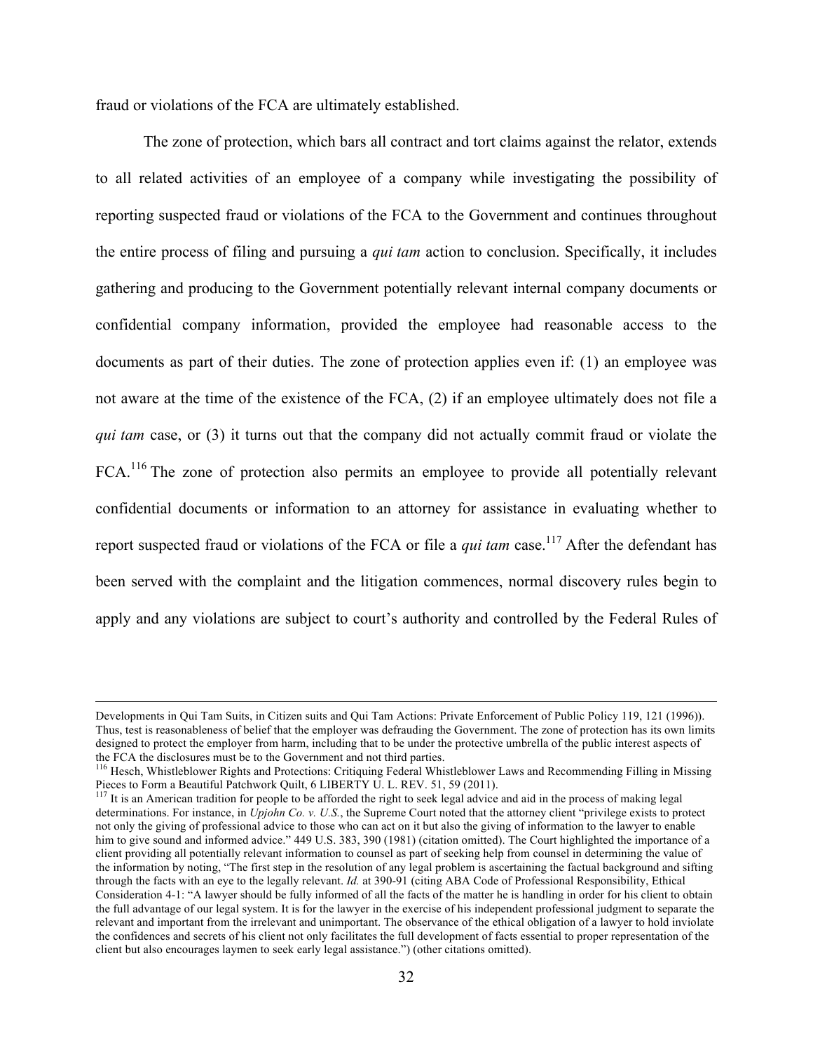fraud or violations of the FCA are ultimately established.

The zone of protection, which bars all contract and tort claims against the relator, extends to all related activities of an employee of a company while investigating the possibility of reporting suspected fraud or violations of the FCA to the Government and continues throughout the entire process of filing and pursuing a *qui tam* action to conclusion. Specifically, it includes gathering and producing to the Government potentially relevant internal company documents or confidential company information, provided the employee had reasonable access to the documents as part of their duties. The zone of protection applies even if: (1) an employee was not aware at the time of the existence of the FCA, (2) if an employee ultimately does not file a *qui tam* case, or (3) it turns out that the company did not actually commit fraud or violate the FCA.[116] The zone of protection also permits an employee to provide all potentially relevant confidential documents or information to an attorney for assistance in evaluating whether to report suspected fraud or violations of the FCA or file a *qui tam* case.[117] After the defendant has been served with the complaint and the litigation commences, normal discovery rules begin to apply and any violations are subject to court's authority and controlled by the Federal Rules of

---

Developments in Qui Tam Suits, in Citizen suits and Qui Tam Actions: Private Enforcement of Public Policy 119, 121 (1996)). Thus, test is reasonableness of belief that the employer was defrauding the Government. The zone of protection has its own limits designed to protect the employer from harm, including that to be under the protective umbrella of the public interest aspects of the FCA the disclosures must be to the Government and not third parties.

[116] Hesch, Whistleblower Rights and Protections: Critiquing Federal Whistleblower Laws and Recommending Filling in Missing Pieces to Form a Beautiful Patchwork Quilt, 6 LIBERTY U. L. REV. 51, 59 (2011).

[117] It is an American tradition for people to be afforded the right to seek legal advice and aid in the process of making legal determinations. For instance, in *Upjohn Co. v. U.S.*, the Supreme Court noted that the attorney client "privilege exists to protect not only the giving of professional advice to those who can act on it but also the giving of information to the lawyer to enable him to give sound and informed advice." 449 U.S. 383, 390 (1981) (citation omitted). The Court highlighted the importance of a client providing all potentially relevant information to counsel as part of seeking help from counsel in determining the value of the information by noting, "The first step in the resolution of any legal problem is ascertaining the factual background and sifting through the facts with an eye to the legally relevant. *Id.* at 390-91 (citing ABA Code of Professional Responsibility, Ethical Consideration 4-1: "A lawyer should be fully informed of all the facts of the matter he is handling in order for his client to obtain the full advantage of our legal system. It is for the lawyer in the exercise of his independent professional judgment to separate the relevant and important from the irrelevant and unimportant. The observance of the ethical obligation of a lawyer to hold inviolate the confidences and secrets of his client not only facilitates the full development of facts essential to proper representation of the client but also encourages laymen to seek early legal assistance.") (other citations omitted).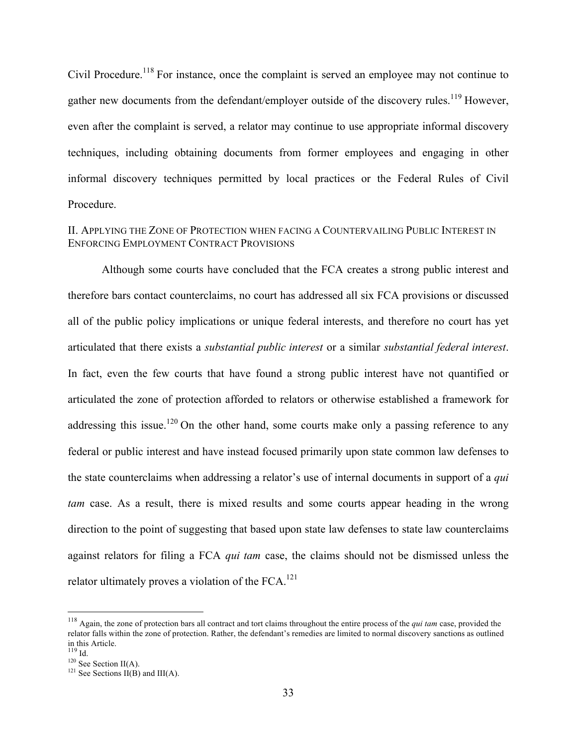Civil Procedure.[118] For instance, once the complaint is served an employee may not continue to gather new documents from the defendant/employer outside of the discovery rules.[119] However, even after the complaint is served, a relator may continue to use appropriate informal discovery techniques, including obtaining documents from former employees and engaging in other informal discovery techniques permitted by local practices or the Federal Rules of Civil Procedure.

## II. Applying the Zone of Protection when facing a Countervailing Public Interest in Enforcing Employment Contract Provisions

Although some courts have concluded that the FCA creates a strong public interest and therefore bars contact counterclaims, no court has addressed all six FCA provisions or discussed all of the public policy implications or unique federal interests, and therefore no court has yet articulated that there exists a *substantial public interest* or a similar *substantial federal interest*. In fact, even the few courts that have found a strong public interest have not quantified or articulated the zone of protection afforded to relators or otherwise established a framework for addressing this issue.[120] On the other hand, some courts make only a passing reference to any federal or public interest and have instead focused primarily upon state common law defenses to the state counterclaims when addressing a relator's use of internal documents in support of a *qui tam* case. As a result, there is mixed results and some courts appear heading in the wrong direction to the point of suggesting that based upon state law defenses to state law counterclaims against relators for filing a FCA *qui tam* case, the claims should not be dismissed unless the relator ultimately proves a violation of the FCA.[121]

---

[118] Again, the zone of protection bars all contract and tort claims throughout the entire process of the *qui tam* case, provided the relator falls within the zone of protection. Rather, the defendant's remedies are limited to normal discovery sanctions as outlined in this Article.

[119] Id.

[120] See Section II(A).

[121] See Sections II(B) and III(A).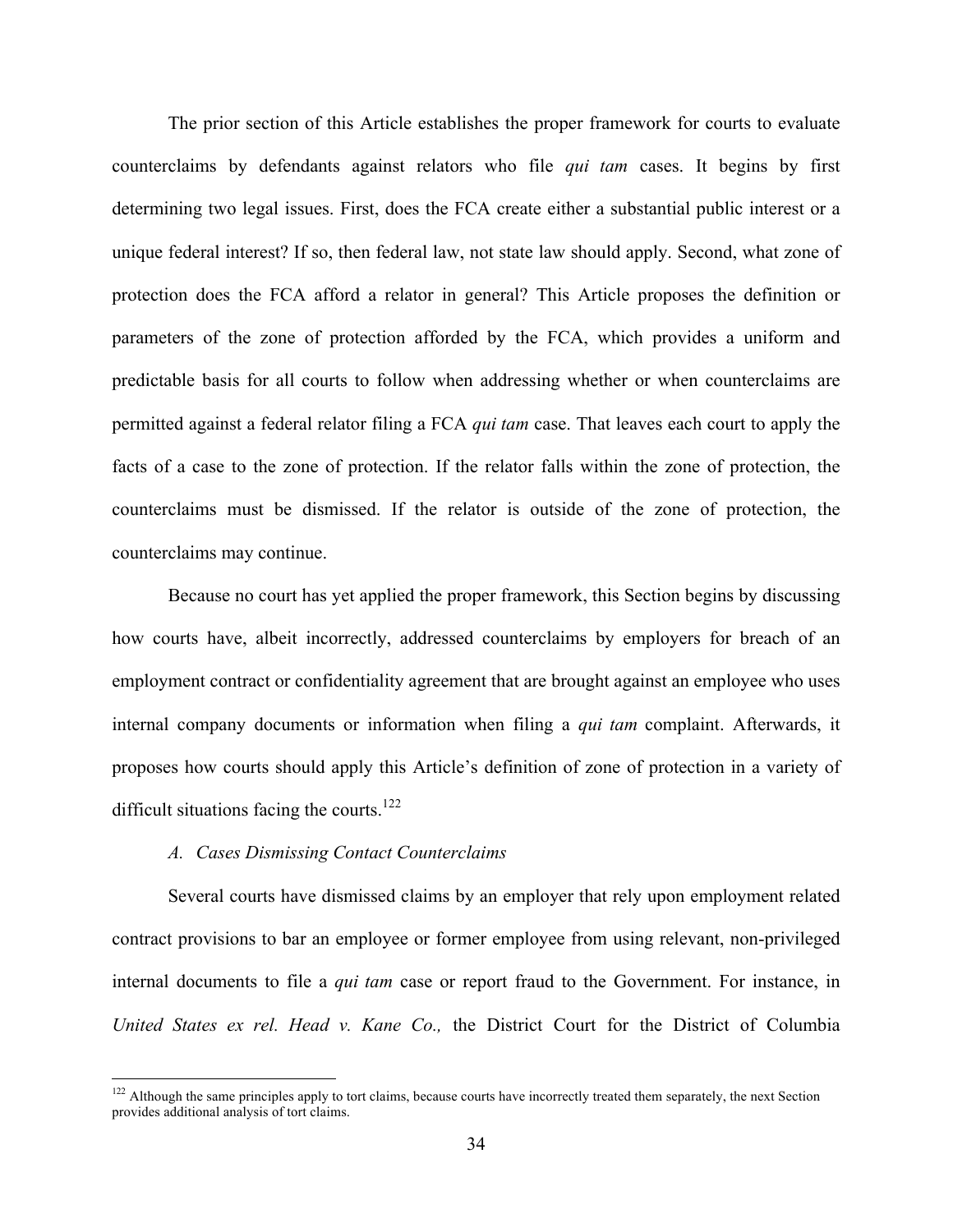The prior section of this Article establishes the proper framework for courts to evaluate counterclaims by defendants against relators who file *qui tam* cases. It begins by first determining two legal issues. First, does the FCA create either a substantial public interest or a unique federal interest? If so, then federal law, not state law should apply. Second, what zone of protection does the FCA afford a relator in general? This Article proposes the definition or parameters of the zone of protection afforded by the FCA, which provides a uniform and predictable basis for all courts to follow when addressing whether or when counterclaims are permitted against a federal relator filing a FCA *qui tam* case. That leaves each court to apply the facts of a case to the zone of protection. If the relator falls within the zone of protection, the counterclaims must be dismissed. If the relator is outside of the zone of protection, the counterclaims may continue.

Because no court has yet applied the proper framework, this Section begins by discussing how courts have, albeit incorrectly, addressed counterclaims by employers for breach of an employment contract or confidentiality agreement that are brought against an employee who uses internal company documents or information when filing a *qui tam* complaint. Afterwards, it proposes how courts should apply this Article's definition of zone of protection in a variety of difficult situations facing the courts.[122]

### *A. Cases Dismissing Contact Counterclaims*

Several courts have dismissed claims by an employer that rely upon employment related contract provisions to bar an employee or former employee from using relevant, non-privileged internal documents to file a *qui tam* case or report fraud to the Government. For instance, in *United States ex rel. Head v. Kane Co.,* the District Court for the District of Columbia

[122] Although the same principles apply to tort claims, because courts have incorrectly treated them separately, the next Section provides additional analysis of tort claims.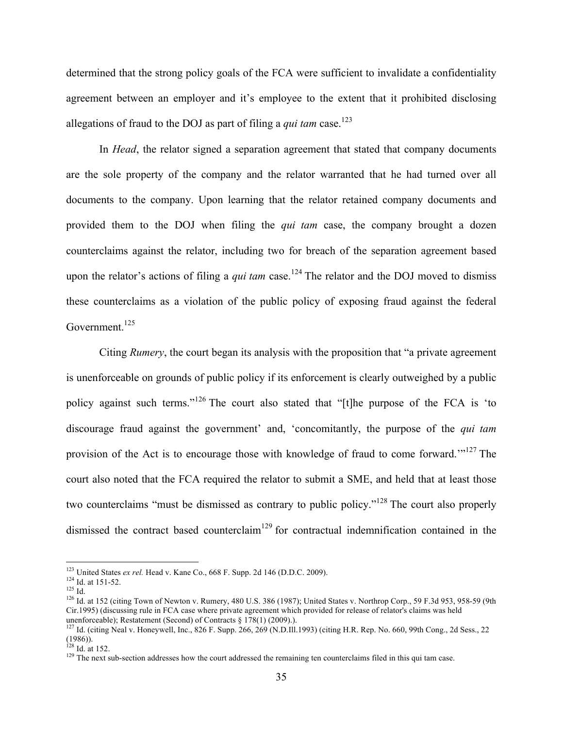determined that the strong policy goals of the FCA were sufficient to invalidate a confidentiality agreement between an employer and it's employee to the extent that it prohibited disclosing allegations of fraud to the DOJ as part of filing a *qui tam* case.[123]

In *Head*, the relator signed a separation agreement that stated that company documents are the sole property of the company and the relator warranted that he had turned over all documents to the company. Upon learning that the relator retained company documents and provided them to the DOJ when filing the *qui tam* case, the company brought a dozen counterclaims against the relator, including two for breach of the separation agreement based upon the relator's actions of filing a *qui tam* case.[124] The relator and the DOJ moved to dismiss these counterclaims as a violation of the public policy of exposing fraud against the federal Government.[125]

Citing *Rumery*, the court began its analysis with the proposition that "a private agreement is unenforceable on grounds of public policy if its enforcement is clearly outweighed by a public policy against such terms."[126] The court also stated that "[t]he purpose of the FCA is 'to discourage fraud against the government' and, 'concomitantly, the purpose of the *qui tam* provision of the Act is to encourage those with knowledge of fraud to come forward.'"[127] The court also noted that the FCA required the relator to submit a SME, and held that at least those two counterclaims "must be dismissed as contrary to public policy."[128] The court also properly dismissed the contract based counterclaim[129] for contractual indemnification contained in the

---

[123] United States *ex rel.* Head v. Kane Co., 668 F. Supp. 2d 146 (D.D.C. 2009).

[124] Id. at 151-52.

[125] Id.

[126] Id. at 152 (citing Town of Newton v. Rumery, 480 U.S. 386 (1987); United States v. Northrop Corp., 59 F.3d 953, 958-59 (9th Cir.1995) (discussing rule in FCA case where private agreement which provided for release of relator's claims was held unenforceable); Restatement (Second) of Contracts § 178(1) (2009).).

[127] Id. (citing Neal v. Honeywell, Inc., 826 F. Supp. 266, 269 (N.D.Ill.1993) (citing H.R. Rep. No. 660, 99th Cong., 2d Sess., 22 (1986)).

[128] Id. at 152.

[129] The next sub-section addresses how the court addressed the remaining ten counterclaims filed in this qui tam case.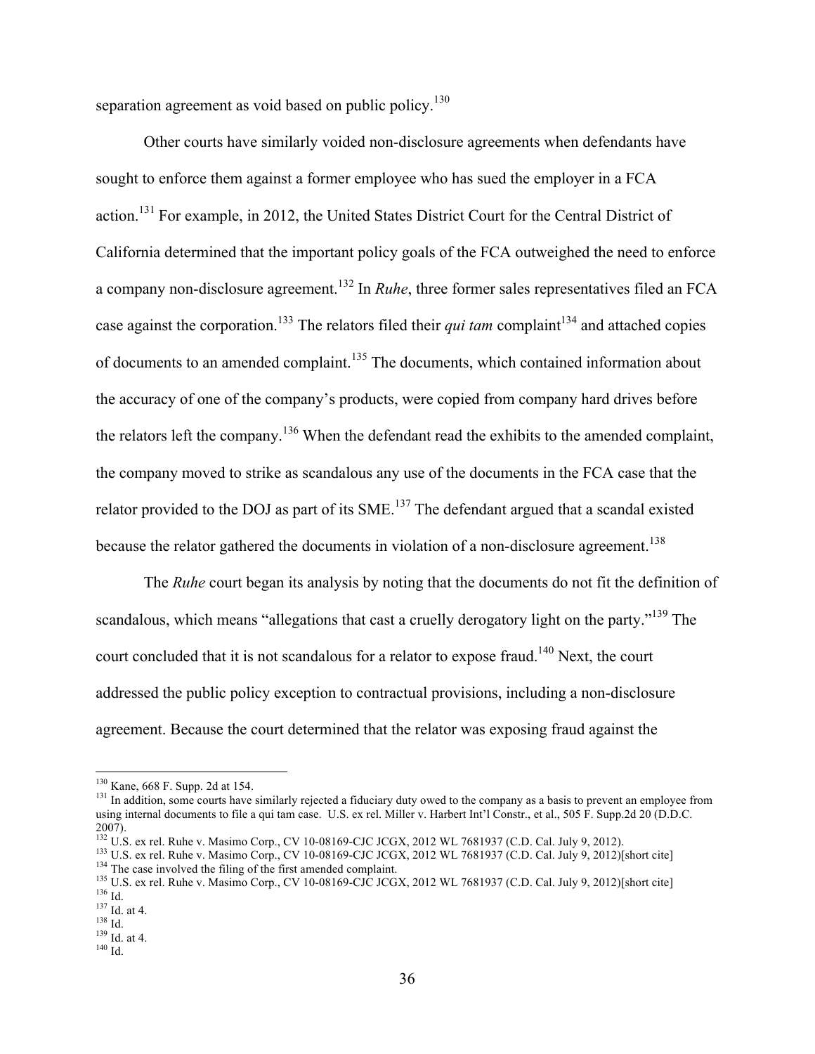separation agreement as void based on public policy.[130]

Other courts have similarly voided non-disclosure agreements when defendants have sought to enforce them against a former employee who has sued the employer in a FCA action.[131] For example, in 2012, the United States District Court for the Central District of California determined that the important policy goals of the FCA outweighed the need to enforce a company non-disclosure agreement.[132] In *Ruhe*, three former sales representatives filed an FCA case against the corporation.[133] The relators filed their *qui tam* complaint[134] and attached copies of documents to an amended complaint.[135] The documents, which contained information about the accuracy of one of the company's products, were copied from company hard drives before the relators left the company.[136] When the defendant read the exhibits to the amended complaint, the company moved to strike as scandalous any use of the documents in the FCA case that the relator provided to the DOJ as part of its SME.[137] The defendant argued that a scandal existed because the relator gathered the documents in violation of a non-disclosure agreement.[138]

The *Ruhe* court began its analysis by noting that the documents do not fit the definition of scandalous, which means "allegations that cast a cruelly derogatory light on the party."[139] The court concluded that it is not scandalous for a relator to expose fraud.[140] Next, the court addressed the public policy exception to contractual provisions, including a non-disclosure agreement. Because the court determined that the relator was exposing fraud against the

---

[130] Kane, 668 F. Supp. 2d at 154.

[131] In addition, some courts have similarly rejected a fiduciary duty owed to the company as a basis to prevent an employee from using internal documents to file a qui tam case. U.S. ex rel. Miller v. Harbert Int'l Constr., et al., 505 F. Supp.2d 20 (D.D.C. 2007).

[132] U.S. ex rel. Ruhe v. Masimo Corp., CV 10-08169-CJC JCGX, 2012 WL 7681937 (C.D. Cal. July 9, 2012).

[133] U.S. ex rel. Ruhe v. Masimo Corp., CV 10-08169-CJC JCGX, 2012 WL 7681937 (C.D. Cal. July 9, 2012)[short cite]

[134] The case involved the filing of the first amended complaint.

[135] U.S. ex rel. Ruhe v. Masimo Corp., CV 10-08169-CJC JCGX, 2012 WL 7681937 (C.D. Cal. July 9, 2012)[short cite]

[136] Id.

[137] Id. at 4.

[138] Id.

[139] Id. at 4.

[140] Id.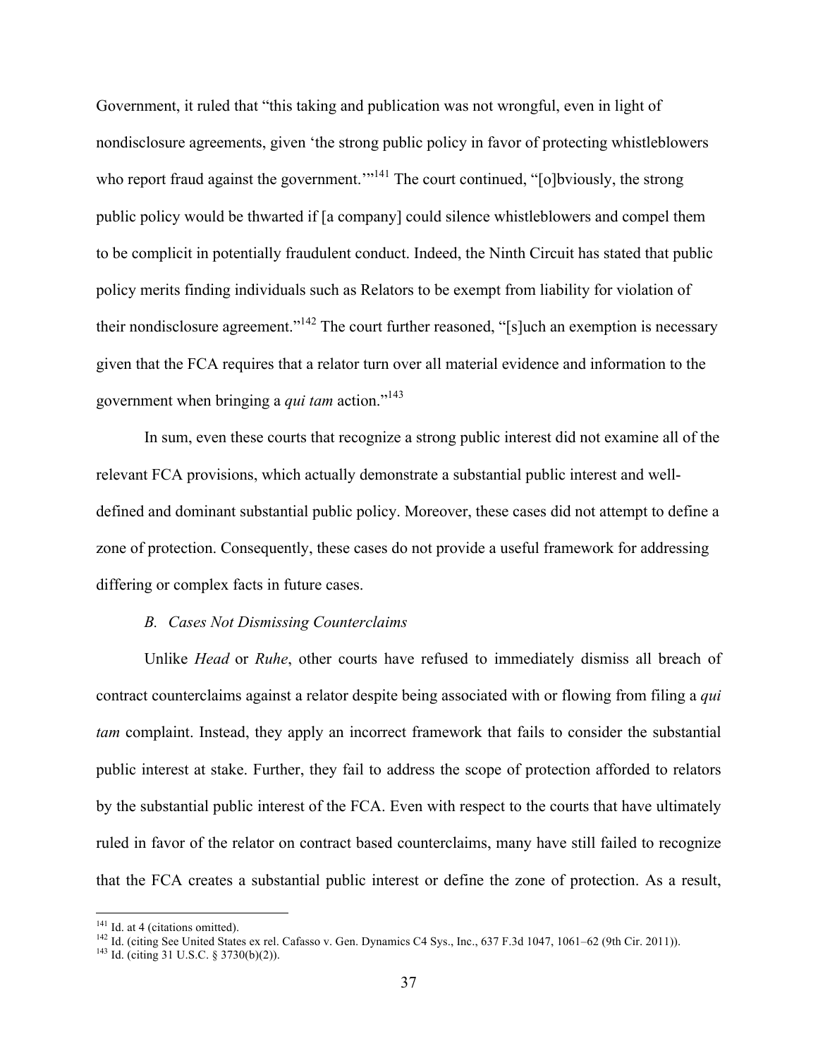Government, it ruled that "this taking and publication was not wrongful, even in light of nondisclosure agreements, given 'the strong public policy in favor of protecting whistleblowers who report fraud against the government.'"[141] The court continued, "[o]bviously, the strong public policy would be thwarted if [a company] could silence whistleblowers and compel them to be complicit in potentially fraudulent conduct. Indeed, the Ninth Circuit has stated that public policy merits finding individuals such as Relators to be exempt from liability for violation of their nondisclosure agreement."[142] The court further reasoned, "[s]uch an exemption is necessary given that the FCA requires that a relator turn over all material evidence and information to the government when bringing a *qui tam* action."[143]

In sum, even these courts that recognize a strong public interest did not examine all of the relevant FCA provisions, which actually demonstrate a substantial public interest and well-defined and dominant substantial public policy. Moreover, these cases did not attempt to define a zone of protection. Consequently, these cases do not provide a useful framework for addressing differing or complex facts in future cases.

### *B. Cases Not Dismissing Counterclaims*

Unlike *Head* or *Ruhe*, other courts have refused to immediately dismiss all breach of contract counterclaims against a relator despite being associated with or flowing from filing a *qui tam* complaint. Instead, they apply an incorrect framework that fails to consider the substantial public interest at stake. Further, they fail to address the scope of protection afforded to relators by the substantial public interest of the FCA. Even with respect to the courts that have ultimately ruled in favor of the relator on contract based counterclaims, many have still failed to recognize that the FCA creates a substantial public interest or define the zone of protection. As a result,

---

[141] Id. at 4 (citations omitted).

[142] Id. (citing See United States ex rel. Cafasso v. Gen. Dynamics C4 Sys., Inc., 637 F.3d 1047, 1061–62 (9th Cir. 2011)).

[143] Id. (citing 31 U.S.C. § 3730(b)(2)).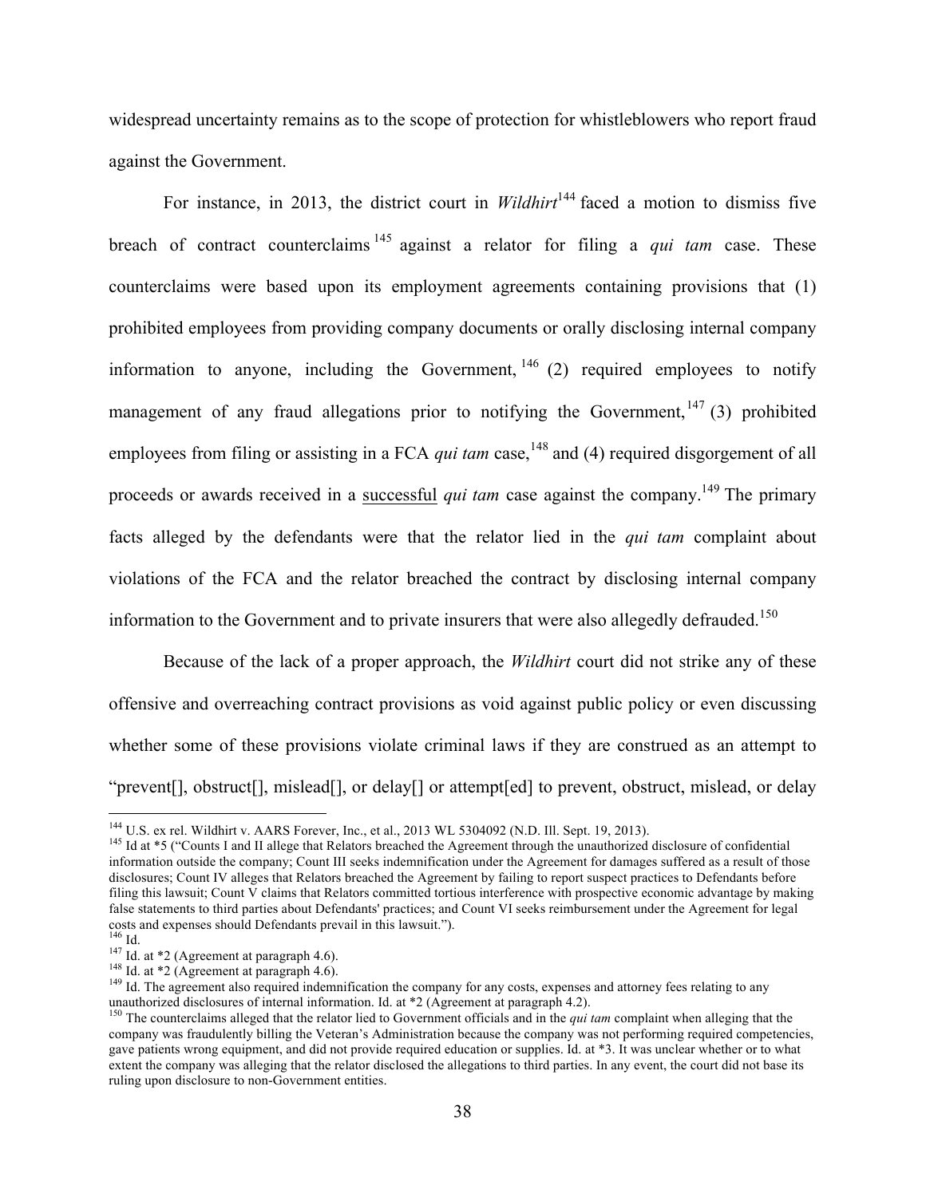widespread uncertainty remains as to the scope of protection for whistleblowers who report fraud against the Government.

For instance, in 2013, the district court in *Wildhirt*[144] faced a motion to dismiss five breach of contract counterclaims[145] against a relator for filing a *qui tam* case. These counterclaims were based upon its employment agreements containing provisions that (1) prohibited employees from providing company documents or orally disclosing internal company information to anyone, including the Government,[146] (2) required employees to notify management of any fraud allegations prior to notifying the Government,[147] (3) prohibited employees from filing or assisting in a FCA *qui tam* case,[148] and (4) required disgorgement of all proceeds or awards received in a <u>successful</u> *qui tam* case against the company.[149] The primary facts alleged by the defendants were that the relator lied in the *qui tam* complaint about violations of the FCA and the relator breached the contract by disclosing internal company information to the Government and to private insurers that were also allegedly defrauded.[150]

Because of the lack of a proper approach, the *Wildhirt* court did not strike any of these offensive and overreaching contract provisions as void against public policy or even discussing whether some of these provisions violate criminal laws if they are construed as an attempt to "prevent[], obstruct[], mislead[], or delay[] or attempt[ed] to prevent, obstruct, mislead, or delay

---

[144] U.S. ex rel. Wildhirt v. AARS Forever, Inc., et al., 2013 WL 5304092 (N.D. Ill. Sept. 19, 2013).

[145] Id at *5 ("Counts I and II allege that Relators breached the Agreement through the unauthorized disclosure of confidential information outside the company; Count III seeks indemnification under the Agreement for damages suffered as a result of those disclosures; Count IV alleges that Relators breached the Agreement by failing to report suspect practices to Defendants before filing this lawsuit; Count V claims that Relators committed tortious interference with prospective economic advantage by making false statements to third parties about Defendants' practices; and Count VI seeks reimbursement under the Agreement for legal costs and expenses should Defendants prevail in this lawsuit.").

[146] Id.

[147] Id. at *2 (Agreement at paragraph 4.6).

[148] Id. at *2 (Agreement at paragraph 4.6).

[149] Id. The agreement also required indemnification the company for any costs, expenses and attorney fees relating to any unauthorized disclosures of internal information. Id. at *2 (Agreement at paragraph 4.2).

[150] The counterclaims alleged that the relator lied to Government officials and in the *qui tam* complaint when alleging that the company was fraudulently billing the Veteran's Administration because the company was not performing required competencies, gave patients wrong equipment, and did not provide required education or supplies. Id. at *3. It was unclear whether or to what extent the company was alleging that the relator disclosed the allegations to third parties. In any event, the court did not base its ruling upon disclosure to non-Government entities.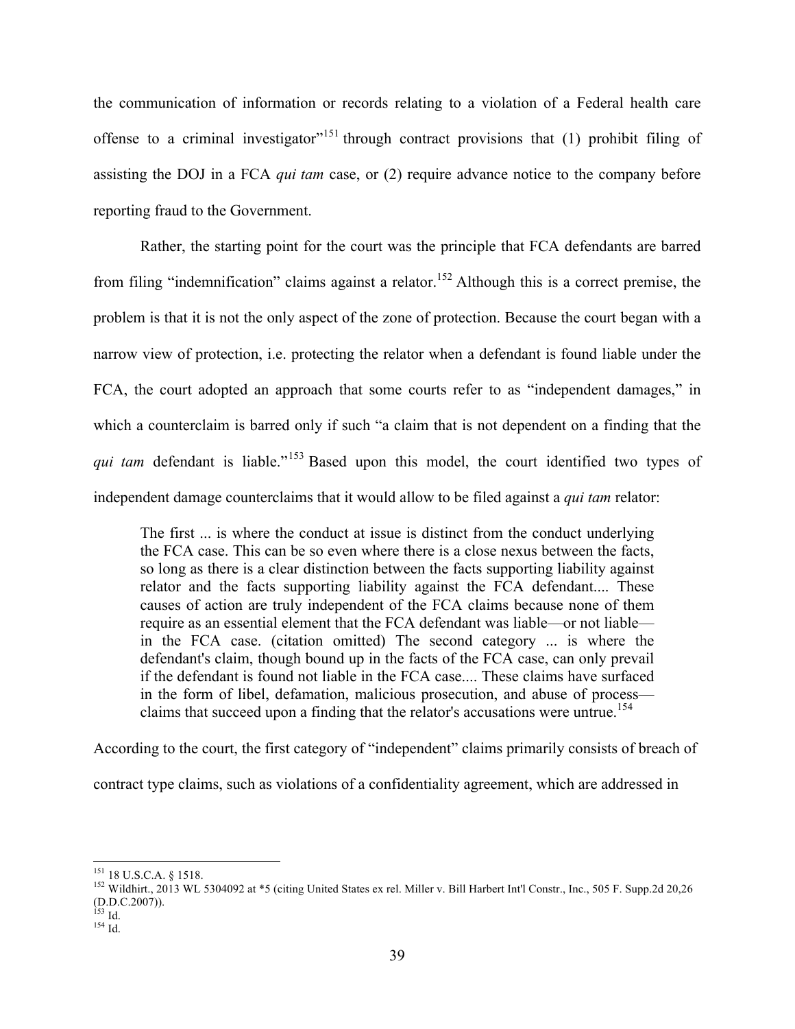the communication of information or records relating to a violation of a Federal health care offense to a criminal investigator"[151] through contract provisions that (1) prohibit filing of assisting the DOJ in a FCA *qui tam* case, or (2) require advance notice to the company before reporting fraud to the Government.

Rather, the starting point for the court was the principle that FCA defendants are barred from filing "indemnification" claims against a relator.[152] Although this is a correct premise, the problem is that it is not the only aspect of the zone of protection. Because the court began with a narrow view of protection, i.e. protecting the relator when a defendant is found liable under the FCA, the court adopted an approach that some courts refer to as "independent damages," in which a counterclaim is barred only if such "a claim that is not dependent on a finding that the *qui tam* defendant is liable."[153] Based upon this model, the court identified two types of independent damage counterclaims that it would allow to be filed against a *qui tam* relator:

> The first ... is where the conduct at issue is distinct from the conduct underlying the FCA case. This can be so even where there is a close nexus between the facts, so long as there is a clear distinction between the facts supporting liability against relator and the facts supporting liability against the FCA defendant.... These causes of action are truly independent of the FCA claims because none of them require as an essential element that the FCA defendant was liable—or not liable—in the FCA case. (citation omitted) The second category ... is where the defendant's claim, though bound up in the facts of the FCA case, can only prevail if the defendant is found not liable in the FCA case.... These claims have surfaced in the form of libel, defamation, malicious prosecution, and abuse of process—claims that succeed upon a finding that the relator's accusations were untrue.[154]

According to the court, the first category of "independent" claims primarily consists of breach of contract type claims, such as violations of a confidentiality agreement, which are addressed in

---

[151] 18 U.S.C.A. § 1518.

[152] Wildhirt., 2013 WL 5304092 at *5 (citing United States ex rel. Miller v. Bill Harbert Int'l Constr., Inc., 505 F. Supp.2d 20,26 (D.D.C.2007)).

[153] Id.

[154] Id.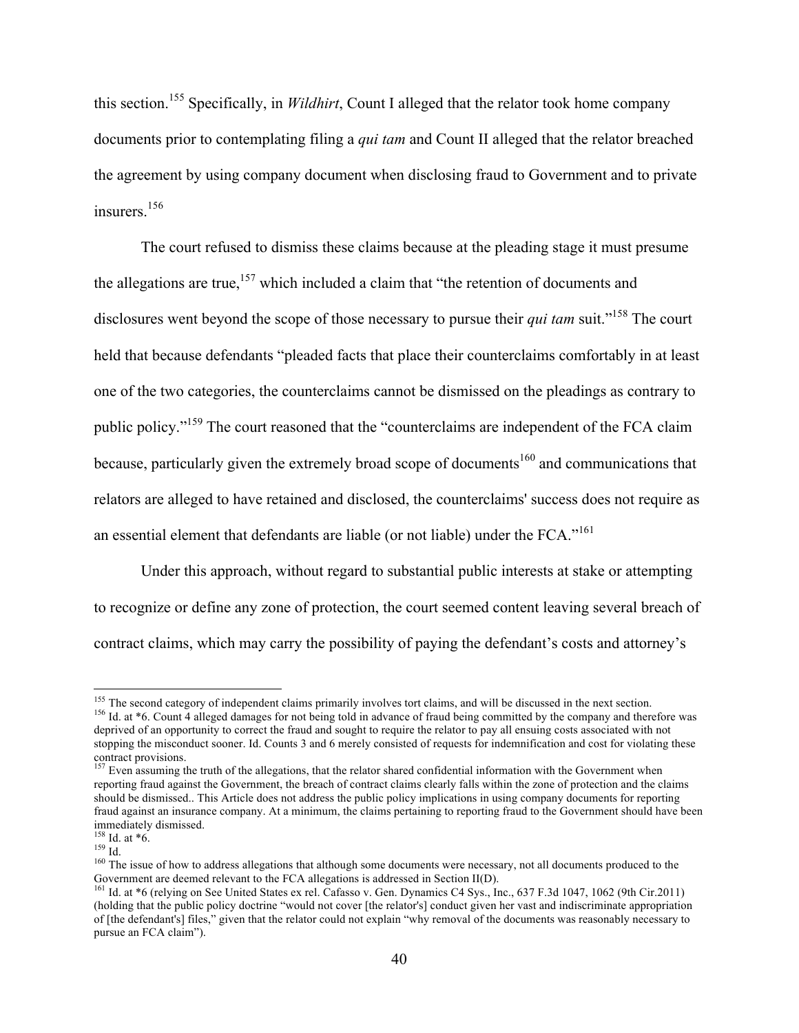this section.[155] Specifically, in *Wildhirt*, Count I alleged that the relator took home company documents prior to contemplating filing a *qui tam* and Count II alleged that the relator breached the agreement by using company document when disclosing fraud to Government and to private insurers.[156]

The court refused to dismiss these claims because at the pleading stage it must presume the allegations are true,[157] which included a claim that "the retention of documents and disclosures went beyond the scope of those necessary to pursue their *qui tam* suit."[158] The court held that because defendants "pleaded facts that place their counterclaims comfortably in at least one of the two categories, the counterclaims cannot be dismissed on the pleadings as contrary to public policy."[159] The court reasoned that the "counterclaims are independent of the FCA claim because, particularly given the extremely broad scope of documents[160] and communications that relators are alleged to have retained and disclosed, the counterclaims' success does not require as an essential element that defendants are liable (or not liable) under the FCA."[161]

Under this approach, without regard to substantial public interests at stake or attempting to recognize or define any zone of protection, the court seemed content leaving several breach of contract claims, which may carry the possibility of paying the defendant's costs and attorney's

---

[155] The second category of independent claims primarily involves tort claims, and will be discussed in the next section.

[156] Id. at *6. Count 4 alleged damages for not being told in advance of fraud being committed by the company and therefore was deprived of an opportunity to correct the fraud and sought to require the relator to pay all ensuing costs associated with not stopping the misconduct sooner. Id. Counts 3 and 6 merely consisted of requests for indemnification and cost for violating these contract provisions.

[157] Even assuming the truth of the allegations, that the relator shared confidential information with the Government when reporting fraud against the Government, the breach of contract claims clearly falls within the zone of protection and the claims should be dismissed.. This Article does not address the public policy implications in using company documents for reporting fraud against an insurance company. At a minimum, the claims pertaining to reporting fraud to the Government should have been immediately dismissed.

[158] Id. at *6.

[159] Id.

[160] The issue of how to address allegations that although some documents were necessary, not all documents produced to the Government are deemed relevant to the FCA allegations is addressed in Section II(D).

[161] Id. at *6 (relying on See United States ex rel. Cafasso v. Gen. Dynamics C4 Sys., Inc., 637 F.3d 1047, 1062 (9th Cir.2011) (holding that the public policy doctrine "would not cover [the relator's] conduct given her vast and indiscriminate appropriation of [the defendant's] files," given that the relator could not explain "why removal of the documents was reasonably necessary to pursue an FCA claim").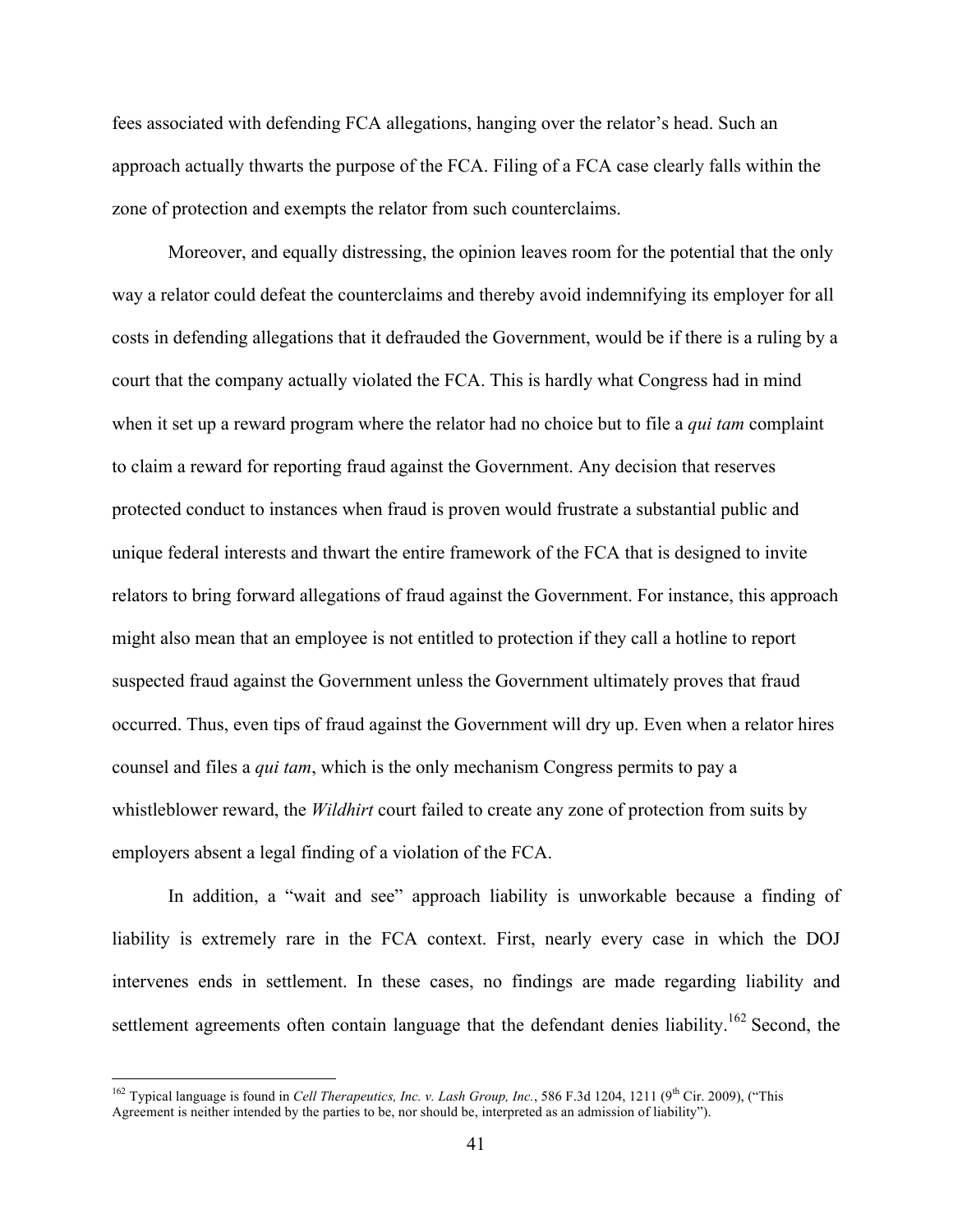fees associated with defending FCA allegations, hanging over the relator's head. Such an approach actually thwarts the purpose of the FCA. Filing of a FCA case clearly falls within the zone of protection and exempts the relator from such counterclaims.

Moreover, and equally distressing, the opinion leaves room for the potential that the only way a relator could defeat the counterclaims and thereby avoid indemnifying its employer for all costs in defending allegations that it defrauded the Government, would be if there is a ruling by a court that the company actually violated the FCA. This is hardly what Congress had in mind when it set up a reward program where the relator had no choice but to file a *qui tam* complaint to claim a reward for reporting fraud against the Government. Any decision that reserves protected conduct to instances when fraud is proven would frustrate a substantial public and unique federal interests and thwart the entire framework of the FCA that is designed to invite relators to bring forward allegations of fraud against the Government. For instance, this approach might also mean that an employee is not entitled to protection if they call a hotline to report suspected fraud against the Government unless the Government ultimately proves that fraud occurred. Thus, even tips of fraud against the Government will dry up. Even when a relator hires counsel and files a *qui tam*, which is the only mechanism Congress permits to pay a whistleblower reward, the *Wildhirt* court failed to create any zone of protection from suits by employers absent a legal finding of a violation of the FCA.

In addition, a "wait and see" approach liability is unworkable because a finding of liability is extremely rare in the FCA context. First, nearly every case in which the DOJ intervenes ends in settlement. In these cases, no findings are made regarding liability and settlement agreements often contain language that the defendant denies liability.[162] Second, the

[162] Typical language is found in *Cell Therapeutics, Inc. v. Lash Group, Inc.*, 586 F.3d 1204, 1211 (9th Cir. 2009), ("This Agreement is neither intended by the parties to be, nor should be, interpreted as an admission of liability").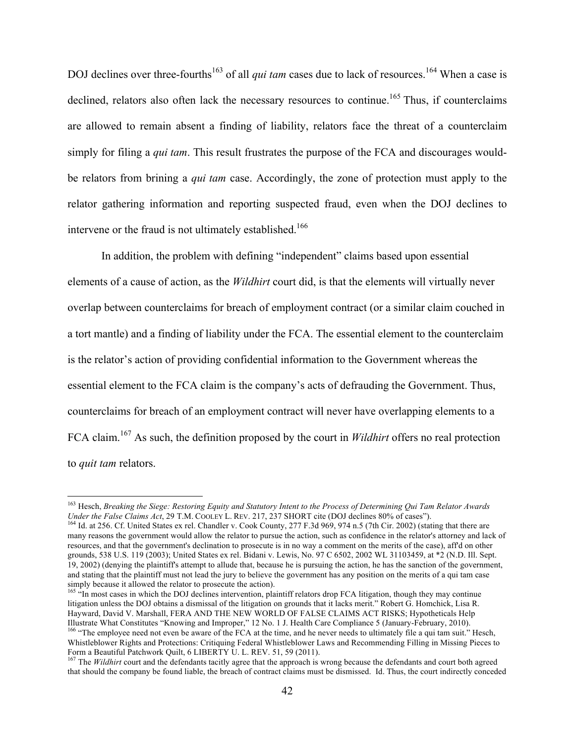DOJ declines over three-fourths[163] of all *qui tam* cases due to lack of resources.[164] When a case is declined, relators also often lack the necessary resources to continue.[165] Thus, if counterclaims are allowed to remain absent a finding of liability, relators face the threat of a counterclaim simply for filing a *qui tam*. This result frustrates the purpose of the FCA and discourages would-be relators from brining a *qui tam* case. Accordingly, the zone of protection must apply to the relator gathering information and reporting suspected fraud, even when the DOJ declines to intervene or the fraud is not ultimately established.[166]

In addition, the problem with defining "independent" claims based upon essential elements of a cause of action, as the *Wildhirt* court did, is that the elements will virtually never overlap between counterclaims for breach of employment contract (or a similar claim couched in a tort mantle) and a finding of liability under the FCA. The essential element to the counterclaim is the relator's action of providing confidential information to the Government whereas the essential element to the FCA claim is the company's acts of defrauding the Government. Thus, counterclaims for breach of an employment contract will never have overlapping elements to a FCA claim.[167] As such, the definition proposed by the court in *Wildhirt* offers no real protection to *quit tam* relators.

---

[163] Hesch, *Breaking the Siege: Restoring Equity and Statutory Intent to the Process of Determining Qui Tam Relator Awards Under the False Claims Act*, 29 T.M. COOLEY L. REV. 217, 237 SHORT cite (DOJ declines 80% of cases").

[164] Id. at 256. Cf. United States ex rel. Chandler v. Cook County, 277 F.3d 969, 974 n.5 (7th Cir. 2002) (stating that there are many reasons the government would allow the relator to pursue the action, such as confidence in the relator's attorney and lack of resources, and that the government's declination to prosecute is in no way a comment on the merits of the case), aff'd on other grounds, 538 U.S. 119 (2003); United States ex rel. Bidani v. Lewis, No. 97 C 6502, 2002 WL 31103459, at *2 (N.D. Ill. Sept. 19, 2002) (denying the plaintiff's attempt to allude that, because he is pursuing the action, he has the sanction of the government, and stating that the plaintiff must not lead the jury to believe the government has any position on the merits of a qui tam case simply because it allowed the relator to prosecute the action).

[165] "In most cases in which the DOJ declines intervention, plaintiff relators drop FCA litigation, though they may continue litigation unless the DOJ obtains a dismissal of the litigation on grounds that it lacks merit." Robert G. Homchick, Lisa R. Hayward, David V. Marshall, FERA AND THE NEW WORLD OF FALSE CLAIMS ACT RISKS; Hypotheticals Help Illustrate What Constitutes "Knowing and Improper," 12 No. 1 J. Health Care Compliance 5 (January-February, 2010).

[166] "The employee need not even be aware of the FCA at the time, and he never needs to ultimately file a qui tam suit." Hesch, Whistleblower Rights and Protections: Critiquing Federal Whistleblower Laws and Recommending Filling in Missing Pieces to Form a Beautiful Patchwork Quilt, 6 LIBERTY U. L. REV. 51, 59 (2011).

[167] The *Wildhirt* court and the defendants tacitly agree that the approach is wrong because the defendants and court both agreed that should the company be found liable, the breach of contract claims must be dismissed. Id. Thus, the court indirectly conceded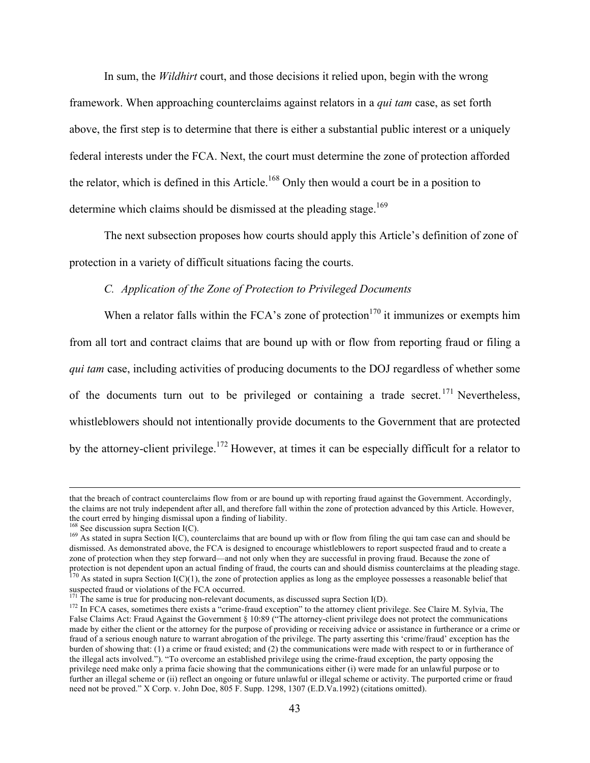In sum, the *Wildhirt* court, and those decisions it relied upon, begin with the wrong framework. When approaching counterclaims against relators in a *qui tam* case, as set forth above, the first step is to determine that there is either a substantial public interest or a uniquely federal interests under the FCA. Next, the court must determine the zone of protection afforded the relator, which is defined in this Article.[168] Only then would a court be in a position to determine which claims should be dismissed at the pleading stage.[169]

The next subsection proposes how courts should apply this Article's definition of zone of protection in a variety of difficult situations facing the courts.

### *C. Application of the Zone of Protection to Privileged Documents*

When a relator falls within the FCA's zone of protection[170] it immunizes or exempts him from all tort and contract claims that are bound up with or flow from reporting fraud or filing a *qui tam* case, including activities of producing documents to the DOJ regardless of whether some of the documents turn out to be privileged or containing a trade secret.[171] Nevertheless, whistleblowers should not intentionally provide documents to the Government that are protected by the attorney-client privilege.[172] However, at times it can be especially difficult for a relator to

---

that the breach of contract counterclaims flow from or are bound up with reporting fraud against the Government. Accordingly, the claims are not truly independent after all, and therefore fall within the zone of protection advanced by this Article. However, the court erred by hinging dismissal upon a finding of liability.

[168] See discussion supra Section I(C).

[169] As stated in supra Section I(C), counterclaims that are bound up with or flow from filing the qui tam case can and should be dismissed. As demonstrated above, the FCA is designed to encourage whistleblowers to report suspected fraud and to create a zone of protection when they step forward—and not only when they are successful in proving fraud. Because the zone of protection is not dependent upon an actual finding of fraud, the courts can and should dismiss counterclaims at the pleading stage.

[170] As stated in supra Section I(C)(1), the zone of protection applies as long as the employee possesses a reasonable belief that suspected fraud or violations of the FCA occurred.

[171] The same is true for producing non-relevant documents, as discussed supra Section I(D).

[172] In FCA cases, sometimes there exists a "crime-fraud exception" to the attorney client privilege. See Claire M. Sylvia, The False Claims Act: Fraud Against the Government § 10:89 ("The attorney-client privilege does not protect the communications made by either the client or the attorney for the purpose of providing or receiving advice or assistance in furtherance or a crime or fraud of a serious enough nature to warrant abrogation of the privilege. The party asserting this 'crime/fraud' exception has the burden of showing that: (1) a crime or fraud existed; and (2) the communications were made with respect to or in furtherance of the illegal acts involved."). "To overcome an established privilege using the crime-fraud exception, the party opposing the privilege need make only a prima facie showing that the communications either (i) were made for an unlawful purpose or to further an illegal scheme or (ii) reflect an ongoing or future unlawful or illegal scheme or activity. The purported crime or fraud need not be proved." X Corp. v. John Doe, 805 F. Supp. 1298, 1307 (E.D.Va.1992) (citations omitted).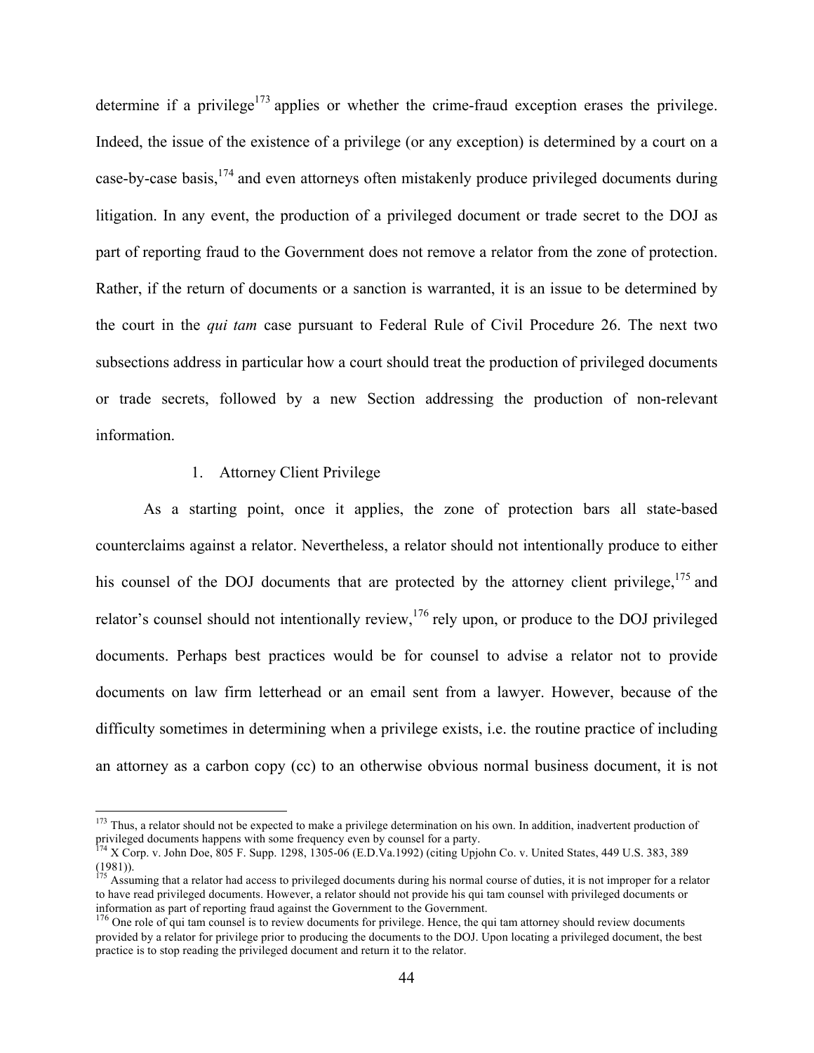determine if a privilege[173] applies or whether the crime-fraud exception erases the privilege. Indeed, the issue of the existence of a privilege (or any exception) is determined by a court on a case-by-case basis,[174] and even attorneys often mistakenly produce privileged documents during litigation. In any event, the production of a privileged document or trade secret to the DOJ as part of reporting fraud to the Government does not remove a relator from the zone of protection. Rather, if the return of documents or a sanction is warranted, it is an issue to be determined by the court in the *qui tam* case pursuant to Federal Rule of Civil Procedure 26. The next two subsections address in particular how a court should treat the production of privileged documents or trade secrets, followed by a new Section addressing the production of non-relevant information.

### 1. Attorney Client Privilege

As a starting point, once it applies, the zone of protection bars all state-based counterclaims against a relator. Nevertheless, a relator should not intentionally produce to either his counsel of the DOJ documents that are protected by the attorney client privilege,[175] and relator's counsel should not intentionally review,[176] rely upon, or produce to the DOJ privileged documents. Perhaps best practices would be for counsel to advise a relator not to provide documents on law firm letterhead or an email sent from a lawyer. However, because of the difficulty sometimes in determining when a privilege exists, i.e. the routine practice of including an attorney as a carbon copy (cc) to an otherwise obvious normal business document, it is not

---

[173] Thus, a relator should not be expected to make a privilege determination on his own. In addition, inadvertent production of privileged documents happens with some frequency even by counsel for a party.

[174] X Corp. v. John Doe, 805 F. Supp. 1298, 1305-06 (E.D.Va.1992) (citing Upjohn Co. v. United States, 449 U.S. 383, 389 (1981)).

[175] Assuming that a relator had access to privileged documents during his normal course of duties, it is not improper for a relator to have read privileged documents. However, a relator should not provide his qui tam counsel with privileged documents or information as part of reporting fraud against the Government to the Government.

[176] One role of qui tam counsel is to review documents for privilege. Hence, the qui tam attorney should review documents provided by a relator for privilege prior to producing the documents to the DOJ. Upon locating a privileged document, the best practice is to stop reading the privileged document and return it to the relator.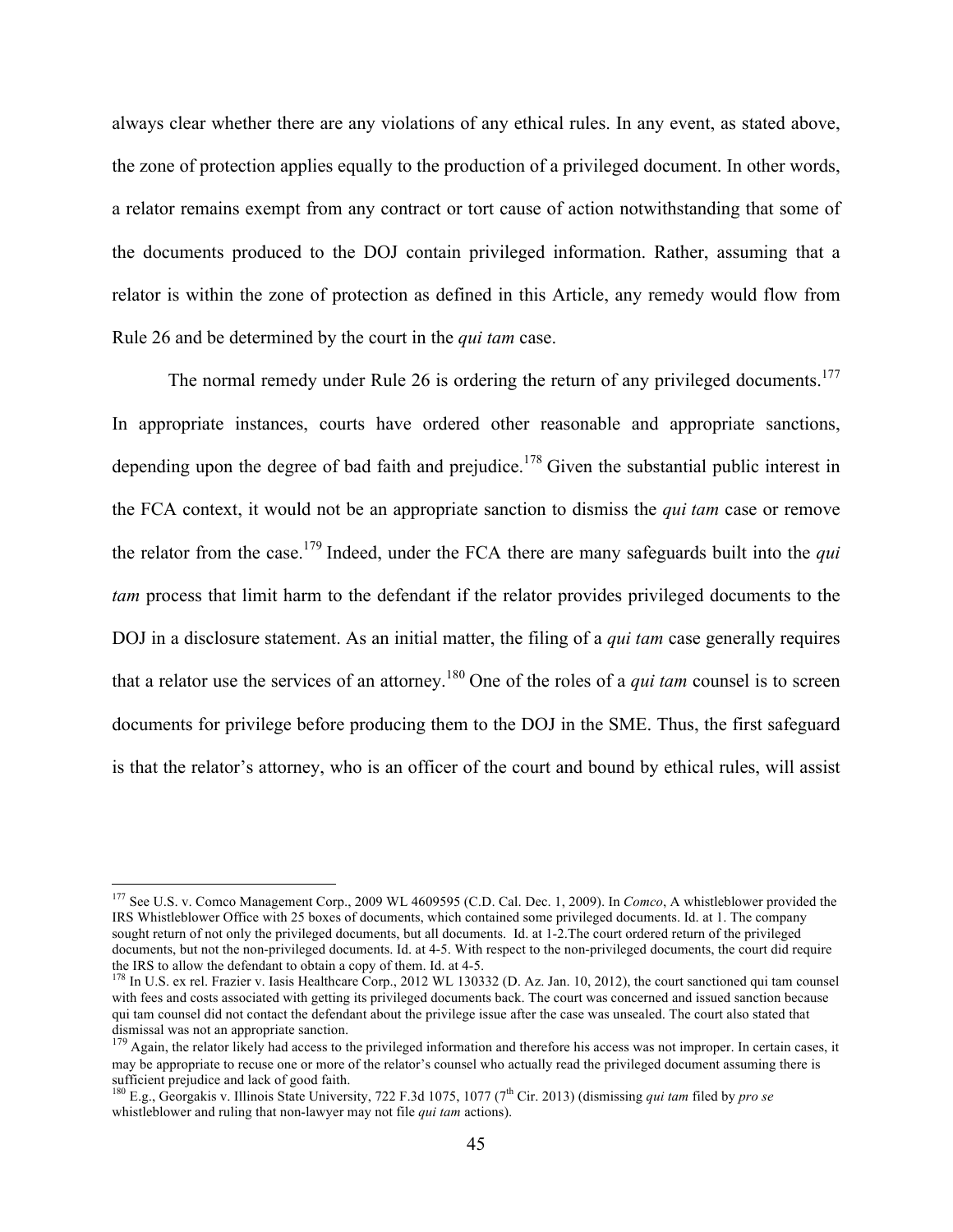always clear whether there are any violations of any ethical rules. In any event, as stated above, the zone of protection applies equally to the production of a privileged document. In other words, a relator remains exempt from any contract or tort cause of action notwithstanding that some of the documents produced to the DOJ contain privileged information. Rather, assuming that a relator is within the zone of protection as defined in this Article, any remedy would flow from Rule 26 and be determined by the court in the *qui tam* case.

The normal remedy under Rule 26 is ordering the return of any privileged documents.[177] In appropriate instances, courts have ordered other reasonable and appropriate sanctions, depending upon the degree of bad faith and prejudice.[178] Given the substantial public interest in the FCA context, it would not be an appropriate sanction to dismiss the *qui tam* case or remove the relator from the case.[179] Indeed, under the FCA there are many safeguards built into the *qui tam* process that limit harm to the defendant if the relator provides privileged documents to the DOJ in a disclosure statement. As an initial matter, the filing of a *qui tam* case generally requires that a relator use the services of an attorney.[180] One of the roles of a *qui tam* counsel is to screen documents for privilege before producing them to the DOJ in the SME. Thus, the first safeguard is that the relator's attorney, who is an officer of the court and bound by ethical rules, will assist

---

[177] See U.S. v. Comco Management Corp., 2009 WL 4609595 (C.D. Cal. Dec. 1, 2009). In *Comco*, A whistleblower provided the IRS Whistleblower Office with 25 boxes of documents, which contained some privileged documents. Id. at 1. The company sought return of not only the privileged documents, but all documents. Id. at 1-2.The court ordered return of the privileged documents, but not the non-privileged documents. Id. at 4-5. With respect to the non-privileged documents, the court did require the IRS to allow the defendant to obtain a copy of them. Id. at 4-5.

[178] In U.S. ex rel. Frazier v. Iasis Healthcare Corp., 2012 WL 130332 (D. Az. Jan. 10, 2012), the court sanctioned qui tam counsel with fees and costs associated with getting its privileged documents back. The court was concerned and issued sanction because qui tam counsel did not contact the defendant about the privilege issue after the case was unsealed. The court also stated that dismissal was not an appropriate sanction.

[179] Again, the relator likely had access to the privileged information and therefore his access was not improper. In certain cases, it may be appropriate to recuse one or more of the relator's counsel who actually read the privileged document assuming there is sufficient prejudice and lack of good faith.

[180] E.g., Georgakis v. Illinois State University, 722 F.3d 1075, 1077 (7th Cir. 2013) (dismissing *qui tam* filed by *pro se* whistleblower and ruling that non-lawyer may not file *qui tam* actions).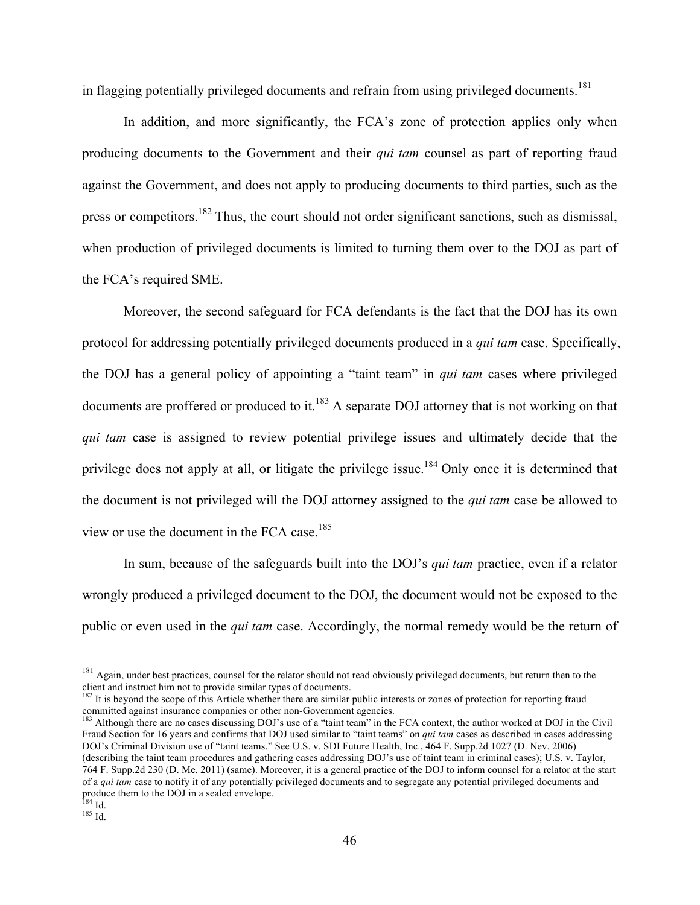in flagging potentially privileged documents and refrain from using privileged documents.[181]

In addition, and more significantly, the FCA's zone of protection applies only when producing documents to the Government and their *qui tam* counsel as part of reporting fraud against the Government, and does not apply to producing documents to third parties, such as the press or competitors.[182] Thus, the court should not order significant sanctions, such as dismissal, when production of privileged documents is limited to turning them over to the DOJ as part of the FCA's required SME.

Moreover, the second safeguard for FCA defendants is the fact that the DOJ has its own protocol for addressing potentially privileged documents produced in a *qui tam* case. Specifically, the DOJ has a general policy of appointing a "taint team" in *qui tam* cases where privileged documents are proffered or produced to it.[183] A separate DOJ attorney that is not working on that *qui tam* case is assigned to review potential privilege issues and ultimately decide that the privilege does not apply at all, or litigate the privilege issue.[184] Only once it is determined that the document is not privileged will the DOJ attorney assigned to the *qui tam* case be allowed to view or use the document in the FCA case.[185]

In sum, because of the safeguards built into the DOJ's *qui tam* practice, even if a relator wrongly produced a privileged document to the DOJ, the document would not be exposed to the public or even used in the *qui tam* case. Accordingly, the normal remedy would be the return of

---

[181] Again, under best practices, counsel for the relator should not read obviously privileged documents, but return then to the client and instruct him not to provide similar types of documents.

[182] It is beyond the scope of this Article whether there are similar public interests or zones of protection for reporting fraud committed against insurance companies or other non-Government agencies.

[183] Although there are no cases discussing DOJ's use of a "taint team" in the FCA context, the author worked at DOJ in the Civil Fraud Section for 16 years and confirms that DOJ used similar to "taint teams" on *qui tam* cases as described in cases addressing DOJ's Criminal Division use of "taint teams." See U.S. v. SDI Future Health, Inc., 464 F. Supp.2d 1027 (D. Nev. 2006) (describing the taint team procedures and gathering cases addressing DOJ's use of taint team in criminal cases); U.S. v. Taylor, 764 F. Supp.2d 230 (D. Me. 2011) (same). Moreover, it is a general practice of the DOJ to inform counsel for a relator at the start of a *qui tam* case to notify it of any potentially privileged documents and to segregate any potential privileged documents and produce them to the DOJ in a sealed envelope.

[184] Id.

[185] Id.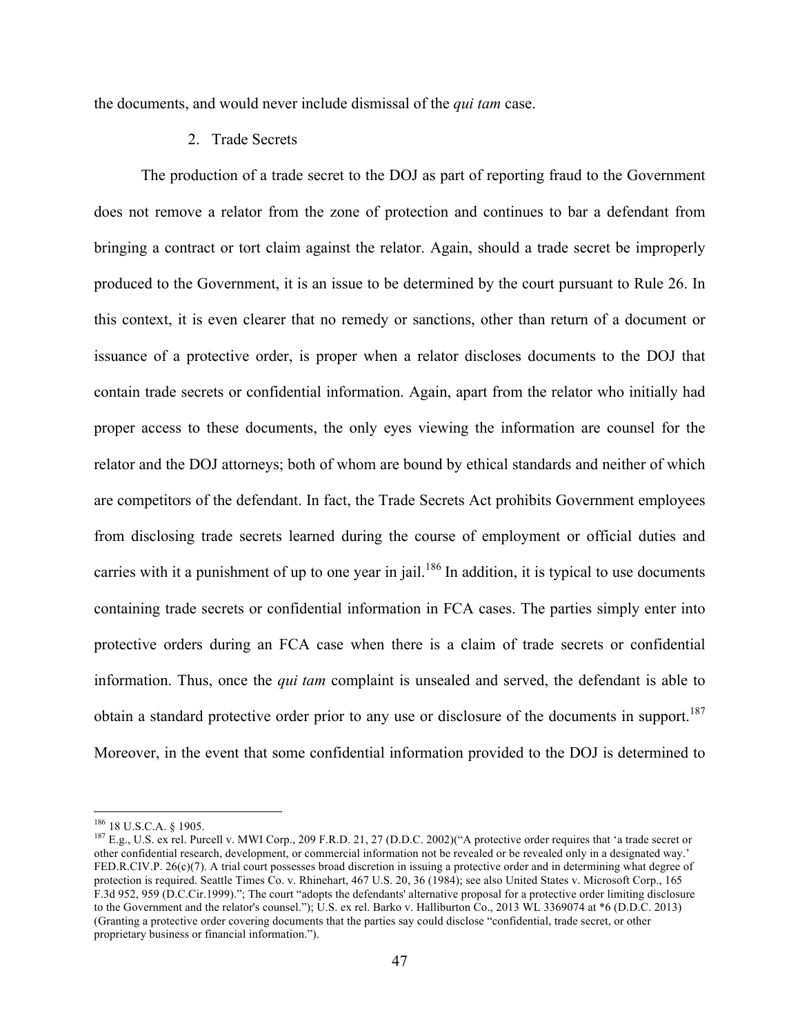the documents, and would never include dismissal of the *qui tam* case.

2. Trade Secrets

The production of a trade secret to the DOJ as part of reporting fraud to the Government does not remove a relator from the zone of protection and continues to bar a defendant from bringing a contract or tort claim against the relator. Again, should a trade secret be improperly produced to the Government, it is an issue to be determined by the court pursuant to Rule 26. In this context, it is even clearer that no remedy or sanctions, other than return of a document or issuance of a protective order, is proper when a relator discloses documents to the DOJ that contain trade secrets or confidential information. Again, apart from the relator who initially had proper access to these documents, the only eyes viewing the information are counsel for the relator and the DOJ attorneys; both of whom are bound by ethical standards and neither of which are competitors of the defendant. In fact, the Trade Secrets Act prohibits Government employees from disclosing trade secrets learned during the course of employment or official duties and carries with it a punishment of up to one year in jail.[186] In addition, it is typical to use documents containing trade secrets or confidential information in FCA cases. The parties simply enter into protective orders during an FCA case when there is a claim of trade secrets or confidential information. Thus, once the *qui tam* complaint is unsealed and served, the defendant is able to obtain a standard protective order prior to any use or disclosure of the documents in support.[187] Moreover, in the event that some confidential information provided to the DOJ is determined to

---

[186] 18 U.S.C.A. § 1905.

[187] E.g., U.S. ex rel. Purcell v. MWI Corp., 209 F.R.D. 21, 27 (D.D.C. 2002)("A protective order requires that 'a trade secret or other confidential research, development, or commercial information not be revealed or be revealed only in a designated way.' FED.R.CIV.P. 26(c)(7). A trial court possesses broad discretion in issuing a protective order and in determining what degree of protection is required. Seattle Times Co. v. Rhinehart, 467 U.S. 20, 36 (1984); see also United States v. Microsoft Corp., 165 F.3d 952, 959 (D.C.Cir.1999)."; The court "adopts the defendants' alternative proposal for a protective order limiting disclosure to the Government and the relator's counsel."); U.S. ex rel. Barko v. Halliburton Co., 2013 WL 3369074 at *6 (D.D.C. 2013) (Granting a protective order covering documents that the parties say could disclose "confidential, trade secret, or other proprietary business or financial information.").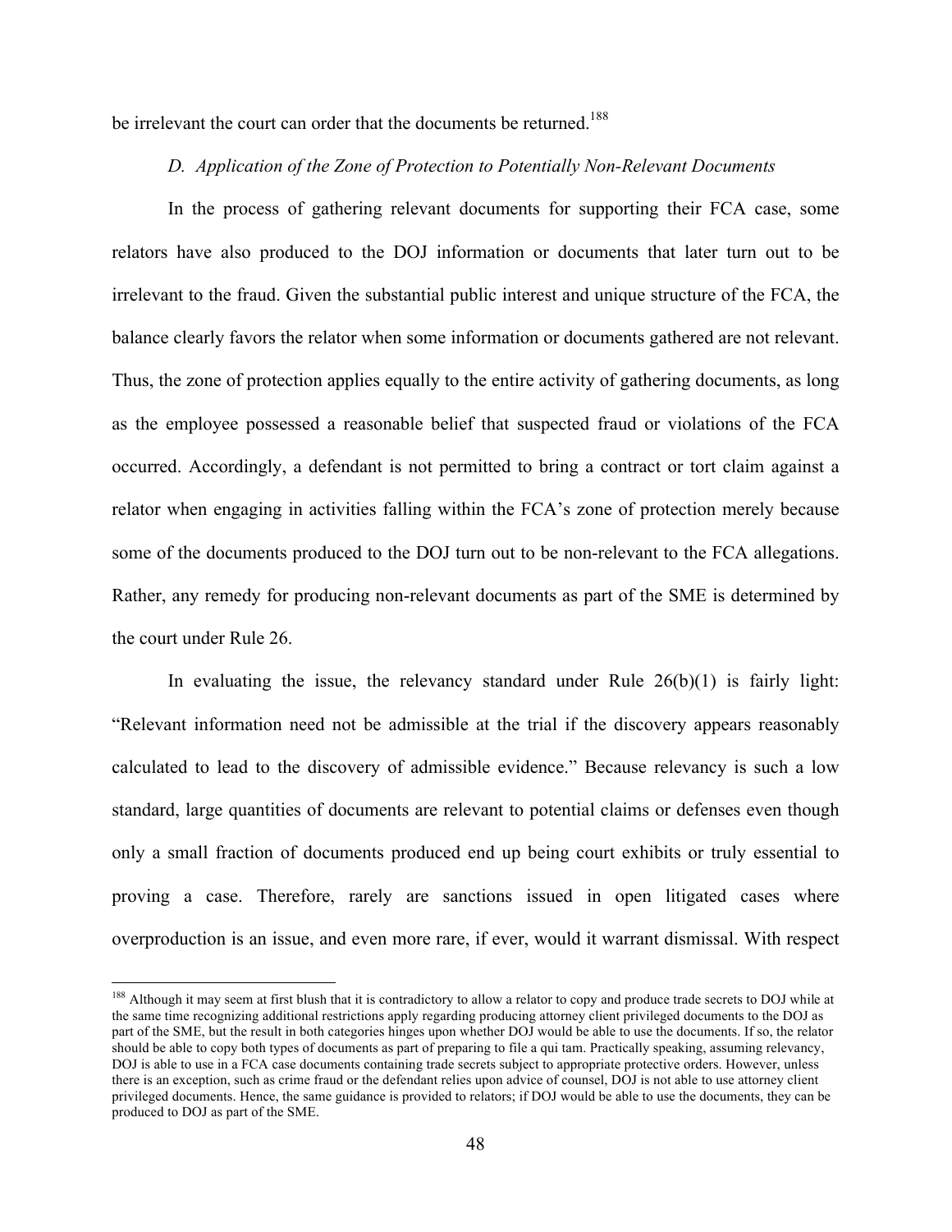be irrelevant the court can order that the documents be returned.[188]

*D. Application of the Zone of Protection to Potentially Non-Relevant Documents*

In the process of gathering relevant documents for supporting their FCA case, some relators have also produced to the DOJ information or documents that later turn out to be irrelevant to the fraud. Given the substantial public interest and unique structure of the FCA, the balance clearly favors the relator when some information or documents gathered are not relevant. Thus, the zone of protection applies equally to the entire activity of gathering documents, as long as the employee possessed a reasonable belief that suspected fraud or violations of the FCA occurred. Accordingly, a defendant is not permitted to bring a contract or tort claim against a relator when engaging in activities falling within the FCA's zone of protection merely because some of the documents produced to the DOJ turn out to be non-relevant to the FCA allegations. Rather, any remedy for producing non-relevant documents as part of the SME is determined by the court under Rule 26.

In evaluating the issue, the relevancy standard under Rule 26(b)(1) is fairly light: "Relevant information need not be admissible at the trial if the discovery appears reasonably calculated to lead to the discovery of admissible evidence." Because relevancy is such a low standard, large quantities of documents are relevant to potential claims or defenses even though only a small fraction of documents produced end up being court exhibits or truly essential to proving a case. Therefore, rarely are sanctions issued in open litigated cases where overproduction is an issue, and even more rare, if ever, would it warrant dismissal. With respect

---

[188] Although it may seem at first blush that it is contradictory to allow a relator to copy and produce trade secrets to DOJ while at the same time recognizing additional restrictions apply regarding producing attorney client privileged documents to the DOJ as part of the SME, but the result in both categories hinges upon whether DOJ would be able to use the documents. If so, the relator should be able to copy both types of documents as part of preparing to file a qui tam. Practically speaking, assuming relevancy, DOJ is able to use in a FCA case documents containing trade secrets subject to appropriate protective orders. However, unless there is an exception, such as crime fraud or the defendant relies upon advice of counsel, DOJ is not able to use attorney client privileged documents. Hence, the same guidance is provided to relators; if DOJ would be able to use the documents, they can be produced to DOJ as part of the SME.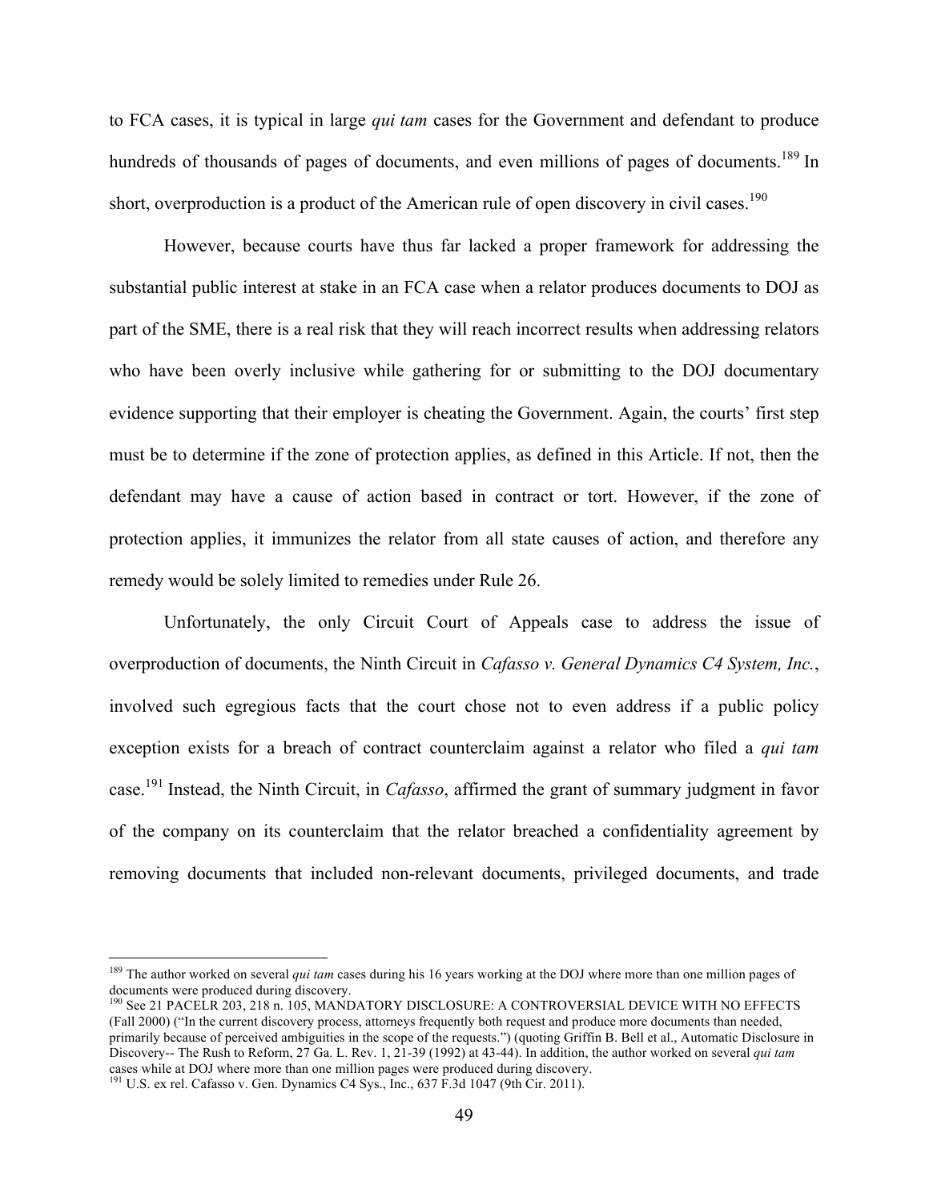to FCA cases, it is typical in large *qui tam* cases for the Government and defendant to produce hundreds of thousands of pages of documents, and even millions of pages of documents.[189] In short, overproduction is a product of the American rule of open discovery in civil cases.[190]

However, because courts have thus far lacked a proper framework for addressing the substantial public interest at stake in an FCA case when a relator produces documents to DOJ as part of the SME, there is a real risk that they will reach incorrect results when addressing relators who have been overly inclusive while gathering for or submitting to the DOJ documentary evidence supporting that their employer is cheating the Government. Again, the courts' first step must be to determine if the zone of protection applies, as defined in this Article. If not, then the defendant may have a cause of action based in contract or tort. However, if the zone of protection applies, it immunizes the relator from all state causes of action, and therefore any remedy would be solely limited to remedies under Rule 26.

Unfortunately, the only Circuit Court of Appeals case to address the issue of overproduction of documents, the Ninth Circuit in *Cafasso v. General Dynamics C4 System, Inc.*, involved such egregious facts that the court chose not to even address if a public policy exception exists for a breach of contract counterclaim against a relator who filed a *qui tam* case.[191] Instead, the Ninth Circuit, in *Cafasso*, affirmed the grant of summary judgment in favor of the company on its counterclaim that the relator breached a confidentiality agreement by removing documents that included non-relevant documents, privileged documents, and trade

---

[189] The author worked on several *qui tam* cases during his 16 years working at the DOJ where more than one million pages of documents were produced during discovery.

[190] See 21 PACELR 203, 218 n. 105, MANDATORY DISCLOSURE: A CONTROVERSIAL DEVICE WITH NO EFFECTS (Fall 2000) ("In the current discovery process, attorneys frequently both request and produce more documents than needed, primarily because of perceived ambiguities in the scope of the requests.") (quoting Griffin B. Bell et al., Automatic Disclosure in Discovery-- The Rush to Reform, 27 Ga. L. Rev. 1, 21-39 (1992) at 43-44). In addition, the author worked on several *qui tam* cases while at DOJ where more than one million pages were produced during discovery.

[191] U.S. ex rel. Cafasso v. Gen. Dynamics C4 Sys., Inc., 637 F.3d 1047 (9th Cir. 2011).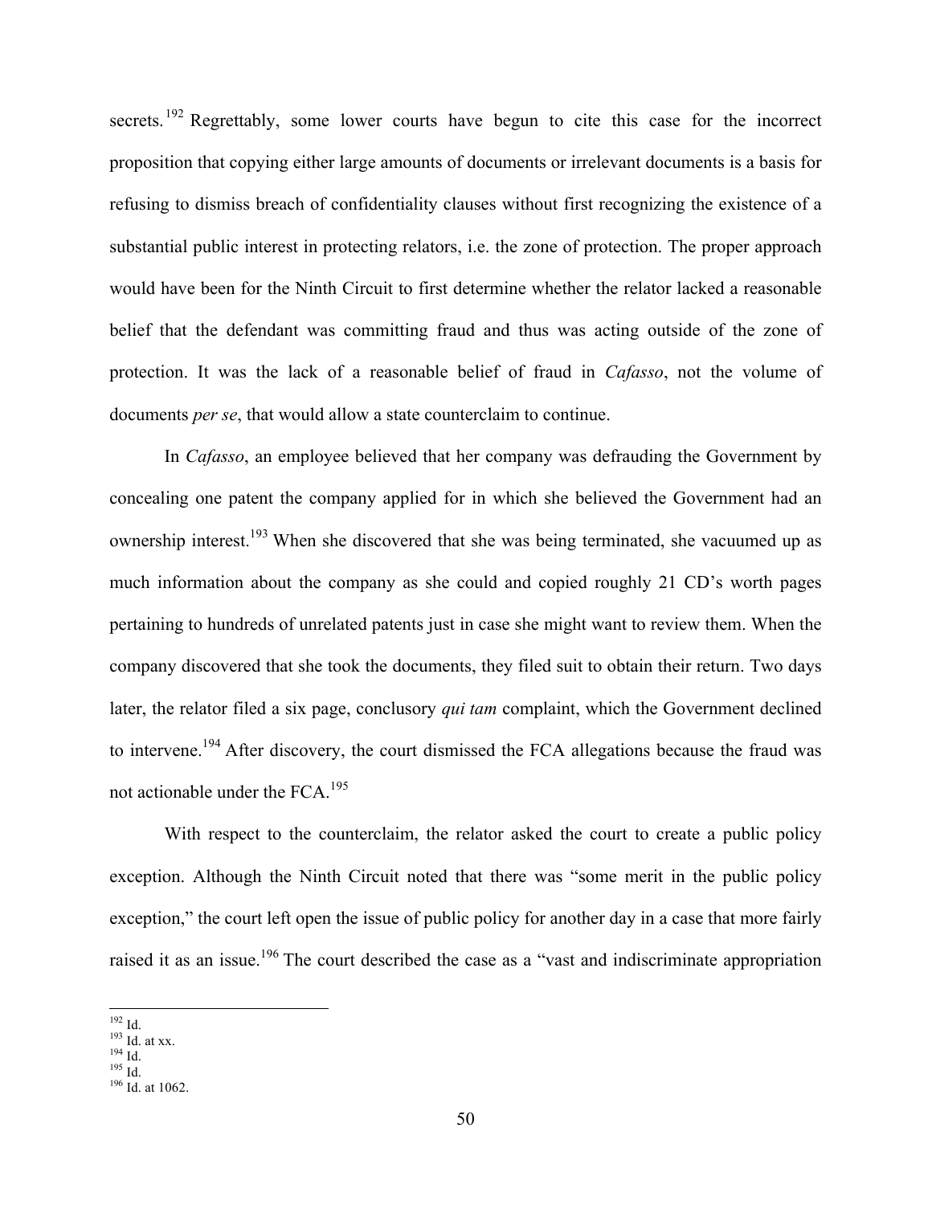secrets.[192] Regrettably, some lower courts have begun to cite this case for the incorrect proposition that copying either large amounts of documents or irrelevant documents is a basis for refusing to dismiss breach of confidentiality clauses without first recognizing the existence of a substantial public interest in protecting relators, i.e. the zone of protection. The proper approach would have been for the Ninth Circuit to first determine whether the relator lacked a reasonable belief that the defendant was committing fraud and thus was acting outside of the zone of protection. It was the lack of a reasonable belief of fraud in *Cafasso*, not the volume of documents *per se*, that would allow a state counterclaim to continue.

In *Cafasso*, an employee believed that her company was defrauding the Government by concealing one patent the company applied for in which she believed the Government had an ownership interest.[193] When she discovered that she was being terminated, she vacuumed up as much information about the company as she could and copied roughly 21 CD's worth pages pertaining to hundreds of unrelated patents just in case she might want to review them. When the company discovered that she took the documents, they filed suit to obtain their return. Two days later, the relator filed a six page, conclusory *qui tam* complaint, which the Government declined to intervene.[194] After discovery, the court dismissed the FCA allegations because the fraud was not actionable under the FCA.[195]

With respect to the counterclaim, the relator asked the court to create a public policy exception. Although the Ninth Circuit noted that there was "some merit in the public policy exception," the court left open the issue of public policy for another day in a case that more fairly raised it as an issue.[196] The court described the case as a "vast and indiscriminate appropriation

---

[192] Id.
[193] Id. at xx.
[194] Id.
[195] Id.
[196] Id. at 1062.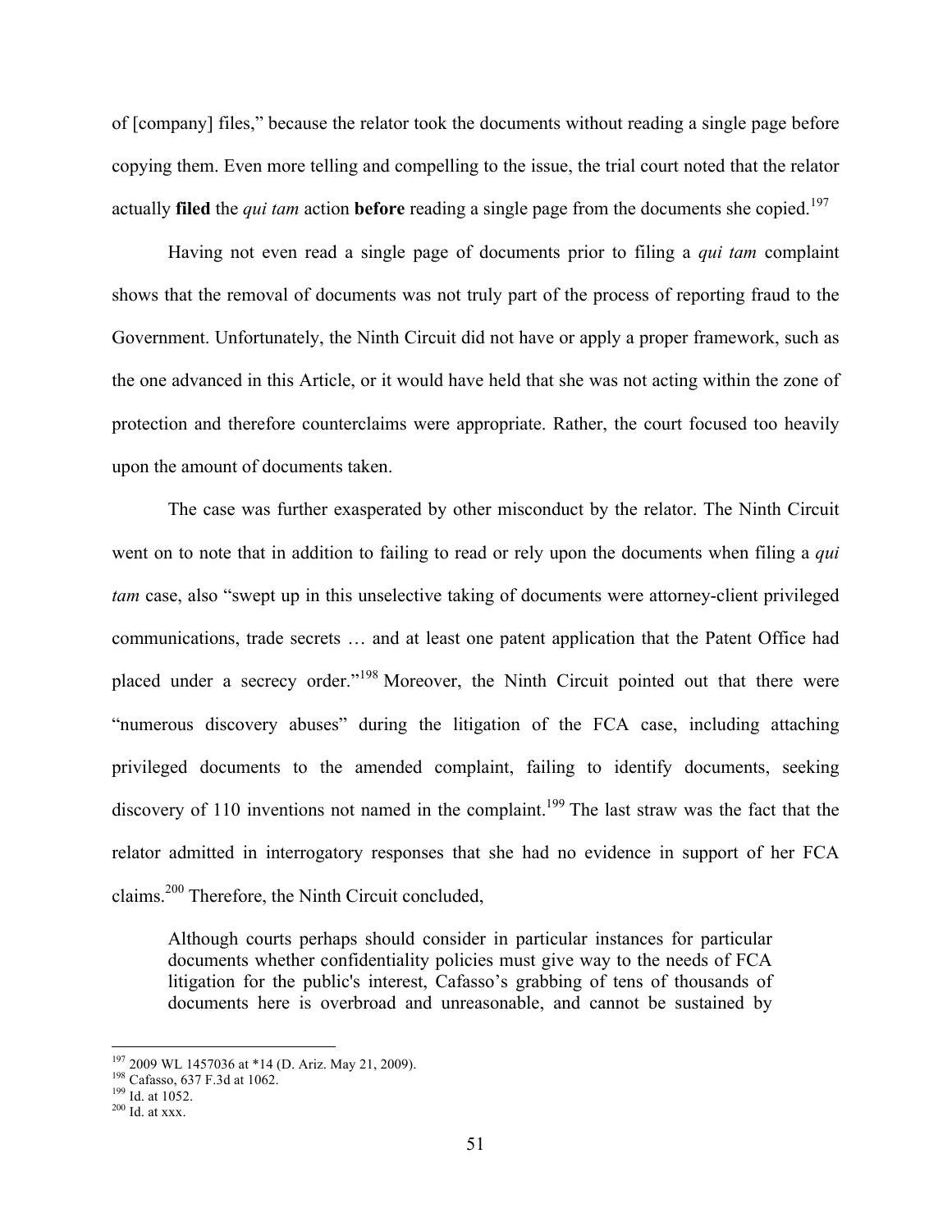of [company] files," because the relator took the documents without reading a single page before copying them. Even more telling and compelling to the issue, the trial court noted that the relator actually **filed** the *qui tam* action **before** reading a single page from the documents she copied.[197]

Having not even read a single page of documents prior to filing a *qui tam* complaint shows that the removal of documents was not truly part of the process of reporting fraud to the Government. Unfortunately, the Ninth Circuit did not have or apply a proper framework, such as the one advanced in this Article, or it would have held that she was not acting within the zone of protection and therefore counterclaims were appropriate. Rather, the court focused too heavily upon the amount of documents taken.

The case was further exasperated by other misconduct by the relator. The Ninth Circuit went on to note that in addition to failing to read or rely upon the documents when filing a *qui tam* case, also "swept up in this unselective taking of documents were attorney-client privileged communications, trade secrets … and at least one patent application that the Patent Office had placed under a secrecy order."[198] Moreover, the Ninth Circuit pointed out that there were "numerous discovery abuses" during the litigation of the FCA case, including attaching privileged documents to the amended complaint, failing to identify documents, seeking discovery of 110 inventions not named in the complaint.[199] The last straw was the fact that the relator admitted in interrogatory responses that she had no evidence in support of her FCA claims.[200] Therefore, the Ninth Circuit concluded,

> Although courts perhaps should consider in particular instances for particular documents whether confidentiality policies must give way to the needs of FCA litigation for the public's interest, Cafasso's grabbing of tens of thousands of documents here is overbroad and unreasonable, and cannot be sustained by

---

[197] 2009 WL 1457036 at *14 (D. Ariz. May 21, 2009).
[198] Cafasso, 637 F.3d at 1062.
[199] Id. at 1052.
[200] Id. at xxx.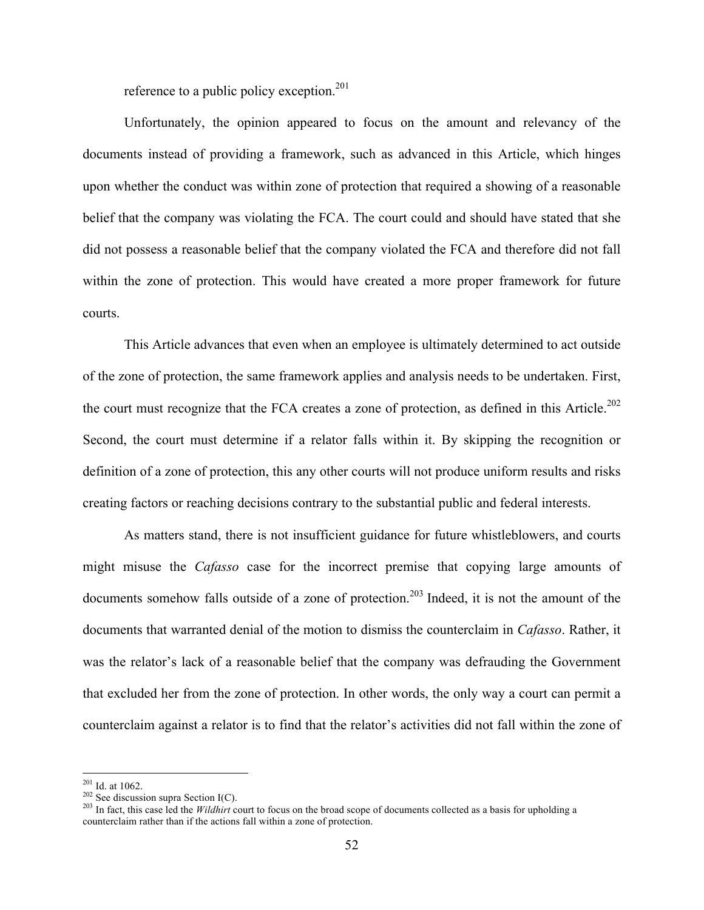reference to a public policy exception.[201]

Unfortunately, the opinion appeared to focus on the amount and relevancy of the documents instead of providing a framework, such as advanced in this Article, which hinges upon whether the conduct was within zone of protection that required a showing of a reasonable belief that the company was violating the FCA. The court could and should have stated that she did not possess a reasonable belief that the company violated the FCA and therefore did not fall within the zone of protection. This would have created a more proper framework for future courts.

This Article advances that even when an employee is ultimately determined to act outside of the zone of protection, the same framework applies and analysis needs to be undertaken. First, the court must recognize that the FCA creates a zone of protection, as defined in this Article.[202] Second, the court must determine if a relator falls within it. By skipping the recognition or definition of a zone of protection, this any other courts will not produce uniform results and risks creating factors or reaching decisions contrary to the substantial public and federal interests.

As matters stand, there is not insufficient guidance for future whistleblowers, and courts might misuse the *Cafasso* case for the incorrect premise that copying large amounts of documents somehow falls outside of a zone of protection.[203] Indeed, it is not the amount of the documents that warranted denial of the motion to dismiss the counterclaim in *Cafasso*. Rather, it was the relator's lack of a reasonable belief that the company was defrauding the Government that excluded her from the zone of protection. In other words, the only way a court can permit a counterclaim against a relator is to find that the relator's activities did not fall within the zone of

---

[201] Id. at 1062.

[202] See discussion supra Section I(C).

[203] In fact, this case led the *Wildhirt* court to focus on the broad scope of documents collected as a basis for upholding a counterclaim rather than if the actions fall within a zone of protection.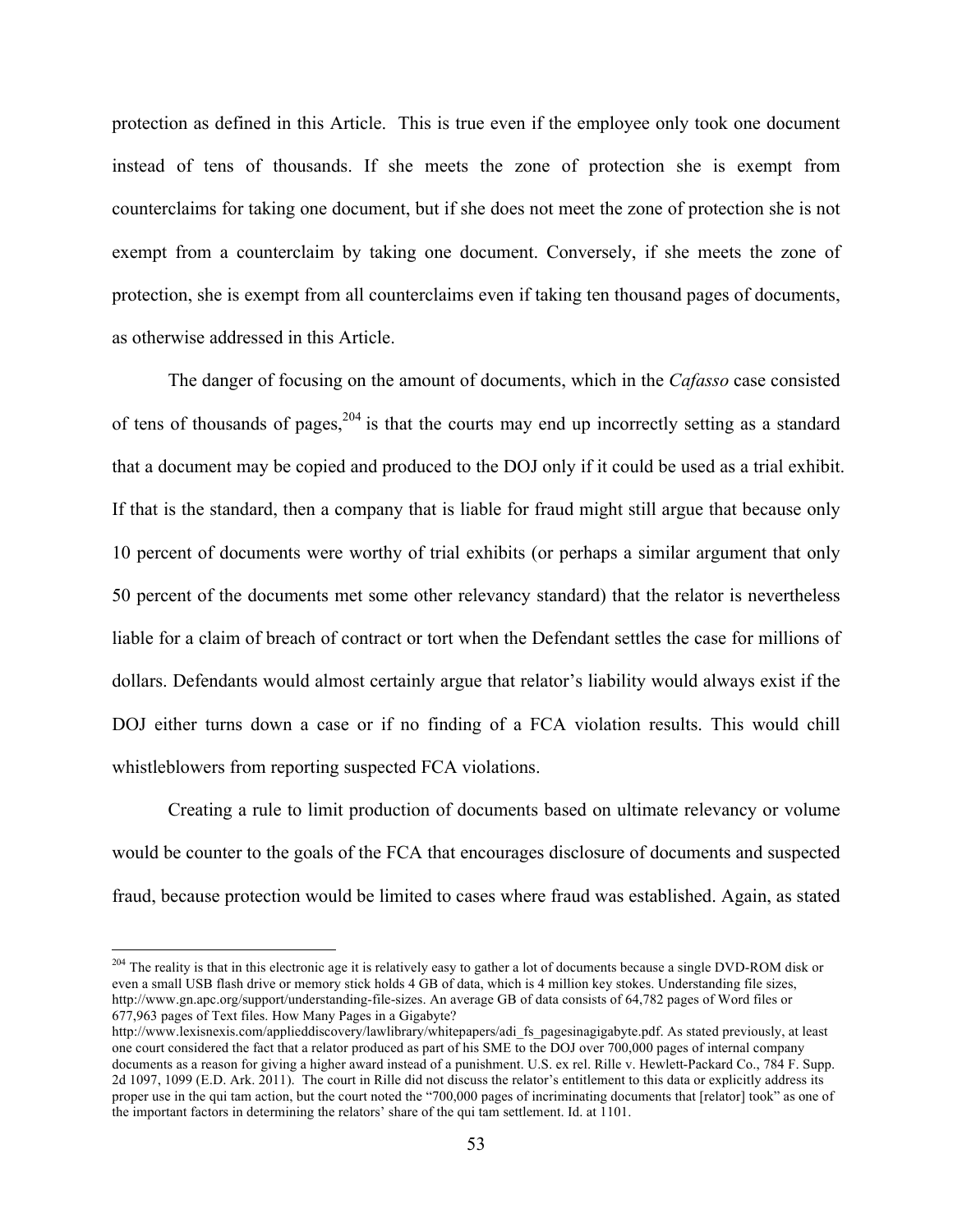protection as defined in this Article. This is true even if the employee only took one document instead of tens of thousands. If she meets the zone of protection she is exempt from counterclaims for taking one document, but if she does not meet the zone of protection she is not exempt from a counterclaim by taking one document. Conversely, if she meets the zone of protection, she is exempt from all counterclaims even if taking ten thousand pages of documents, as otherwise addressed in this Article.

The danger of focusing on the amount of documents, which in the *Cafasso* case consisted of tens of thousands of pages,[204] is that the courts may end up incorrectly setting as a standard that a document may be copied and produced to the DOJ only if it could be used as a trial exhibit. If that is the standard, then a company that is liable for fraud might still argue that because only 10 percent of documents were worthy of trial exhibits (or perhaps a similar argument that only 50 percent of the documents met some other relevancy standard) that the relator is nevertheless liable for a claim of breach of contract or tort when the Defendant settles the case for millions of dollars. Defendants would almost certainly argue that relator's liability would always exist if the DOJ either turns down a case or if no finding of a FCA violation results. This would chill whistleblowers from reporting suspected FCA violations.

Creating a rule to limit production of documents based on ultimate relevancy or volume would be counter to the goals of the FCA that encourages disclosure of documents and suspected fraud, because protection would be limited to cases where fraud was established. Again, as stated

---

[204] The reality is that in this electronic age it is relatively easy to gather a lot of documents because a single DVD-ROM disk or even a small USB flash drive or memory stick holds 4 GB of data, which is 4 million key stokes. Understanding file sizes, http://www.gn.apc.org/support/understanding-file-sizes. An average GB of data consists of 64,782 pages of Word files or 677,963 pages of Text files. How Many Pages in a Gigabyte? http://www.lexisnexis.com/applieddiscovery/lawlibrary/whitepapers/adi_fs_pagesinagigabyte.pdf. As stated previously, at least one court considered the fact that a relator produced as part of his SME to the DOJ over 700,000 pages of internal company documents as a reason for giving a higher award instead of a punishment. U.S. ex rel. Rille v. Hewlett-Packard Co., 784 F. Supp. 2d 1097, 1099 (E.D. Ark. 2011). The court in Rille did not discuss the relator's entitlement to this data or explicitly address its proper use in the qui tam action, but the court noted the "700,000 pages of incriminating documents that [relator] took" as one of the important factors in determining the relators' share of the qui tam settlement. Id. at 1101.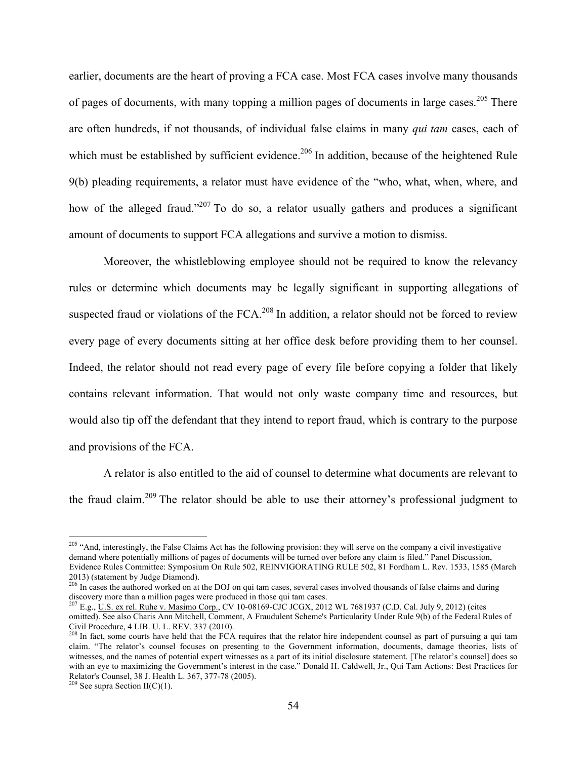earlier, documents are the heart of proving a FCA case. Most FCA cases involve many thousands of pages of documents, with many topping a million pages of documents in large cases.[205] There are often hundreds, if not thousands, of individual false claims in many *qui tam* cases, each of which must be established by sufficient evidence.[206] In addition, because of the heightened Rule 9(b) pleading requirements, a relator must have evidence of the "who, what, when, where, and how of the alleged fraud."[207] To do so, a relator usually gathers and produces a significant amount of documents to support FCA allegations and survive a motion to dismiss.

Moreover, the whistleblowing employee should not be required to know the relevancy rules or determine which documents may be legally significant in supporting allegations of suspected fraud or violations of the FCA.[208] In addition, a relator should not be forced to review every page of every documents sitting at her office desk before providing them to her counsel. Indeed, the relator should not read every page of every file before copying a folder that likely contains relevant information. That would not only waste company time and resources, but would also tip off the defendant that they intend to report fraud, which is contrary to the purpose and provisions of the FCA.

A relator is also entitled to the aid of counsel to determine what documents are relevant to the fraud claim.[209] The relator should be able to use their attorney's professional judgment to

---

[205] "And, interestingly, the False Claims Act has the following provision: they will serve on the company a civil investigative demand where potentially millions of pages of documents will be turned over before any claim is filed." Panel Discussion, Evidence Rules Committee: Symposium On Rule 502, REINVIGORATING RULE 502, 81 Fordham L. Rev. 1533, 1585 (March 2013) (statement by Judge Diamond).

[206] In cases the authored worked on at the DOJ on qui tam cases, several cases involved thousands of false claims and during discovery more than a million pages were produced in those qui tam cases.

[207] E.g., U.S. ex rel. Ruhe v. Masimo Corp., CV 10-08169-CJC JCGX, 2012 WL 7681937 (C.D. Cal. July 9, 2012) (cites omitted). See also Charis Ann Mitchell, Comment, A Fraudulent Scheme's Particularity Under Rule 9(b) of the Federal Rules of Civil Procedure, 4 LIB. U. L. REV. 337 (2010).

[208] In fact, some courts have held that the FCA requires that the relator hire independent counsel as part of pursuing a qui tam claim. "The relator's counsel focuses on presenting to the Government information, documents, damage theories, lists of witnesses, and the names of potential expert witnesses as a part of its initial disclosure statement. [The relator's counsel] does so with an eye to maximizing the Government's interest in the case." Donald H. Caldwell, Jr., Qui Tam Actions: Best Practices for Relator's Counsel, 38 J. Health L. 367, 377-78 (2005).

[209] See supra Section II(C)(1).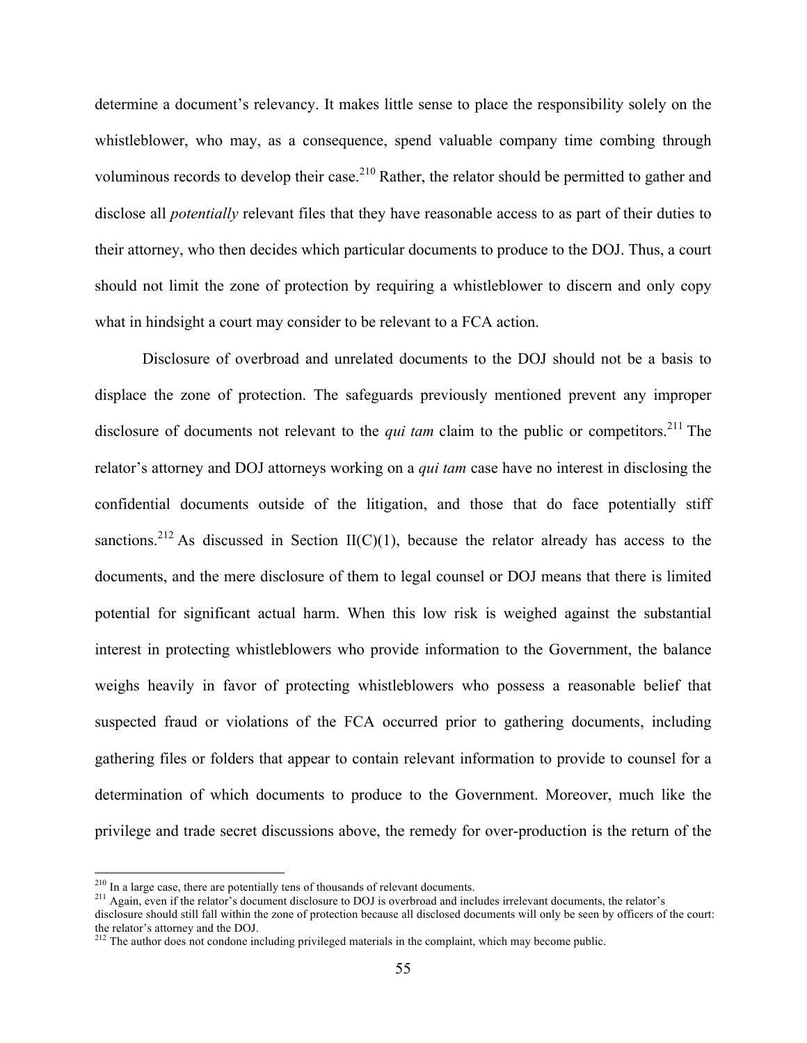determine a document's relevancy. It makes little sense to place the responsibility solely on the whistleblower, who may, as a consequence, spend valuable company time combing through voluminous records to develop their case.[210] Rather, the relator should be permitted to gather and disclose all *potentially* relevant files that they have reasonable access to as part of their duties to their attorney, who then decides which particular documents to produce to the DOJ. Thus, a court should not limit the zone of protection by requiring a whistleblower to discern and only copy what in hindsight a court may consider to be relevant to a FCA action.

Disclosure of overbroad and unrelated documents to the DOJ should not be a basis to displace the zone of protection. The safeguards previously mentioned prevent any improper disclosure of documents not relevant to the *qui tam* claim to the public or competitors.[211] The relator's attorney and DOJ attorneys working on a *qui tam* case have no interest in disclosing the confidential documents outside of the litigation, and those that do face potentially stiff sanctions.[212] As discussed in Section II(C)(1), because the relator already has access to the documents, and the mere disclosure of them to legal counsel or DOJ means that there is limited potential for significant actual harm. When this low risk is weighed against the substantial interest in protecting whistleblowers who provide information to the Government, the balance weighs heavily in favor of protecting whistleblowers who possess a reasonable belief that suspected fraud or violations of the FCA occurred prior to gathering documents, including gathering files or folders that appear to contain relevant information to provide to counsel for a determination of which documents to produce to the Government. Moreover, much like the privilege and trade secret discussions above, the remedy for over-production is the return of the

---

[210] In a large case, there are potentially tens of thousands of relevant documents.

[211] Again, even if the relator's document disclosure to DOJ is overbroad and includes irrelevant documents, the relator's disclosure should still fall within the zone of protection because all disclosed documents will only be seen by officers of the court: the relator's attorney and the DOJ.

[212] The author does not condone including privileged materials in the complaint, which may become public.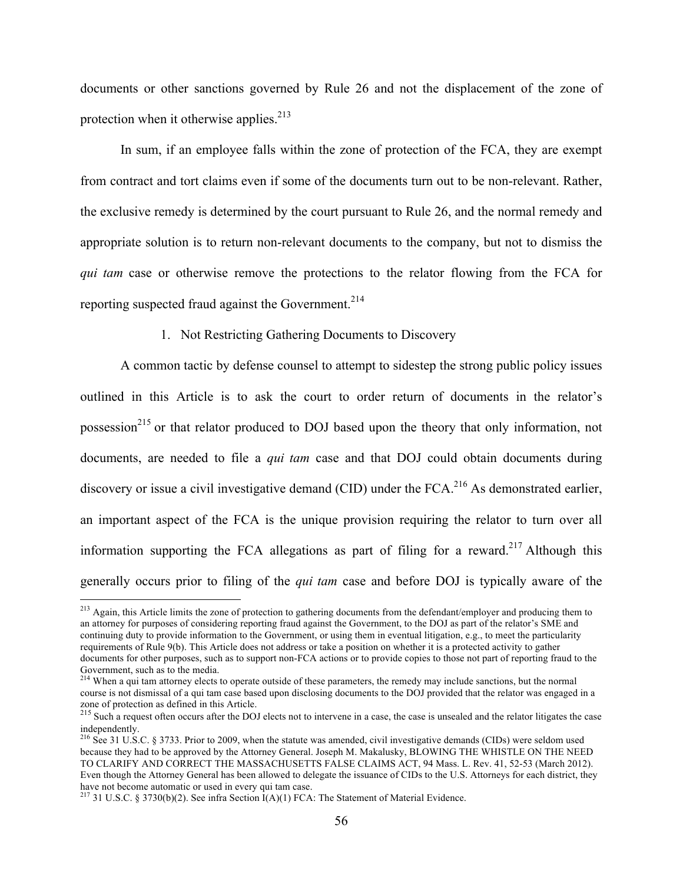documents or other sanctions governed by Rule 26 and not the displacement of the zone of protection when it otherwise applies.[213]

In sum, if an employee falls within the zone of protection of the FCA, they are exempt from contract and tort claims even if some of the documents turn out to be non-relevant. Rather, the exclusive remedy is determined by the court pursuant to Rule 26, and the normal remedy and appropriate solution is to return non-relevant documents to the company, but not to dismiss the *qui tam* case or otherwise remove the protections to the relator flowing from the FCA for reporting suspected fraud against the Government.[214]

1. Not Restricting Gathering Documents to Discovery

A common tactic by defense counsel to attempt to sidestep the strong public policy issues outlined in this Article is to ask the court to order return of documents in the relator's possession[215] or that relator produced to DOJ based upon the theory that only information, not documents, are needed to file a *qui tam* case and that DOJ could obtain documents during discovery or issue a civil investigative demand (CID) under the FCA.[216] As demonstrated earlier, an important aspect of the FCA is the unique provision requiring the relator to turn over all information supporting the FCA allegations as part of filing for a reward.[217] Although this generally occurs prior to filing of the *qui tam* case and before DOJ is typically aware of the

---

[213] Again, this Article limits the zone of protection to gathering documents from the defendant/employer and producing them to an attorney for purposes of considering reporting fraud against the Government, to the DOJ as part of the relator's SME and continuing duty to provide information to the Government, or using them in eventual litigation, e.g., to meet the particularity requirements of Rule 9(b). This Article does not address or take a position on whether it is a protected activity to gather documents for other purposes, such as to support non-FCA actions or to provide copies to those not part of reporting fraud to the Government, such as to the media.

[214] When a qui tam attorney elects to operate outside of these parameters, the remedy may include sanctions, but the normal course is not dismissal of a qui tam case based upon disclosing documents to the DOJ provided that the relator was engaged in a zone of protection as defined in this Article.

[215] Such a request often occurs after the DOJ elects not to intervene in a case, the case is unsealed and the relator litigates the case independently.

[216] See 31 U.S.C. § 3733. Prior to 2009, when the statute was amended, civil investigative demands (CIDs) were seldom used because they had to be approved by the Attorney General. Joseph M. Makalusky, BLOWING THE WHISTLE ON THE NEED TO CLARIFY AND CORRECT THE MASSACHUSETTS FALSE CLAIMS ACT, 94 Mass. L. Rev. 41, 52-53 (March 2012). Even though the Attorney General has been allowed to delegate the issuance of CIDs to the U.S. Attorneys for each district, they have not become automatic or used in every qui tam case.

[217] 31 U.S.C. § 3730(b)(2). See infra Section I(A)(1) FCA: The Statement of Material Evidence.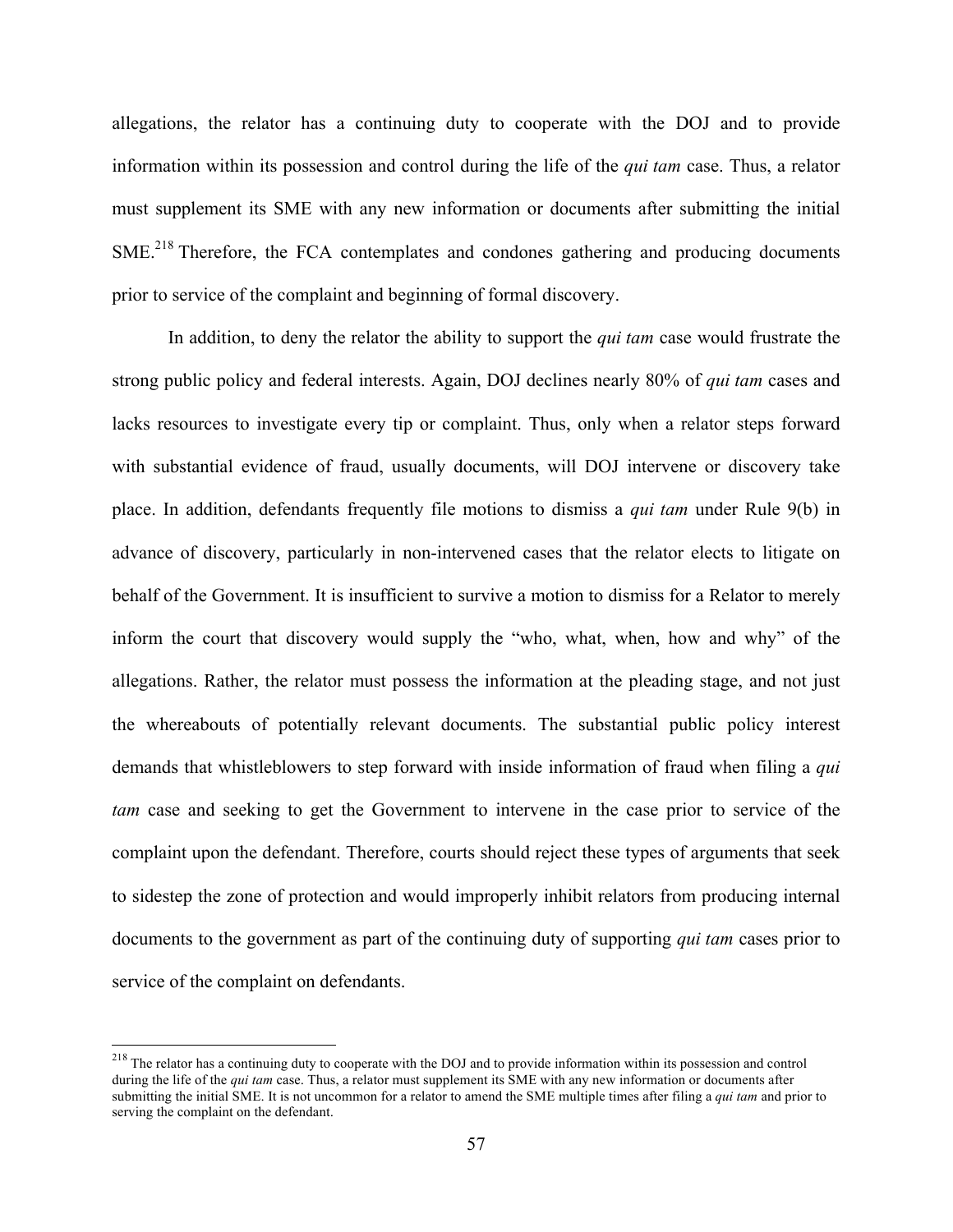allegations, the relator has a continuing duty to cooperate with the DOJ and to provide information within its possession and control during the life of the *qui tam* case. Thus, a relator must supplement its SME with any new information or documents after submitting the initial SME.[218] Therefore, the FCA contemplates and condones gathering and producing documents prior to service of the complaint and beginning of formal discovery.

In addition, to deny the relator the ability to support the *qui tam* case would frustrate the strong public policy and federal interests. Again, DOJ declines nearly 80% of *qui tam* cases and lacks resources to investigate every tip or complaint. Thus, only when a relator steps forward with substantial evidence of fraud, usually documents, will DOJ intervene or discovery take place. In addition, defendants frequently file motions to dismiss a *qui tam* under Rule 9(b) in advance of discovery, particularly in non-intervened cases that the relator elects to litigate on behalf of the Government. It is insufficient to survive a motion to dismiss for a Relator to merely inform the court that discovery would supply the "who, what, when, how and why" of the allegations. Rather, the relator must possess the information at the pleading stage, and not just the whereabouts of potentially relevant documents. The substantial public policy interest demands that whistleblowers to step forward with inside information of fraud when filing a *qui tam* case and seeking to get the Government to intervene in the case prior to service of the complaint upon the defendant. Therefore, courts should reject these types of arguments that seek to sidestep the zone of protection and would improperly inhibit relators from producing internal documents to the government as part of the continuing duty of supporting *qui tam* cases prior to service of the complaint on defendants.

---

[218] The relator has a continuing duty to cooperate with the DOJ and to provide information within its possession and control during the life of the *qui tam* case. Thus, a relator must supplement its SME with any new information or documents after submitting the initial SME. It is not uncommon for a relator to amend the SME multiple times after filing a *qui tam* and prior to serving the complaint on the defendant.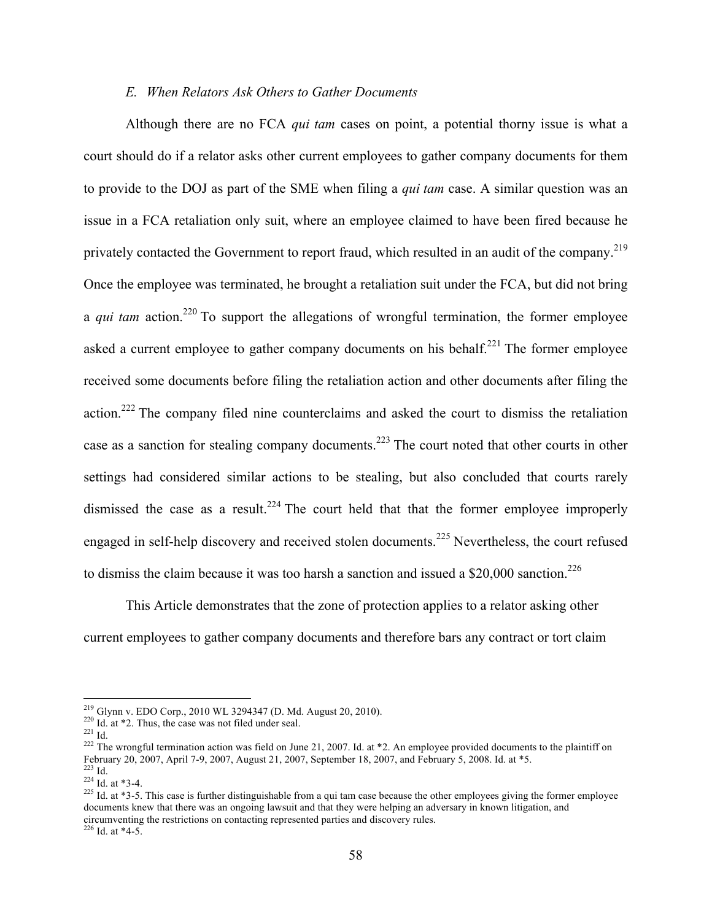### *E. When Relators Ask Others to Gather Documents*

Although there are no FCA *qui tam* cases on point, a potential thorny issue is what a court should do if a relator asks other current employees to gather company documents for them to provide to the DOJ as part of the SME when filing a *qui tam* case. A similar question was an issue in a FCA retaliation only suit, where an employee claimed to have been fired because he privately contacted the Government to report fraud, which resulted in an audit of the company.[219] Once the employee was terminated, he brought a retaliation suit under the FCA, but did not bring a *qui tam* action.[220] To support the allegations of wrongful termination, the former employee asked a current employee to gather company documents on his behalf.[221] The former employee received some documents before filing the retaliation action and other documents after filing the action.[222] The company filed nine counterclaims and asked the court to dismiss the retaliation case as a sanction for stealing company documents.[223] The court noted that other courts in other settings had considered similar actions to be stealing, but also concluded that courts rarely dismissed the case as a result.[224] The court held that that the former employee improperly engaged in self-help discovery and received stolen documents.[225] Nevertheless, the court refused to dismiss the claim because it was too harsh a sanction and issued a $20,000 sanction.[226]

This Article demonstrates that the zone of protection applies to a relator asking other current employees to gather company documents and therefore bars any contract or tort claim

---

[219] Glynn v. EDO Corp., 2010 WL 3294347 (D. Md. August 20, 2010).

[220] Id. at *2. Thus, the case was not filed under seal.

[221] Id.

[222] The wrongful termination action was field on June 21, 2007. Id. at *2. An employee provided documents to the plaintiff on February 20, 2007, April 7-9, 2007, August 21, 2007, September 18, 2007, and February 5, 2008. Id. at *5.

[223] Id.

[224] Id. at *3-4.

[225] Id. at *3-5. This case is further distinguishable from a qui tam case because the other employees giving the former employee documents knew that there was an ongoing lawsuit and that they were helping an adversary in known litigation, and circumventing the restrictions on contacting represented parties and discovery rules.

[226] Id. at *4-5.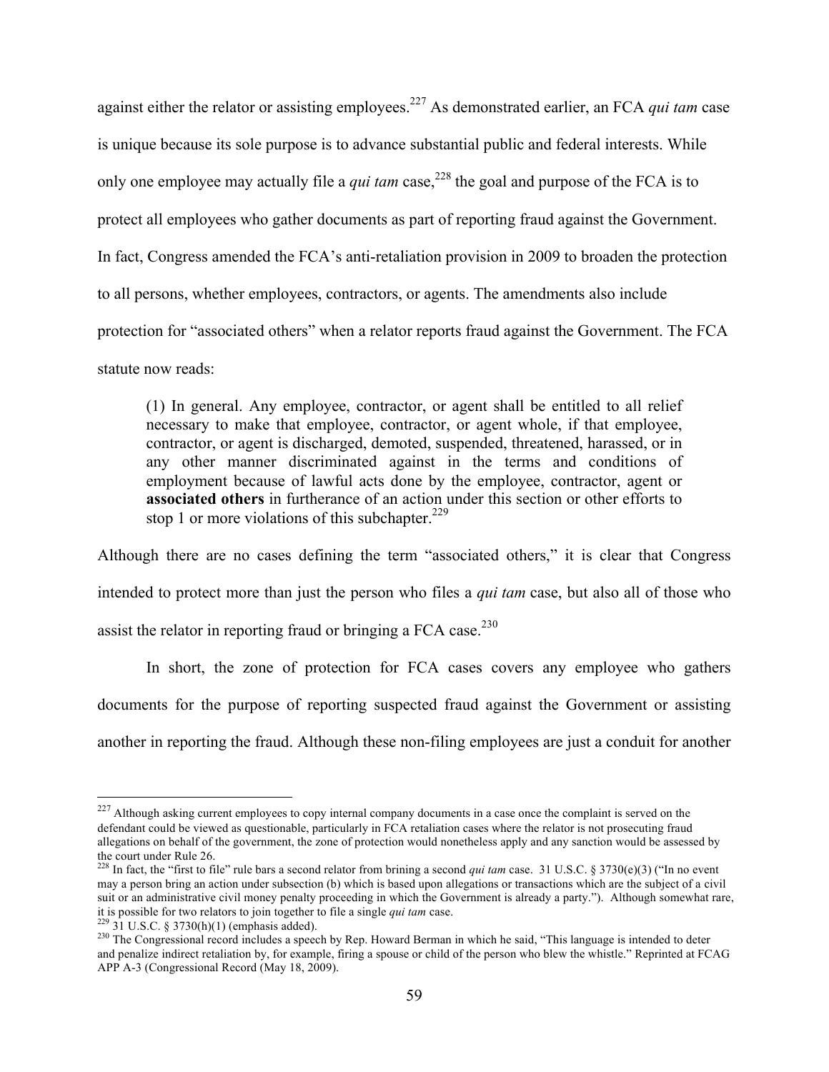against either the relator or assisting employees.[227] As demonstrated earlier, an FCA *qui tam* case is unique because its sole purpose is to advance substantial public and federal interests. While only one employee may actually file a *qui tam* case,[228] the goal and purpose of the FCA is to protect all employees who gather documents as part of reporting fraud against the Government. In fact, Congress amended the FCA's anti-retaliation provision in 2009 to broaden the protection to all persons, whether employees, contractors, or agents. The amendments also include protection for "associated others" when a relator reports fraud against the Government. The FCA statute now reads:

> (1) In general. Any employee, contractor, or agent shall be entitled to all relief necessary to make that employee, contractor, or agent whole, if that employee, contractor, or agent is discharged, demoted, suspended, threatened, harassed, or in any other manner discriminated against in the terms and conditions of employment because of lawful acts done by the employee, contractor, agent or **associated others** in furtherance of an action under this section or other efforts to stop 1 or more violations of this subchapter.[229]

Although there are no cases defining the term "associated others," it is clear that Congress intended to protect more than just the person who files a *qui tam* case, but also all of those who assist the relator in reporting fraud or bringing a FCA case.[230]

In short, the zone of protection for FCA cases covers any employee who gathers documents for the purpose of reporting suspected fraud against the Government or assisting another in reporting the fraud. Although these non-filing employees are just a conduit for another

---

[227] Although asking current employees to copy internal company documents in a case once the complaint is served on the defendant could be viewed as questionable, particularly in FCA retaliation cases where the relator is not prosecuting fraud allegations on behalf of the government, the zone of protection would nonetheless apply and any sanction would be assessed by the court under Rule 26.

[228] In fact, the "first to file" rule bars a second relator from brining a second *qui tam* case. 31 U.S.C. § 3730(e)(3) ("In no event may a person bring an action under subsection (b) which is based upon allegations or transactions which are the subject of a civil suit or an administrative civil money penalty proceeding in which the Government is already a party."). Although somewhat rare, it is possible for two relators to join together to file a single *qui tam* case.

[229] 31 U.S.C. § 3730(h)(1) (emphasis added).

[230] The Congressional record includes a speech by Rep. Howard Berman in which he said, "This language is intended to deter and penalize indirect retaliation by, for example, firing a spouse or child of the person who blew the whistle." Reprinted at FCAG APP A-3 (Congressional Record (May 18, 2009).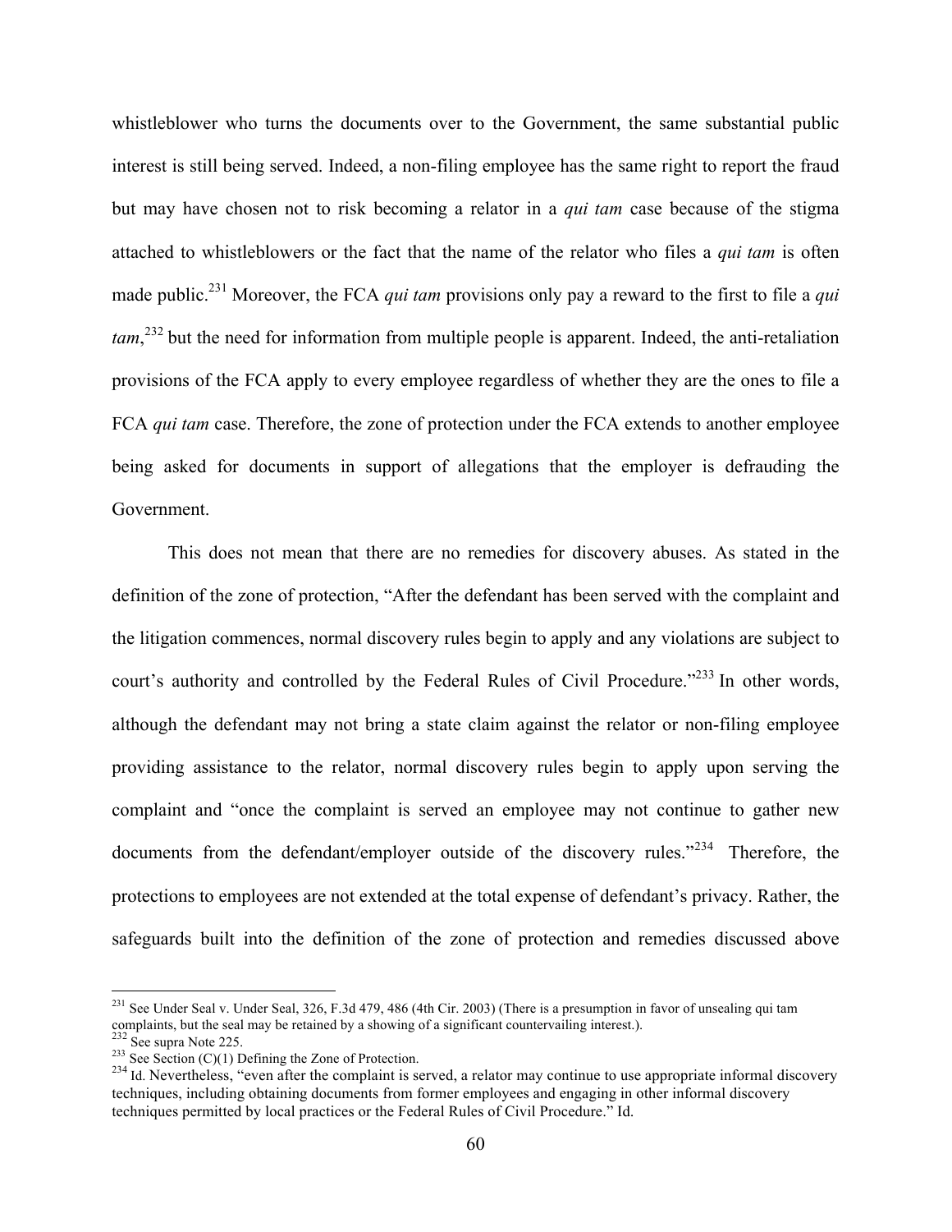whistleblower who turns the documents over to the Government, the same substantial public interest is still being served. Indeed, a non-filing employee has the same right to report the fraud but may have chosen not to risk becoming a relator in a *qui tam* case because of the stigma attached to whistleblowers or the fact that the name of the relator who files a *qui tam* is often made public.[231] Moreover, the FCA *qui tam* provisions only pay a reward to the first to file a *qui tam*,[232] but the need for information from multiple people is apparent. Indeed, the anti-retaliation provisions of the FCA apply to every employee regardless of whether they are the ones to file a FCA *qui tam* case. Therefore, the zone of protection under the FCA extends to another employee being asked for documents in support of allegations that the employer is defrauding the Government.

This does not mean that there are no remedies for discovery abuses. As stated in the definition of the zone of protection, "After the defendant has been served with the complaint and the litigation commences, normal discovery rules begin to apply and any violations are subject to court's authority and controlled by the Federal Rules of Civil Procedure."[233] In other words, although the defendant may not bring a state claim against the relator or non-filing employee providing assistance to the relator, normal discovery rules begin to apply upon serving the complaint and "once the complaint is served an employee may not continue to gather new documents from the defendant/employer outside of the discovery rules."[234] Therefore, the protections to employees are not extended at the total expense of defendant's privacy. Rather, the safeguards built into the definition of the zone of protection and remedies discussed above

---

[231] See Under Seal v. Under Seal, 326, F.3d 479, 486 (4th Cir. 2003) (There is a presumption in favor of unsealing qui tam complaints, but the seal may be retained by a showing of a significant countervailing interest.).

[232] See supra Note 225.

[233] See Section (C)(1) Defining the Zone of Protection.

[234] Id. Nevertheless, "even after the complaint is served, a relator may continue to use appropriate informal discovery techniques, including obtaining documents from former employees and engaging in other informal discovery techniques permitted by local practices or the Federal Rules of Civil Procedure." Id.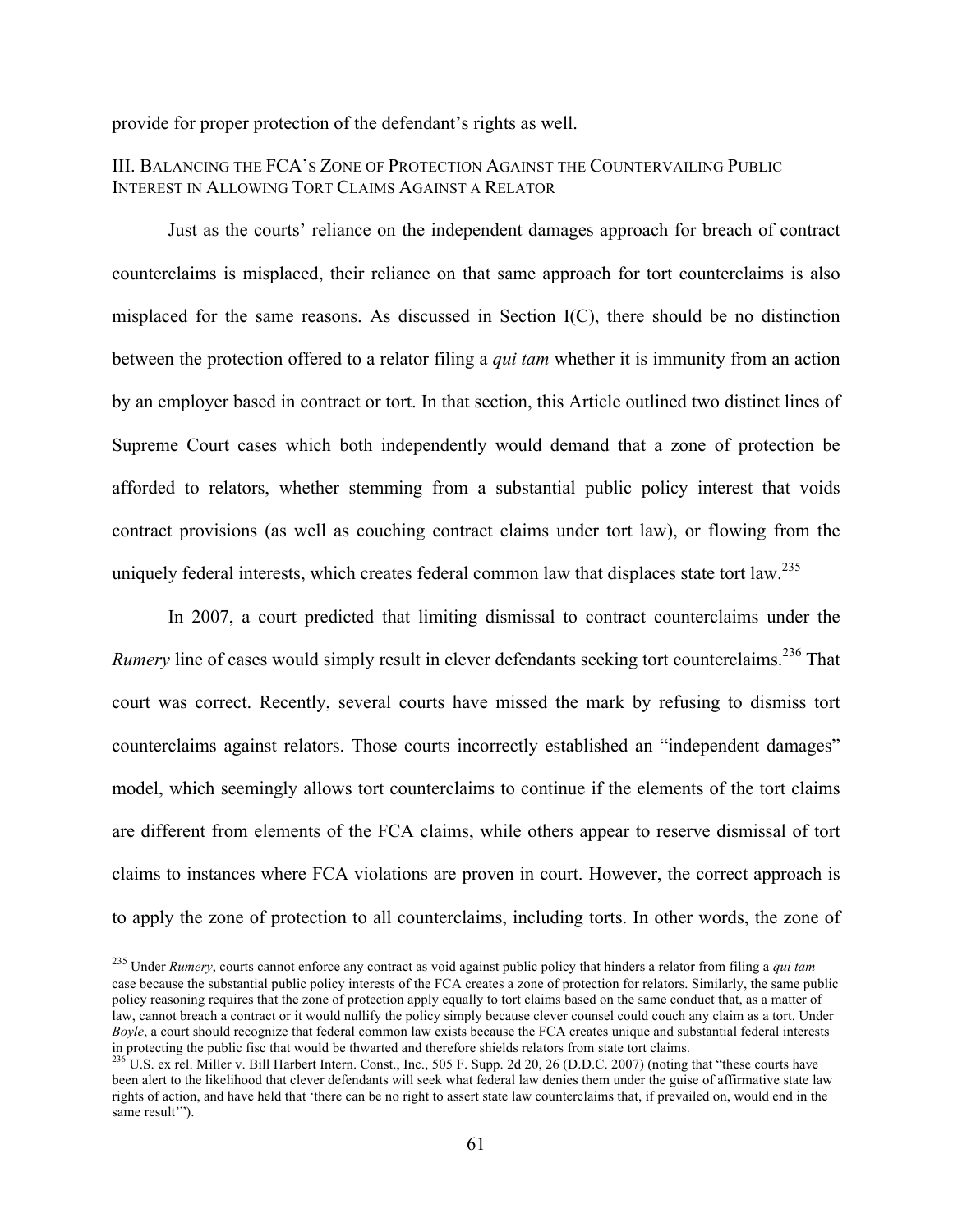provide for proper protection of the defendant's rights as well.

## III. Balancing the FCA's Zone of Protection Against the Countervailing Public Interest in Allowing Tort Claims Against a Relator

Just as the courts' reliance on the independent damages approach for breach of contract counterclaims is misplaced, their reliance on that same approach for tort counterclaims is also misplaced for the same reasons. As discussed in Section I(C), there should be no distinction between the protection offered to a relator filing a *qui tam* whether it is immunity from an action by an employer based in contract or tort. In that section, this Article outlined two distinct lines of Supreme Court cases which both independently would demand that a zone of protection be afforded to relators, whether stemming from a substantial public policy interest that voids contract provisions (as well as couching contract claims under tort law), or flowing from the uniquely federal interests, which creates federal common law that displaces state tort law.[235]

In 2007, a court predicted that limiting dismissal to contract counterclaims under the *Rumery* line of cases would simply result in clever defendants seeking tort counterclaims.[236] That court was correct. Recently, several courts have missed the mark by refusing to dismiss tort counterclaims against relators. Those courts incorrectly established an "independent damages" model, which seemingly allows tort counterclaims to continue if the elements of the tort claims are different from elements of the FCA claims, while others appear to reserve dismissal of tort claims to instances where FCA violations are proven in court. However, the correct approach is to apply the zone of protection to all counterclaims, including torts. In other words, the zone of

---

[235] Under *Rumery*, courts cannot enforce any contract as void against public policy that hinders a relator from filing a *qui tam* case because the substantial public policy interests of the FCA creates a zone of protection for relators. Similarly, the same public policy reasoning requires that the zone of protection apply equally to tort claims based on the same conduct that, as a matter of law, cannot breach a contract or it would nullify the policy simply because clever counsel could couch any claim as a tort. Under *Boyle*, a court should recognize that federal common law exists because the FCA creates unique and substantial federal interests in protecting the public fisc that would be thwarted and therefore shields relators from state tort claims.

[236] U.S. ex rel. Miller v. Bill Harbert Intern. Const., Inc., 505 F. Supp. 2d 20, 26 (D.D.C. 2007) (noting that "these courts have been alert to the likelihood that clever defendants will seek what federal law denies them under the guise of affirmative state law rights of action, and have held that 'there can be no right to assert state law counterclaims that, if prevailed on, would end in the same result'").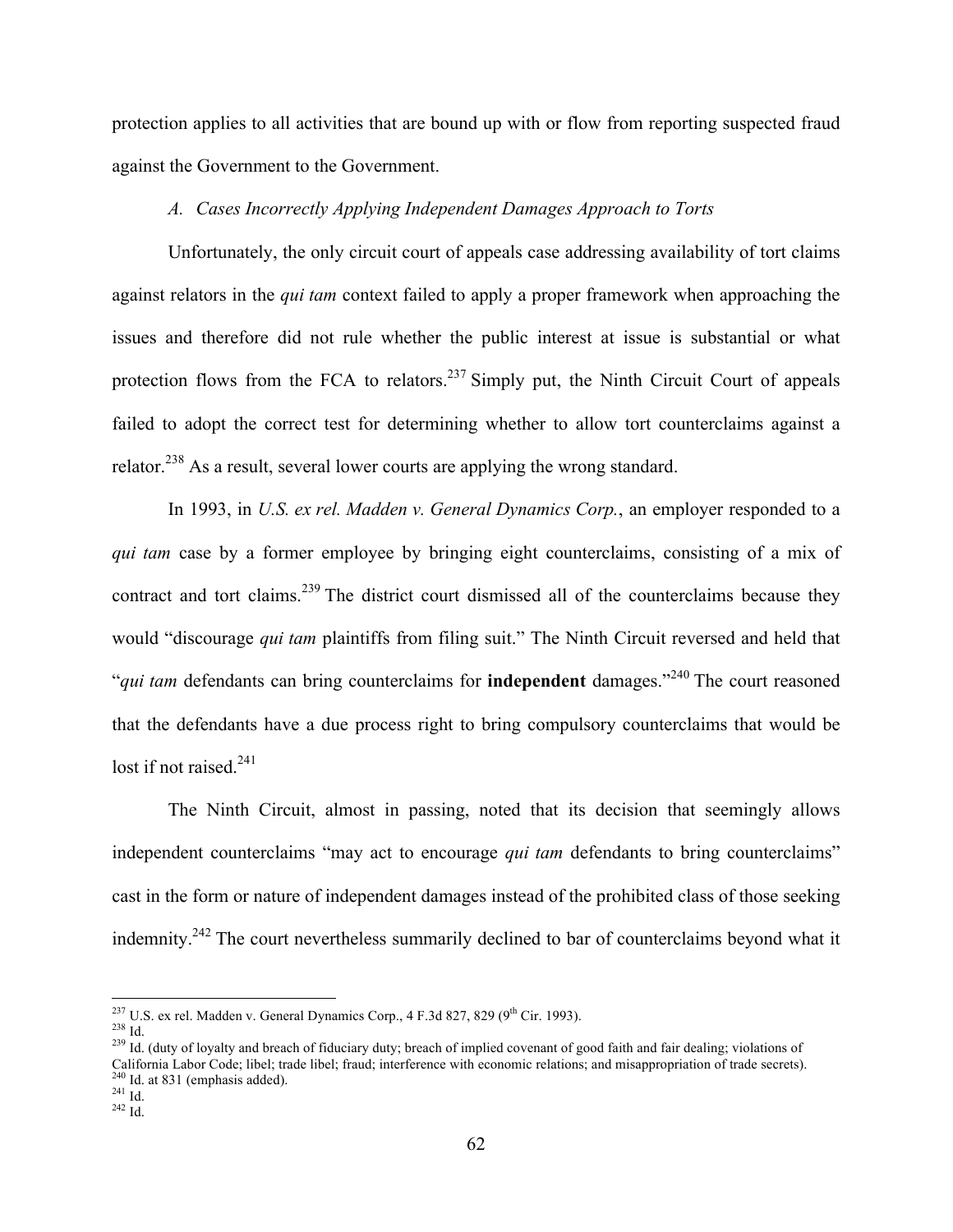protection applies to all activities that are bound up with or flow from reporting suspected fraud against the Government to the Government.

### *A. Cases Incorrectly Applying Independent Damages Approach to Torts*

Unfortunately, the only circuit court of appeals case addressing availability of tort claims against relators in the *qui tam* context failed to apply a proper framework when approaching the issues and therefore did not rule whether the public interest at issue is substantial or what protection flows from the FCA to relators.[237] Simply put, the Ninth Circuit Court of appeals failed to adopt the correct test for determining whether to allow tort counterclaims against a relator.[238] As a result, several lower courts are applying the wrong standard.

In 1993, in *U.S. ex rel. Madden v. General Dynamics Corp.*, an employer responded to a *qui tam* case by a former employee by bringing eight counterclaims, consisting of a mix of contract and tort claims.[239] The district court dismissed all of the counterclaims because they would "discourage *qui tam* plaintiffs from filing suit." The Ninth Circuit reversed and held that "*qui tam* defendants can bring counterclaims for **independent** damages."[240] The court reasoned that the defendants have a due process right to bring compulsory counterclaims that would be lost if not raised.[241]

The Ninth Circuit, almost in passing, noted that its decision that seemingly allows independent counterclaims "may act to encourage *qui tam* defendants to bring counterclaims" cast in the form or nature of independent damages instead of the prohibited class of those seeking indemnity.[242] The court nevertheless summarily declined to bar of counterclaims beyond what it

---

[237] U.S. ex rel. Madden v. General Dynamics Corp., 4 F.3d 827, 829 (9th Cir. 1993).

[238] Id.

[239] Id. (duty of loyalty and breach of fiduciary duty; breach of implied covenant of good faith and fair dealing; violations of California Labor Code; libel; trade libel; fraud; interference with economic relations; and misappropriation of trade secrets).

[240] Id. at 831 (emphasis added).

[241] Id.

[242] Id.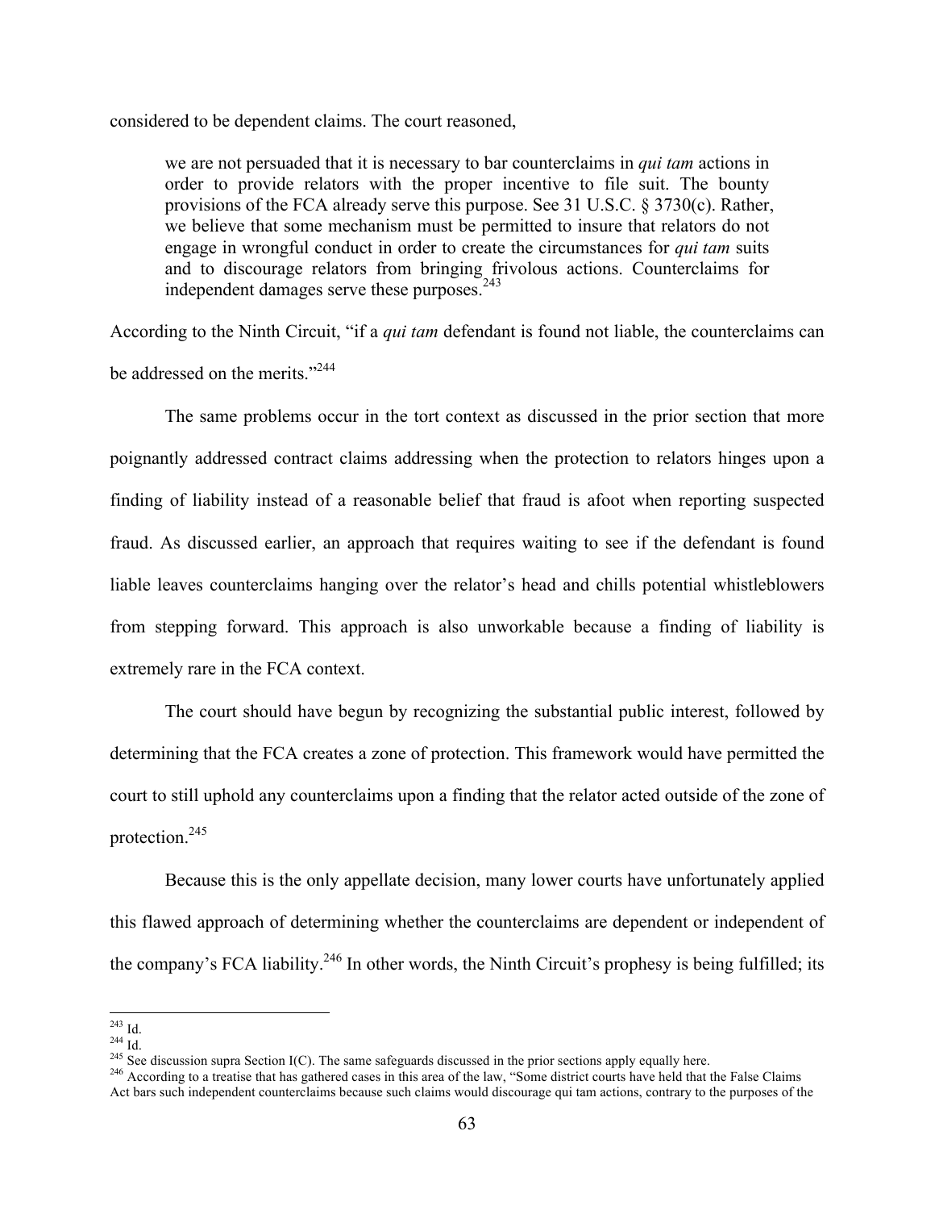considered to be dependent claims. The court reasoned,

> we are not persuaded that it is necessary to bar counterclaims in *qui tam* actions in order to provide relators with the proper incentive to file suit. The bounty provisions of the FCA already serve this purpose. See 31 U.S.C. § 3730(c). Rather, we believe that some mechanism must be permitted to insure that relators do not engage in wrongful conduct in order to create the circumstances for *qui tam* suits and to discourage relators from bringing frivolous actions. Counterclaims for independent damages serve these purposes.[243]

According to the Ninth Circuit, "if a *qui tam* defendant is found not liable, the counterclaims can be addressed on the merits."[244]

The same problems occur in the tort context as discussed in the prior section that more poignantly addressed contract claims addressing when the protection to relators hinges upon a finding of liability instead of a reasonable belief that fraud is afoot when reporting suspected fraud. As discussed earlier, an approach that requires waiting to see if the defendant is found liable leaves counterclaims hanging over the relator's head and chills potential whistleblowers from stepping forward. This approach is also unworkable because a finding of liability is extremely rare in the FCA context.

The court should have begun by recognizing the substantial public interest, followed by determining that the FCA creates a zone of protection. This framework would have permitted the court to still uphold any counterclaims upon a finding that the relator acted outside of the zone of protection.[245]

Because this is the only appellate decision, many lower courts have unfortunately applied this flawed approach of determining whether the counterclaims are dependent or independent of the company's FCA liability.[246] In other words, the Ninth Circuit's prophesy is being fulfilled; its

---

[243] Id.

[244] Id.

[245] See discussion supra Section I(C). The same safeguards discussed in the prior sections apply equally here.

[246] According to a treatise that has gathered cases in this area of the law, "Some district courts have held that the False Claims Act bars such independent counterclaims because such claims would discourage qui tam actions, contrary to the purposes of the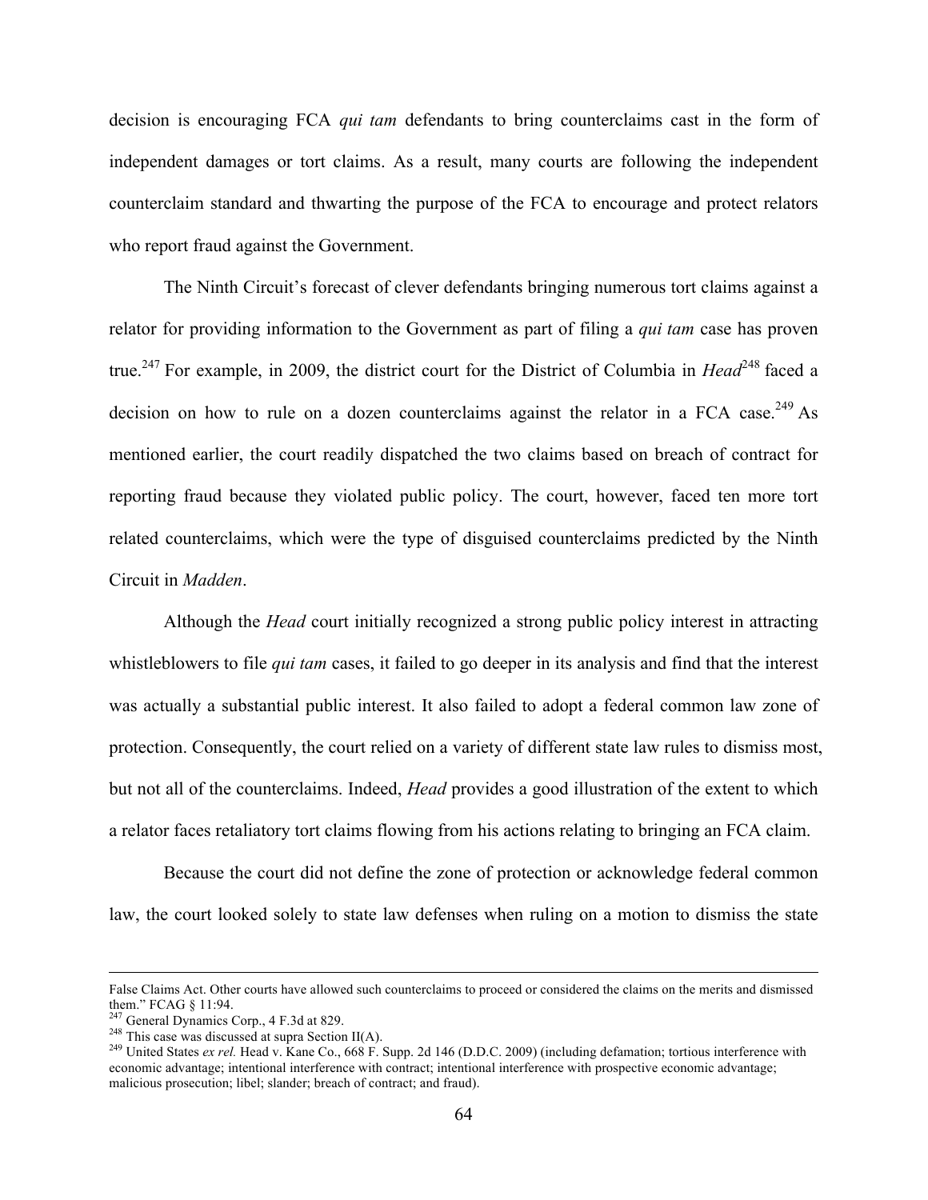decision is encouraging FCA *qui tam* defendants to bring counterclaims cast in the form of independent damages or tort claims. As a result, many courts are following the independent counterclaim standard and thwarting the purpose of the FCA to encourage and protect relators who report fraud against the Government.

The Ninth Circuit's forecast of clever defendants bringing numerous tort claims against a relator for providing information to the Government as part of filing a *qui tam* case has proven true.[247] For example, in 2009, the district court for the District of Columbia in *Head*[248] faced a decision on how to rule on a dozen counterclaims against the relator in a FCA case.[249] As mentioned earlier, the court readily dispatched the two claims based on breach of contract for reporting fraud because they violated public policy. The court, however, faced ten more tort related counterclaims, which were the type of disguised counterclaims predicted by the Ninth Circuit in *Madden*.

Although the *Head* court initially recognized a strong public policy interest in attracting whistleblowers to file *qui tam* cases, it failed to go deeper in its analysis and find that the interest was actually a substantial public interest. It also failed to adopt a federal common law zone of protection. Consequently, the court relied on a variety of different state law rules to dismiss most, but not all of the counterclaims. Indeed, *Head* provides a good illustration of the extent to which a relator faces retaliatory tort claims flowing from his actions relating to bringing an FCA claim.

Because the court did not define the zone of protection or acknowledge federal common law, the court looked solely to state law defenses when ruling on a motion to dismiss the state

---

False Claims Act. Other courts have allowed such counterclaims to proceed or considered the claims on the merits and dismissed them." FCAG § 11:94.

[247] General Dynamics Corp., 4 F.3d at 829.

[248] This case was discussed at supra Section II(A).

[249] United States *ex rel.* Head v. Kane Co., 668 F. Supp. 2d 146 (D.D.C. 2009) (including defamation; tortious interference with economic advantage; intentional interference with contract; intentional interference with prospective economic advantage; malicious prosecution; libel; slander; breach of contract; and fraud).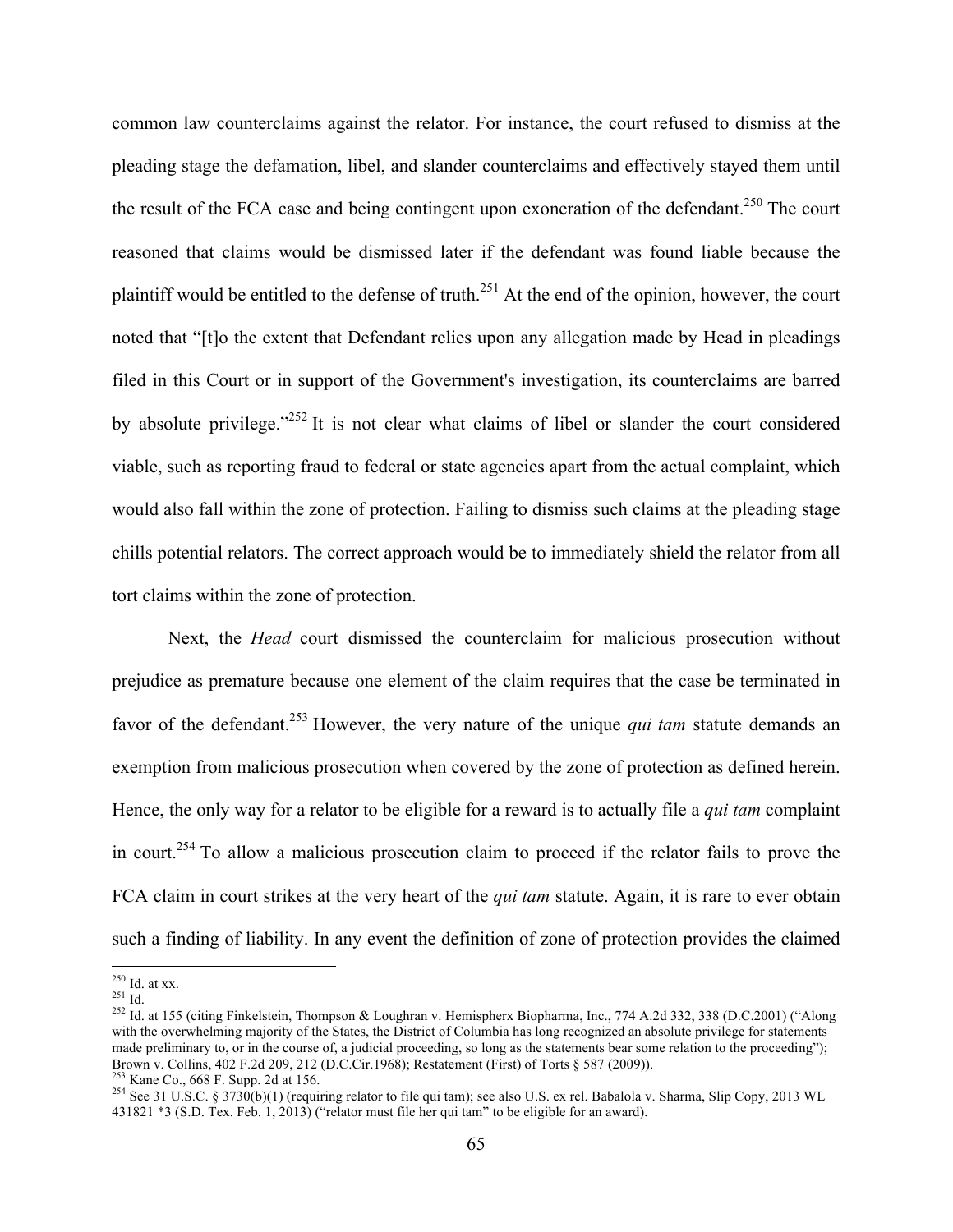common law counterclaims against the relator. For instance, the court refused to dismiss at the pleading stage the defamation, libel, and slander counterclaims and effectively stayed them until the result of the FCA case and being contingent upon exoneration of the defendant.[250] The court reasoned that claims would be dismissed later if the defendant was found liable because the plaintiff would be entitled to the defense of truth.[251] At the end of the opinion, however, the court noted that "[t]o the extent that Defendant relies upon any allegation made by Head in pleadings filed in this Court or in support of the Government's investigation, its counterclaims are barred by absolute privilege."[252] It is not clear what claims of libel or slander the court considered viable, such as reporting fraud to federal or state agencies apart from the actual complaint, which would also fall within the zone of protection. Failing to dismiss such claims at the pleading stage chills potential relators. The correct approach would be to immediately shield the relator from all tort claims within the zone of protection.

Next, the *Head* court dismissed the counterclaim for malicious prosecution without prejudice as premature because one element of the claim requires that the case be terminated in favor of the defendant.[253] However, the very nature of the unique *qui tam* statute demands an exemption from malicious prosecution when covered by the zone of protection as defined herein. Hence, the only way for a relator to be eligible for a reward is to actually file a *qui tam* complaint in court.[254] To allow a malicious prosecution claim to proceed if the relator fails to prove the FCA claim in court strikes at the very heart of the *qui tam* statute. Again, it is rare to ever obtain such a finding of liability. In any event the definition of zone of protection provides the claimed

---

[250] Id. at xx.

[251] Id.

[252] Id. at 155 (citing Finkelstein, Thompson & Loughran v. Hemispherx Biopharma, Inc., 774 A.2d 332, 338 (D.C.2001) ("Along with the overwhelming majority of the States, the District of Columbia has long recognized an absolute privilege for statements made preliminary to, or in the course of, a judicial proceeding, so long as the statements bear some relation to the proceeding"); Brown v. Collins, 402 F.2d 209, 212 (D.C.Cir.1968); Restatement (First) of Torts § 587 (2009)).

[253] Kane Co., 668 F. Supp. 2d at 156.

[254] See 31 U.S.C. § 3730(b)(1) (requiring relator to file qui tam); see also U.S. ex rel. Babalola v. Sharma, Slip Copy, 2013 WL 431821 *3 (S.D. Tex. Feb. 1, 2013) ("relator must file her qui tam" to be eligible for an award).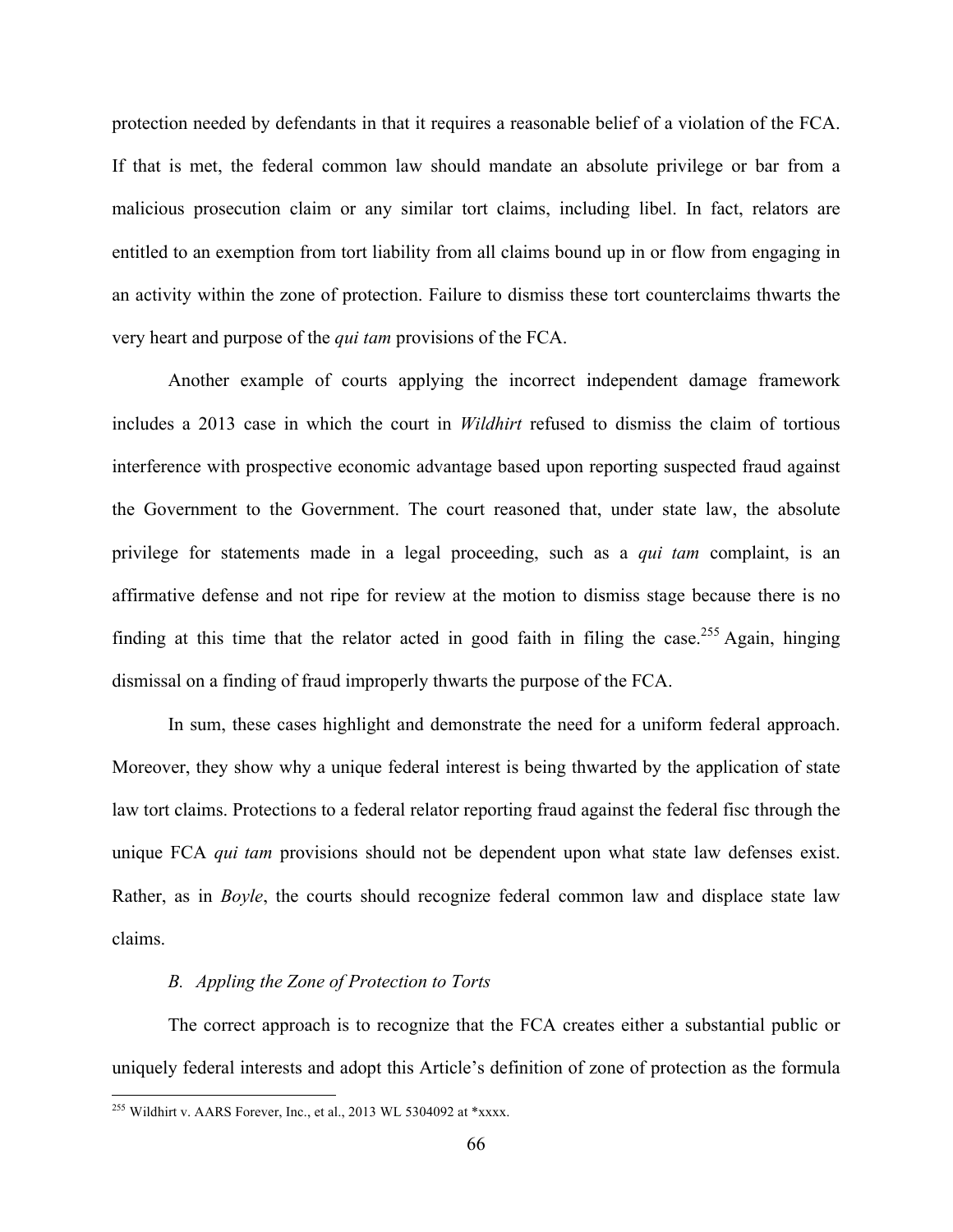protection needed by defendants in that it requires a reasonable belief of a violation of the FCA. If that is met, the federal common law should mandate an absolute privilege or bar from a malicious prosecution claim or any similar tort claims, including libel. In fact, relators are entitled to an exemption from tort liability from all claims bound up in or flow from engaging in an activity within the zone of protection. Failure to dismiss these tort counterclaims thwarts the very heart and purpose of the *qui tam* provisions of the FCA.

Another example of courts applying the incorrect independent damage framework includes a 2013 case in which the court in *Wildhirt* refused to dismiss the claim of tortious interference with prospective economic advantage based upon reporting suspected fraud against the Government to the Government. The court reasoned that, under state law, the absolute privilege for statements made in a legal proceeding, such as a *qui tam* complaint, is an affirmative defense and not ripe for review at the motion to dismiss stage because there is no finding at this time that the relator acted in good faith in filing the case.[255] Again, hinging dismissal on a finding of fraud improperly thwarts the purpose of the FCA.

In sum, these cases highlight and demonstrate the need for a uniform federal approach. Moreover, they show why a unique federal interest is being thwarted by the application of state law tort claims. Protections to a federal relator reporting fraud against the federal fisc through the unique FCA *qui tam* provisions should not be dependent upon what state law defenses exist. Rather, as in *Boyle*, the courts should recognize federal common law and displace state law claims.

### *B. Appling the Zone of Protection to Torts*

The correct approach is to recognize that the FCA creates either a substantial public or uniquely federal interests and adopt this Article's definition of zone of protection as the formula

---

[255] Wildhirt v. AARS Forever, Inc., et al., 2013 WL 5304092 at *xxxx.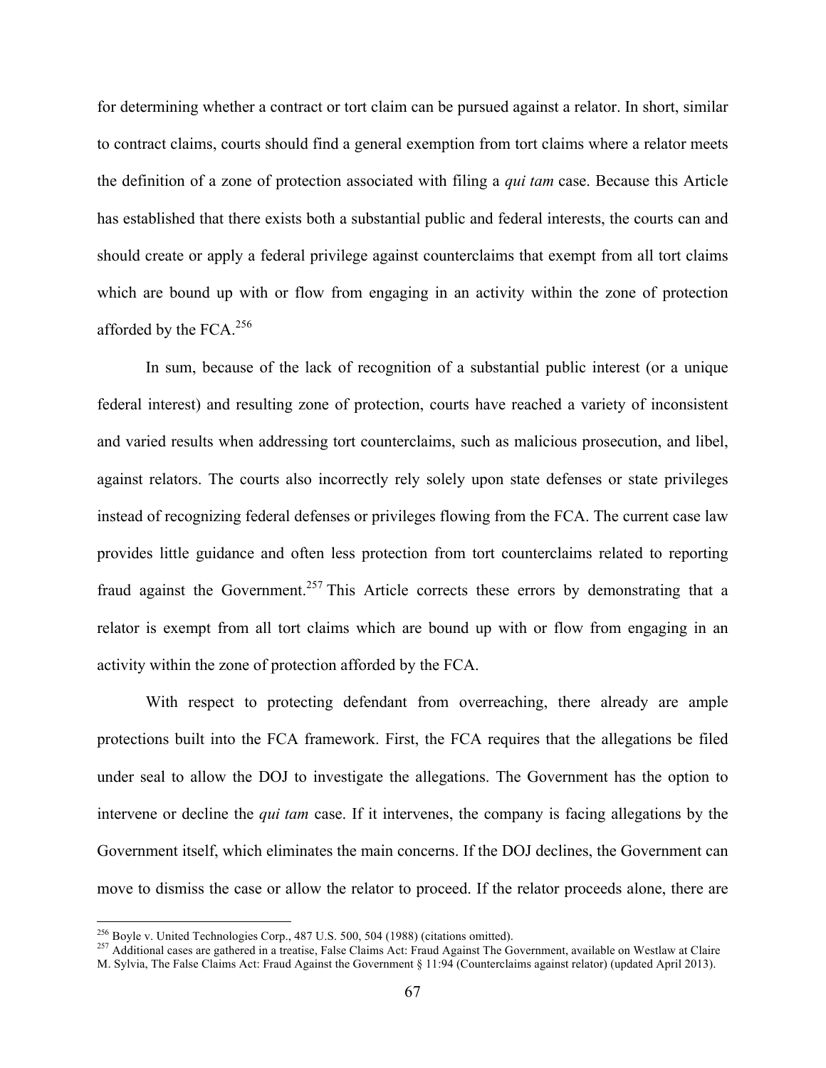for determining whether a contract or tort claim can be pursued against a relator. In short, similar to contract claims, courts should find a general exemption from tort claims where a relator meets the definition of a zone of protection associated with filing a *qui tam* case. Because this Article has established that there exists both a substantial public and federal interests, the courts can and should create or apply a federal privilege against counterclaims that exempt from all tort claims which are bound up with or flow from engaging in an activity within the zone of protection afforded by the FCA.[256]

In sum, because of the lack of recognition of a substantial public interest (or a unique federal interest) and resulting zone of protection, courts have reached a variety of inconsistent and varied results when addressing tort counterclaims, such as malicious prosecution, and libel, against relators. The courts also incorrectly rely solely upon state defenses or state privileges instead of recognizing federal defenses or privileges flowing from the FCA. The current case law provides little guidance and often less protection from tort counterclaims related to reporting fraud against the Government.[257] This Article corrects these errors by demonstrating that a relator is exempt from all tort claims which are bound up with or flow from engaging in an activity within the zone of protection afforded by the FCA.

With respect to protecting defendant from overreaching, there already are ample protections built into the FCA framework. First, the FCA requires that the allegations be filed under seal to allow the DOJ to investigate the allegations. The Government has the option to intervene or decline the *qui tam* case. If it intervenes, the company is facing allegations by the Government itself, which eliminates the main concerns. If the DOJ declines, the Government can move to dismiss the case or allow the relator to proceed. If the relator proceeds alone, there are

---

[256] Boyle v. United Technologies Corp., 487 U.S. 500, 504 (1988) (citations omitted).

[257] Additional cases are gathered in a treatise, False Claims Act: Fraud Against The Government, available on Westlaw at Claire M. Sylvia, The False Claims Act: Fraud Against the Government § 11:94 (Counterclaims against relator) (updated April 2013).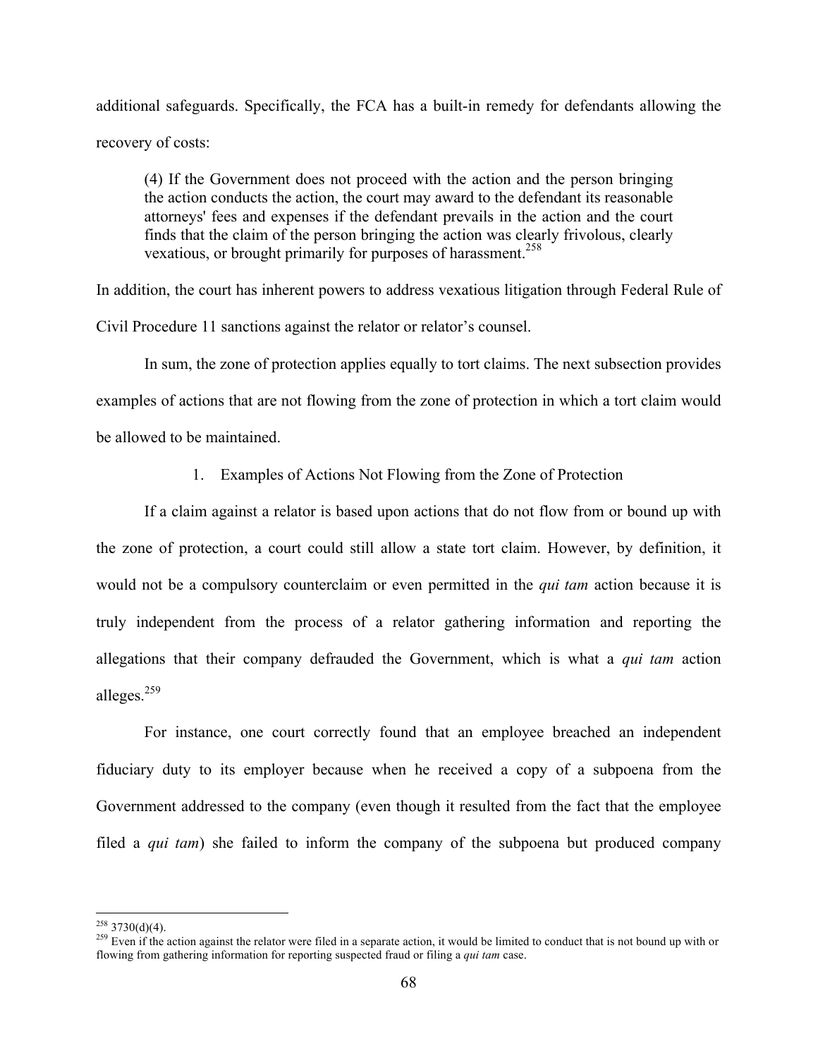additional safeguards. Specifically, the FCA has a built-in remedy for defendants allowing the recovery of costs:

> (4) If the Government does not proceed with the action and the person bringing the action conducts the action, the court may award to the defendant its reasonable attorneys' fees and expenses if the defendant prevails in the action and the court finds that the claim of the person bringing the action was clearly frivolous, clearly vexatious, or brought primarily for purposes of harassment.[258]

In addition, the court has inherent powers to address vexatious litigation through Federal Rule of Civil Procedure 11 sanctions against the relator or relator's counsel.

In sum, the zone of protection applies equally to tort claims. The next subsection provides examples of actions that are not flowing from the zone of protection in which a tort claim would be allowed to be maintained.

1. Examples of Actions Not Flowing from the Zone of Protection

If a claim against a relator is based upon actions that do not flow from or bound up with the zone of protection, a court could still allow a state tort claim. However, by definition, it would not be a compulsory counterclaim or even permitted in the *qui tam* action because it is truly independent from the process of a relator gathering information and reporting the allegations that their company defrauded the Government, which is what a *qui tam* action alleges.[259]

For instance, one court correctly found that an employee breached an independent fiduciary duty to its employer because when he received a copy of a subpoena from the Government addressed to the company (even though it resulted from the fact that the employee filed a *qui tam*) she failed to inform the company of the subpoena but produced company

---

[258] 3730(d)(4).

[259] Even if the action against the relator were filed in a separate action, it would be limited to conduct that is not bound up with or flowing from gathering information for reporting suspected fraud or filing a *qui tam* case.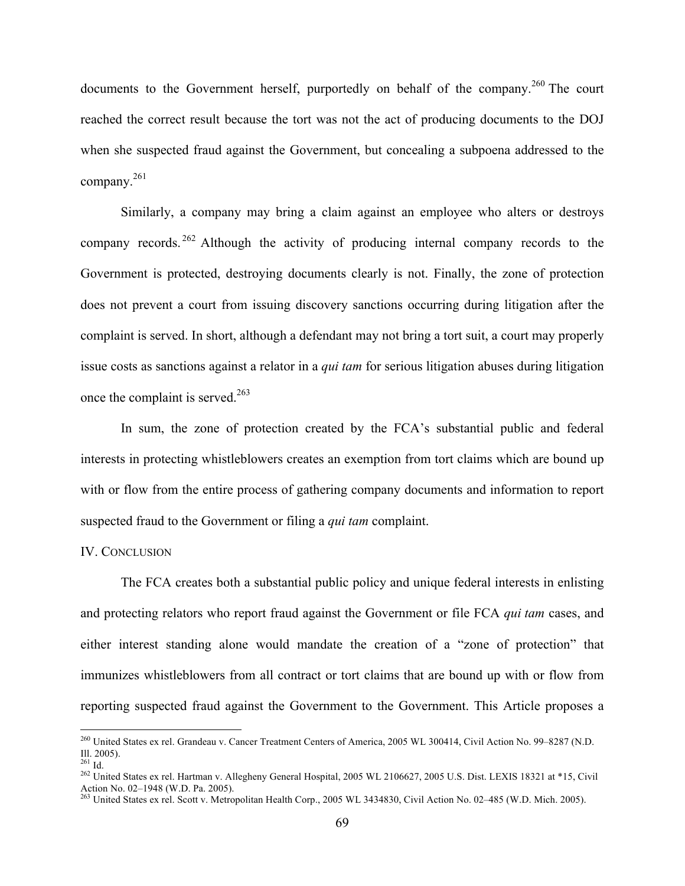documents to the Government herself, purportedly on behalf of the company.[260] The court reached the correct result because the tort was not the act of producing documents to the DOJ when she suspected fraud against the Government, but concealing a subpoena addressed to the company.[261]

Similarly, a company may bring a claim against an employee who alters or destroys company records.[262] Although the activity of producing internal company records to the Government is protected, destroying documents clearly is not. Finally, the zone of protection does not prevent a court from issuing discovery sanctions occurring during litigation after the complaint is served. In short, although a defendant may not bring a tort suit, a court may properly issue costs as sanctions against a relator in a *qui tam* for serious litigation abuses during litigation once the complaint is served.[263]

In sum, the zone of protection created by the FCA's substantial public and federal interests in protecting whistleblowers creates an exemption from tort claims which are bound up with or flow from the entire process of gathering company documents and information to report suspected fraud to the Government or filing a *qui tam* complaint.

## IV. CONCLUSION

The FCA creates both a substantial public policy and unique federal interests in enlisting and protecting relators who report fraud against the Government or file FCA *qui tam* cases, and either interest standing alone would mandate the creation of a "zone of protection" that immunizes whistleblowers from all contract or tort claims that are bound up with or flow from reporting suspected fraud against the Government to the Government. This Article proposes a

---

[260] United States ex rel. Grandeau v. Cancer Treatment Centers of America, 2005 WL 300414, Civil Action No. 99–8287 (N.D. Ill. 2005).

[261] Id.

[262] United States ex rel. Hartman v. Allegheny General Hospital, 2005 WL 2106627, 2005 U.S. Dist. LEXIS 18321 at *15, Civil Action No. 02–1948 (W.D. Pa. 2005).

[263] United States ex rel. Scott v. Metropolitan Health Corp., 2005 WL 3434830, Civil Action No. 02–485 (W.D. Mich. 2005).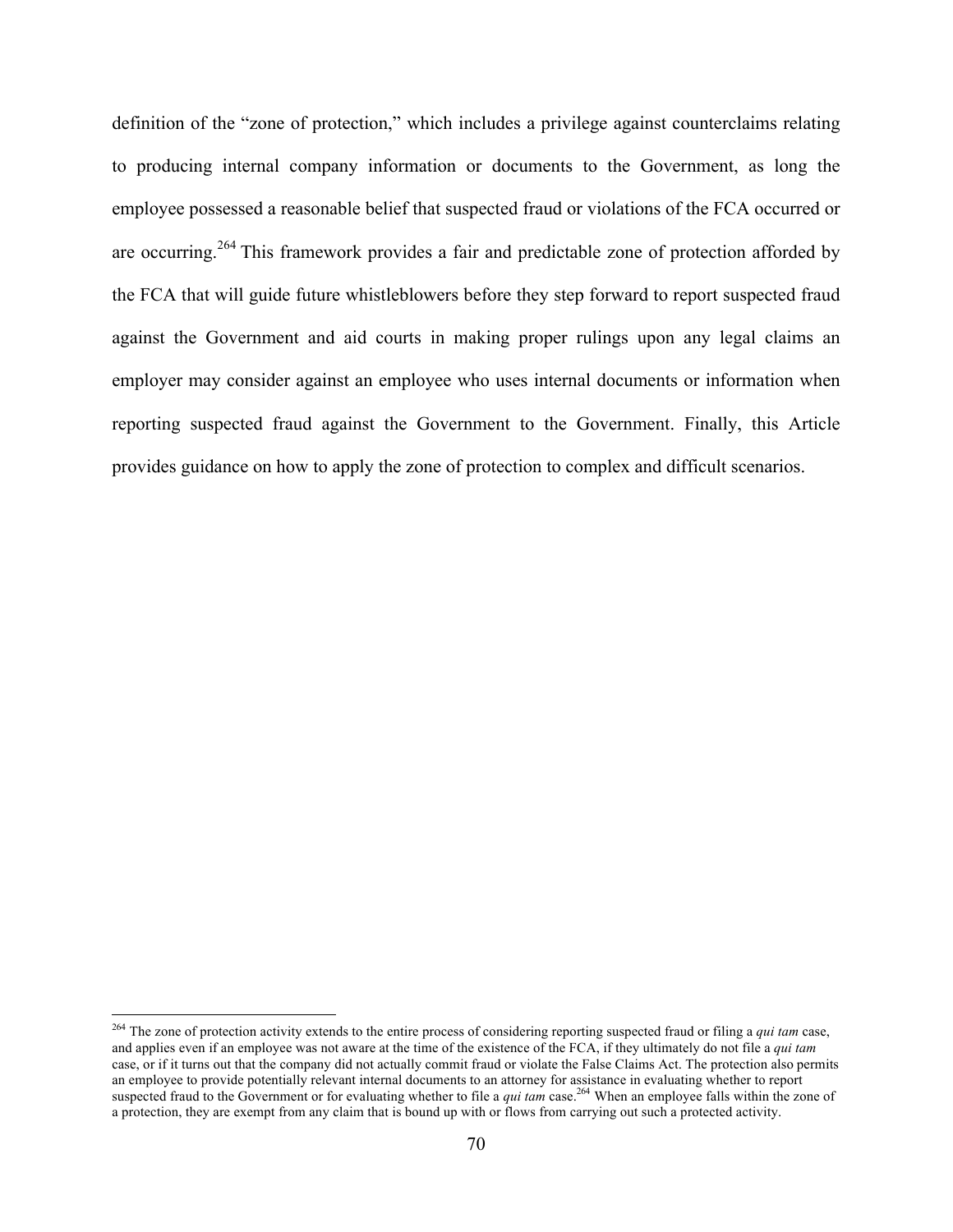definition of the "zone of protection," which includes a privilege against counterclaims relating to producing internal company information or documents to the Government, as long the employee possessed a reasonable belief that suspected fraud or violations of the FCA occurred or are occurring.[264] This framework provides a fair and predictable zone of protection afforded by the FCA that will guide future whistleblowers before they step forward to report suspected fraud against the Government and aid courts in making proper rulings upon any legal claims an employer may consider against an employee who uses internal documents or information when reporting suspected fraud against the Government to the Government. Finally, this Article provides guidance on how to apply the zone of protection to complex and difficult scenarios.

---

[264] The zone of protection activity extends to the entire process of considering reporting suspected fraud or filing a *qui tam* case, and applies even if an employee was not aware at the time of the existence of the FCA, if they ultimately do not file a *qui tam* case, or if it turns out that the company did not actually commit fraud or violate the False Claims Act. The protection also permits an employee to provide potentially relevant internal documents to an attorney for assistance in evaluating whether to report suspected fraud to the Government or for evaluating whether to file a *qui tam* case.[264] When an employee falls within the zone of a protection, they are exempt from any claim that is bound up with or flows from carrying out such a protected activity.